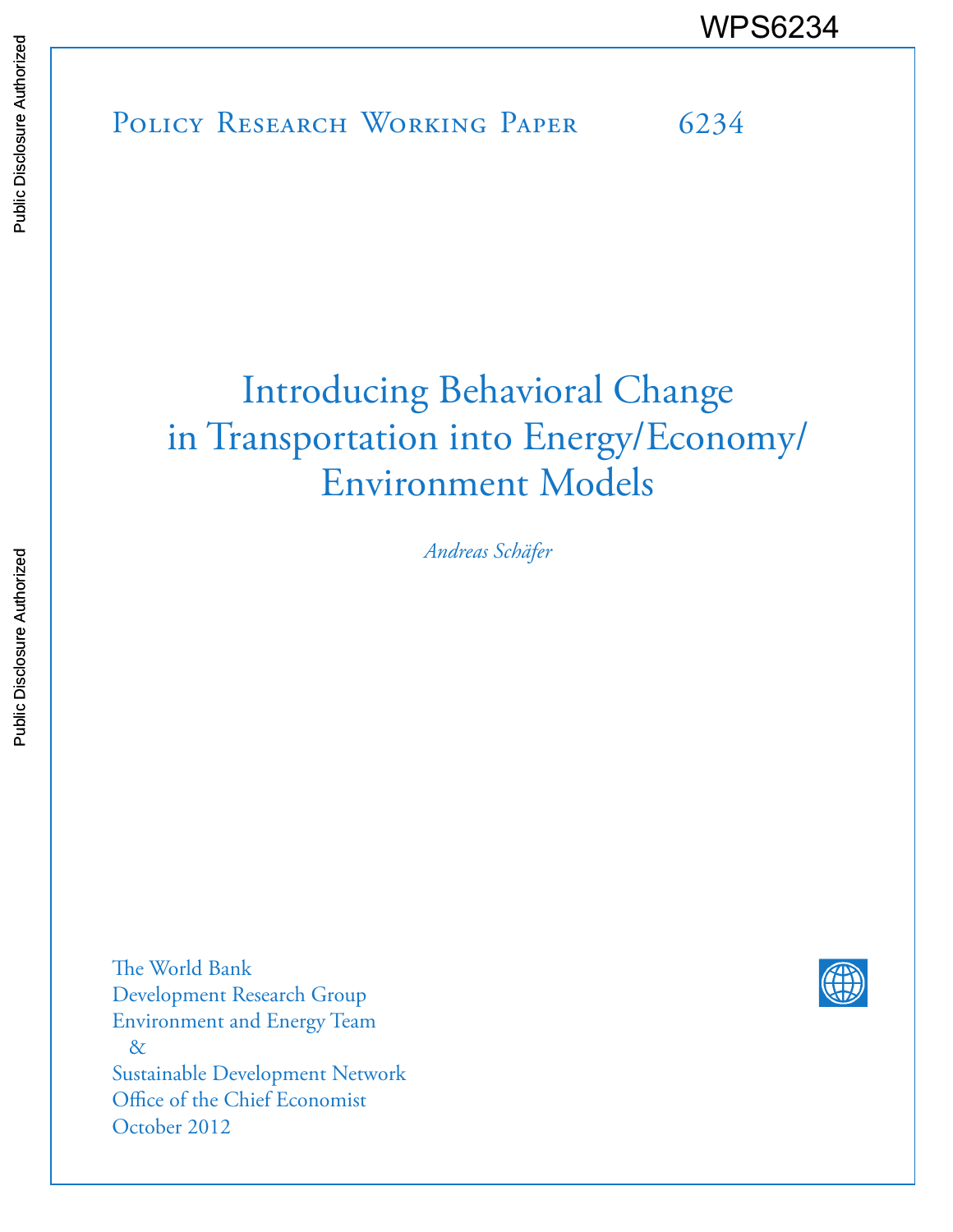WPS6234

Policy Research Working Paper 6234

# Introducing Behavioral Change in Transportation into Energy/Economy/Environment Models

*Andreas Schäfer*

The World Bank
Development Research Group
Environment and Energy Team
&
Sustainable Development Network
Office of the Chief Economist
October 2012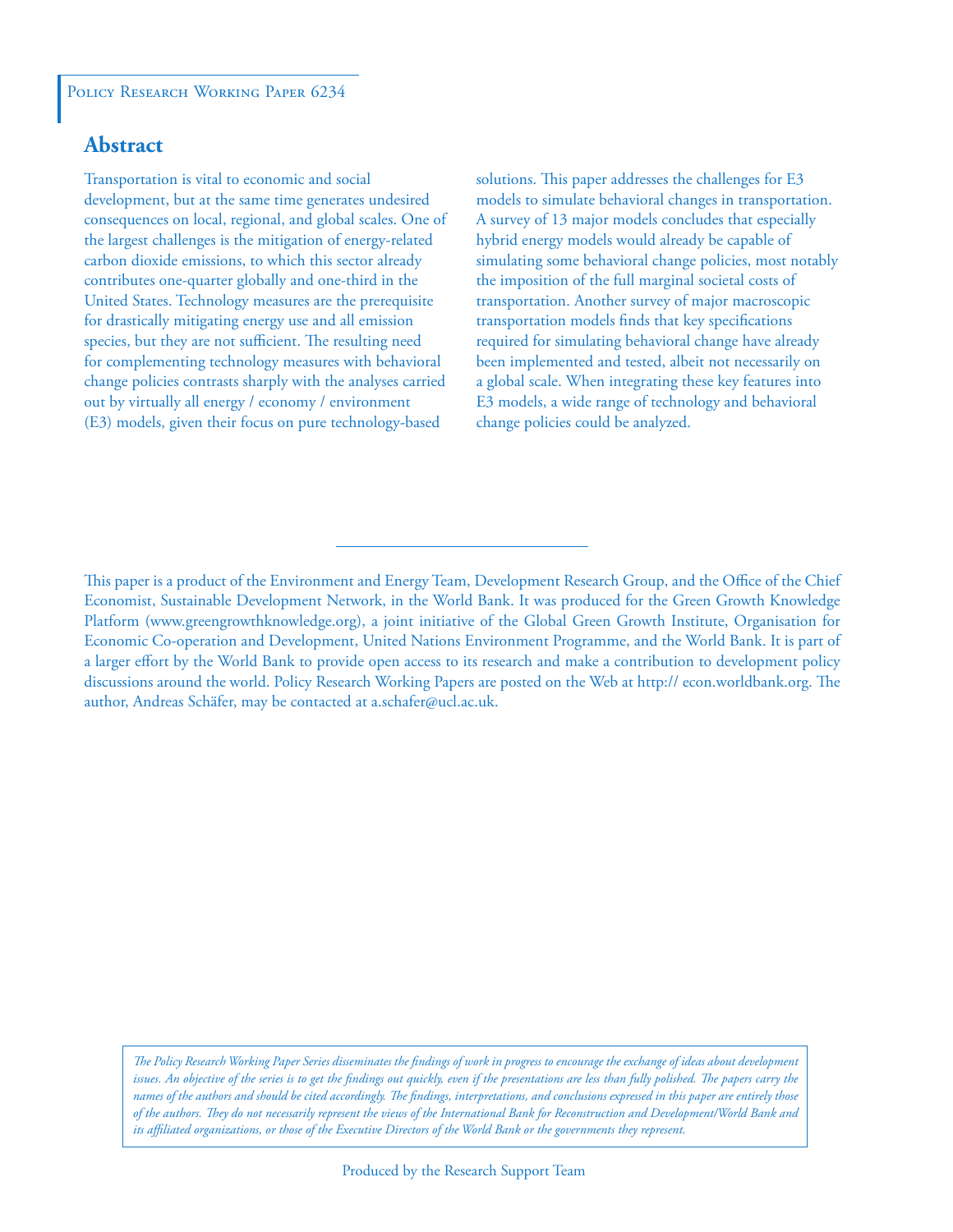Policy Research Working Paper 6234

## Abstract

Transportation is vital to economic and social development, but at the same time generates undesired consequences on local, regional, and global scales. One of the largest challenges is the mitigation of energy-related carbon dioxide emissions, to which this sector already contributes one-quarter globally and one-third in the United States. Technology measures are the prerequisite for drastically mitigating energy use and all emission species, but they are not sufficient. The resulting need for complementing technology measures with behavioral change policies contrasts sharply with the analyses carried out by virtually all energy / economy / environment (E3) models, given their focus on pure technology-based solutions. This paper addresses the challenges for E3 models to simulate behavioral changes in transportation. A survey of 13 major models concludes that especially hybrid energy models would already be capable of simulating some behavioral change policies, most notably the imposition of the full marginal societal costs of transportation. Another survey of major macroscopic transportation models finds that key specifications required for simulating behavioral change have already been implemented and tested, albeit not necessarily on a global scale. When integrating these key features into E3 models, a wide range of technology and behavioral change policies could be analyzed.

This paper is a product of the Environment and Energy Team, Development Research Group, and the Office of the Chief Economist, Sustainable Development Network, in the World Bank. It was produced for the Green Growth Knowledge Platform (www.greengrowthknowledge.org), a joint initiative of the Global Green Growth Institute, Organisation for Economic Co-operation and Development, United Nations Environment Programme, and the World Bank. It is part of a larger effort by the World Bank to provide open access to its research and make a contribution to development policy discussions around the world. Policy Research Working Papers are posted on the Web at http:// econ.worldbank.org. The author, Andreas Schäfer, may be contacted at a.schafer@ucl.ac.uk.

*The Policy Research Working Paper Series disseminates the findings of work in progress to encourage the exchange of ideas about development issues. An objective of the series is to get the findings out quickly, even if the presentations are less than fully polished. The papers carry the names of the authors and should be cited accordingly. The findings, interpretations, and conclusions expressed in this paper are entirely those of the authors. They do not necessarily represent the views of the International Bank for Reconstruction and Development/World Bank and its affiliated organizations, or those of the Executive Directors of the World Bank or the governments they represent.*

Produced by the Research Support Team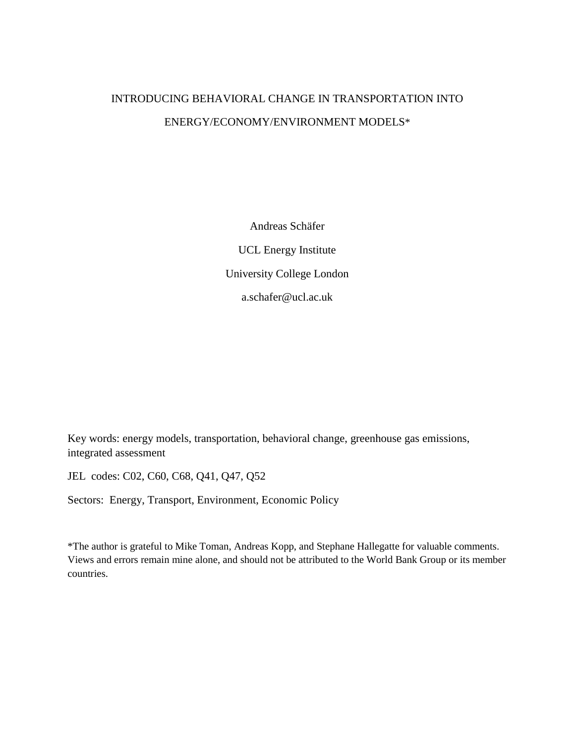# INTRODUCING BEHAVIORAL CHANGE IN TRANSPORTATION INTO ENERGY/ECONOMY/ENVIRONMENT MODELS*

Andreas Schäfer

UCL Energy Institute

University College London

a.schafer@ucl.ac.uk

Key words: energy models, transportation, behavioral change, greenhouse gas emissions, integrated assessment

JEL codes: C02, C60, C68, Q41, Q47, Q52

Sectors: Energy, Transport, Environment, Economic Policy

*The author is grateful to Mike Toman, Andreas Kopp, and Stephane Hallegatte for valuable comments. Views and errors remain mine alone, and should not be attributed to the World Bank Group or its member countries.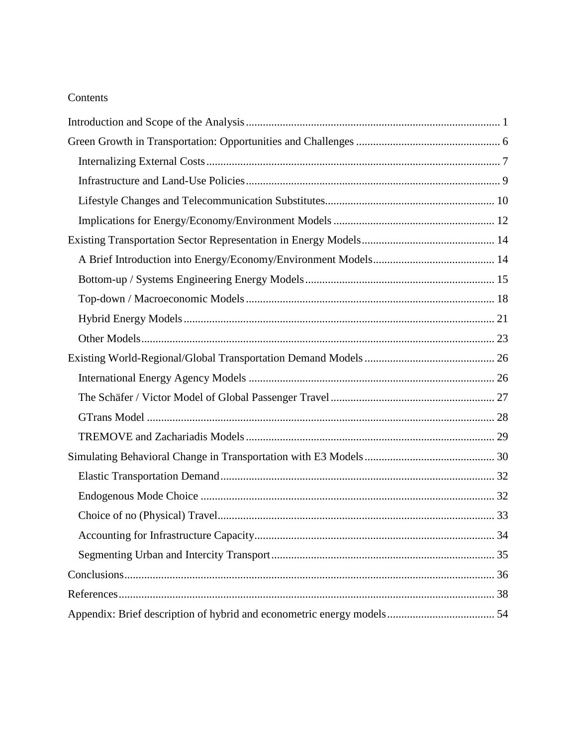Contents

- Introduction and Scope of the Analysis ... 1
- Green Growth in Transportation: Opportunities and Challenges ... 6
  - Internalizing External Costs ... 7
  - Infrastructure and Land-Use Policies ... 9
  - Lifestyle Changes and Telecommunication Substitutes ... 10
  - Implications for Energy/Economy/Environment Models ... 12
- Existing Transportation Sector Representation in Energy Models ... 14
  - A Brief Introduction into Energy/Economy/Environment Models ... 14
  - Bottom-up / Systems Engineering Energy Models ... 15
  - Top-down / Macroeconomic Models ... 18
  - Hybrid Energy Models ... 21
  - Other Models ... 23
- Existing World-Regional/Global Transportation Demand Models ... 26
  - International Energy Agency Models ... 26
  - The Schäfer / Victor Model of Global Passenger Travel ... 27
  - GTrans Model ... 28
  - TREMOVE and Zachariadis Models ... 29
- Simulating Behavioral Change in Transportation with E3 Models ... 30
  - Elastic Transportation Demand ... 32
  - Endogenous Mode Choice ... 32
  - Choice of no (Physical) Travel ... 33
  - Accounting for Infrastructure Capacity ... 34
  - Segmenting Urban and Intercity Transport ... 35
- Conclusions ... 36
- References ... 38
- Appendix: Brief description of hybrid and econometric energy models ... 54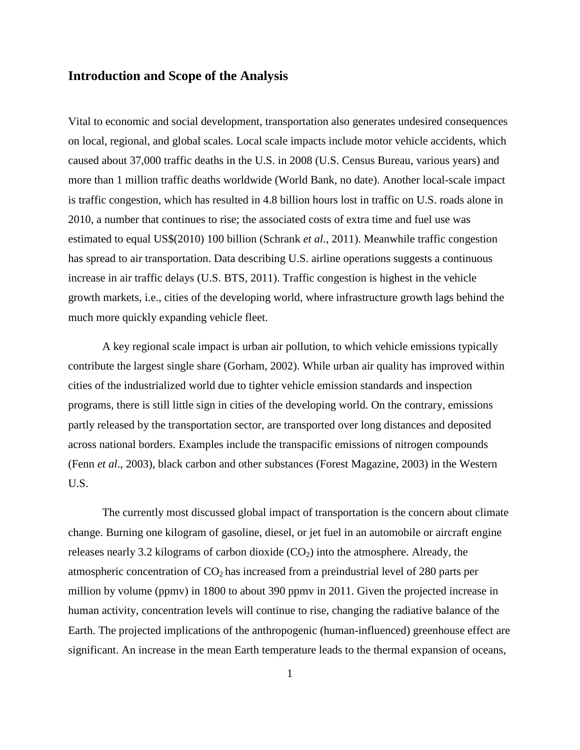## Introduction and Scope of the Analysis

Vital to economic and social development, transportation also generates undesired consequences on local, regional, and global scales. Local scale impacts include motor vehicle accidents, which caused about 37,000 traffic deaths in the U.S. in 2008 (U.S. Census Bureau, various years) and more than 1 million traffic deaths worldwide (World Bank, no date). Another local-scale impact is traffic congestion, which has resulted in 4.8 billion hours lost in traffic on U.S. roads alone in 2010, a number that continues to rise; the associated costs of extra time and fuel use was estimated to equal US$(2010) 100 billion (Schrank *et al*., 2011). Meanwhile traffic congestion has spread to air transportation. Data describing U.S. airline operations suggests a continuous increase in air traffic delays (U.S. BTS, 2011). Traffic congestion is highest in the vehicle growth markets, i.e., cities of the developing world, where infrastructure growth lags behind the much more quickly expanding vehicle fleet.

A key regional scale impact is urban air pollution, to which vehicle emissions typically contribute the largest single share (Gorham, 2002). While urban air quality has improved within cities of the industrialized world due to tighter vehicle emission standards and inspection programs, there is still little sign in cities of the developing world. On the contrary, emissions partly released by the transportation sector, are transported over long distances and deposited across national borders. Examples include the transpacific emissions of nitrogen compounds (Fenn *et al*., 2003), black carbon and other substances (Forest Magazine, 2003) in the Western U.S.

The currently most discussed global impact of transportation is the concern about climate change. Burning one kilogram of gasoline, diesel, or jet fuel in an automobile or aircraft engine releases nearly 3.2 kilograms of carbon dioxide ($CO_2$) into the atmosphere. Already, the atmospheric concentration of $CO_2$ has increased from a preindustrial level of 280 parts per million by volume (ppmv) in 1800 to about 390 ppmv in 2011. Given the projected increase in human activity, concentration levels will continue to rise, changing the radiative balance of the Earth. The projected implications of the anthropogenic (human-influenced) greenhouse effect are significant. An increase in the mean Earth temperature leads to the thermal expansion of oceans,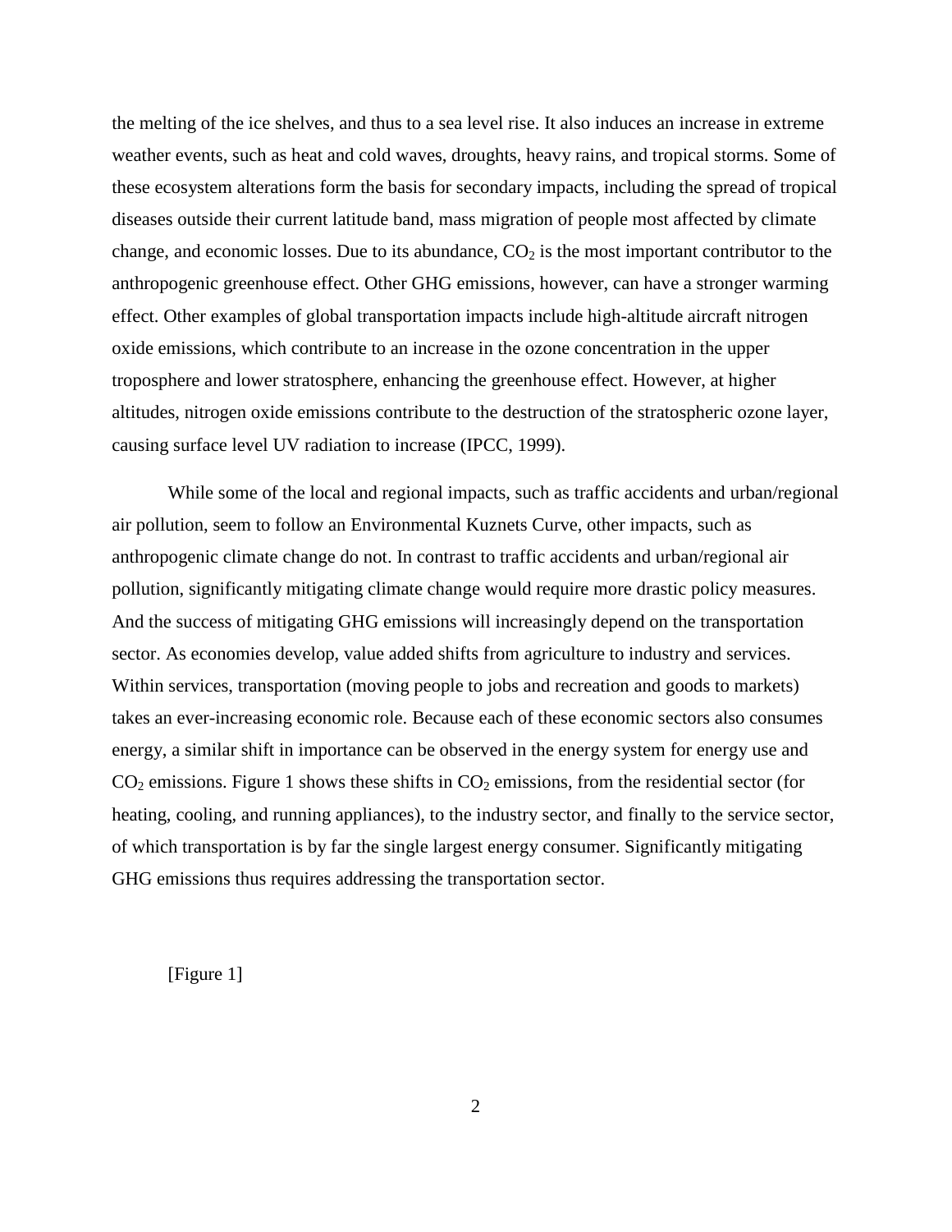the melting of the ice shelves, and thus to a sea level rise. It also induces an increase in extreme weather events, such as heat and cold waves, droughts, heavy rains, and tropical storms. Some of these ecosystem alterations form the basis for secondary impacts, including the spread of tropical diseases outside their current latitude band, mass migration of people most affected by climate change, and economic losses. Due to its abundance, $CO_2$ is the most important contributor to the anthropogenic greenhouse effect. Other GHG emissions, however, can have a stronger warming effect. Other examples of global transportation impacts include high-altitude aircraft nitrogen oxide emissions, which contribute to an increase in the ozone concentration in the upper troposphere and lower stratosphere, enhancing the greenhouse effect. However, at higher altitudes, nitrogen oxide emissions contribute to the destruction of the stratospheric ozone layer, causing surface level UV radiation to increase (IPCC, 1999).

While some of the local and regional impacts, such as traffic accidents and urban/regional air pollution, seem to follow an Environmental Kuznets Curve, other impacts, such as anthropogenic climate change do not. In contrast to traffic accidents and urban/regional air pollution, significantly mitigating climate change would require more drastic policy measures. And the success of mitigating GHG emissions will increasingly depend on the transportation sector. As economies develop, value added shifts from agriculture to industry and services. Within services, transportation (moving people to jobs and recreation and goods to markets) takes an ever-increasing economic role. Because each of these economic sectors also consumes energy, a similar shift in importance can be observed in the energy system for energy use and $CO_2$ emissions. Figure 1 shows these shifts in $CO_2$ emissions, from the residential sector (for heating, cooling, and running appliances), to the industry sector, and finally to the service sector, of which transportation is by far the single largest energy consumer. Significantly mitigating GHG emissions thus requires addressing the transportation sector.

[Figure 1]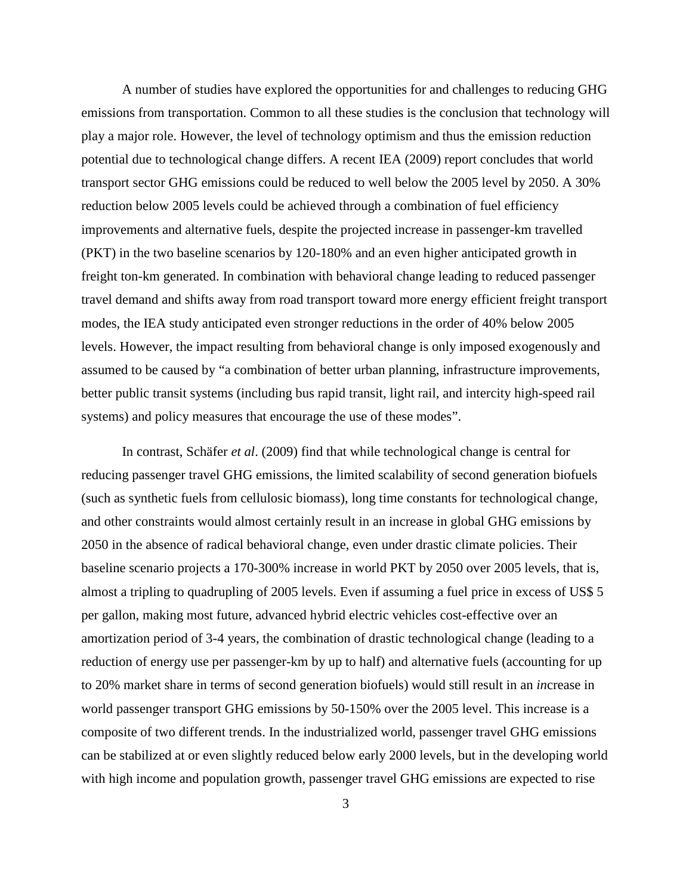A number of studies have explored the opportunities for and challenges to reducing GHG emissions from transportation. Common to all these studies is the conclusion that technology will play a major role. However, the level of technology optimism and thus the emission reduction potential due to technological change differs. A recent IEA (2009) report concludes that world transport sector GHG emissions could be reduced to well below the 2005 level by 2050. A 30% reduction below 2005 levels could be achieved through a combination of fuel efficiency improvements and alternative fuels, despite the projected increase in passenger-km travelled (PKT) in the two baseline scenarios by 120-180% and an even higher anticipated growth in freight ton-km generated. In combination with behavioral change leading to reduced passenger travel demand and shifts away from road transport toward more energy efficient freight transport modes, the IEA study anticipated even stronger reductions in the order of 40% below 2005 levels. However, the impact resulting from behavioral change is only imposed exogenously and assumed to be caused by "a combination of better urban planning, infrastructure improvements, better public transit systems (including bus rapid transit, light rail, and intercity high-speed rail systems) and policy measures that encourage the use of these modes".

In contrast, Schäfer *et al*. (2009) find that while technological change is central for reducing passenger travel GHG emissions, the limited scalability of second generation biofuels (such as synthetic fuels from cellulosic biomass), long time constants for technological change, and other constraints would almost certainly result in an increase in global GHG emissions by 2050 in the absence of radical behavioral change, even under drastic climate policies. Their baseline scenario projects a 170-300% increase in world PKT by 2050 over 2005 levels, that is, almost a tripling to quadrupling of 2005 levels. Even if assuming a fuel price in excess of US$ 5 per gallon, making most future, advanced hybrid electric vehicles cost-effective over an amortization period of 3-4 years, the combination of drastic technological change (leading to a reduction of energy use per passenger-km by up to half) and alternative fuels (accounting for up to 20% market share in terms of second generation biofuels) would still result in an *in*crease in world passenger transport GHG emissions by 50-150% over the 2005 level. This increase is a composite of two different trends. In the industrialized world, passenger travel GHG emissions can be stabilized at or even slightly reduced below early 2000 levels, but in the developing world with high income and population growth, passenger travel GHG emissions are expected to rise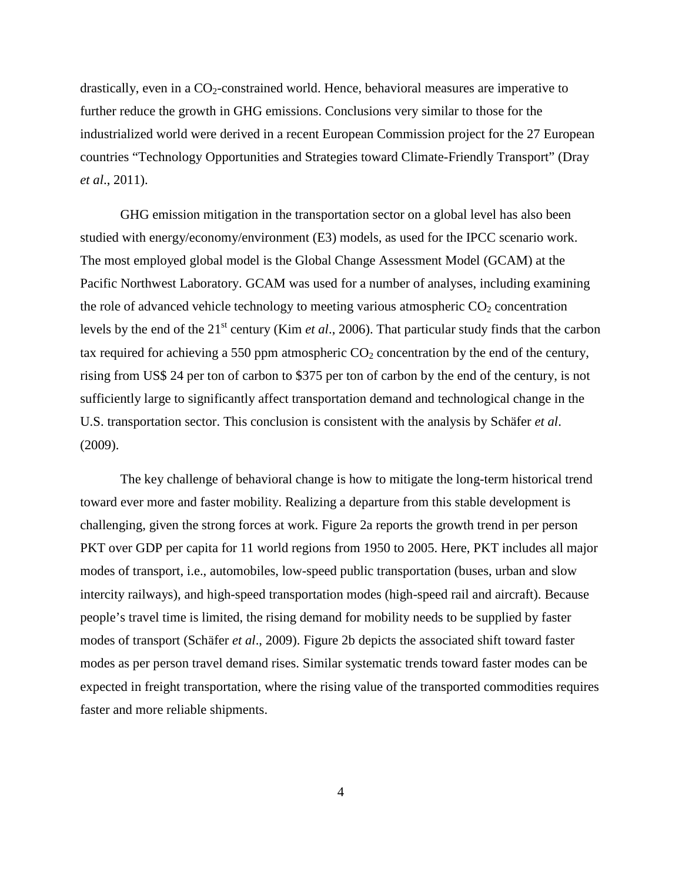drastically, even in a $CO_2$-constrained world. Hence, behavioral measures are imperative to further reduce the growth in GHG emissions. Conclusions very similar to those for the industrialized world were derived in a recent European Commission project for the 27 European countries "Technology Opportunities and Strategies toward Climate-Friendly Transport" (Dray *et al*., 2011).

GHG emission mitigation in the transportation sector on a global level has also been studied with energy/economy/environment (E3) models, as used for the IPCC scenario work. The most employed global model is the Global Change Assessment Model (GCAM) at the Pacific Northwest Laboratory. GCAM was used for a number of analyses, including examining the role of advanced vehicle technology to meeting various atmospheric $CO_2$ concentration levels by the end of the $21^{st}$ century (Kim *et al*., 2006). That particular study finds that the carbon tax required for achieving a 550 ppm atmospheric $CO_2$ concentration by the end of the century, rising from US$ 24 per ton of carbon to $375 per ton of carbon by the end of the century, is not sufficiently large to significantly affect transportation demand and technological change in the U.S. transportation sector. This conclusion is consistent with the analysis by Schäfer *et al*. (2009).

The key challenge of behavioral change is how to mitigate the long-term historical trend toward ever more and faster mobility. Realizing a departure from this stable development is challenging, given the strong forces at work. Figure 2a reports the growth trend in per person PKT over GDP per capita for 11 world regions from 1950 to 2005. Here, PKT includes all major modes of transport, i.e., automobiles, low-speed public transportation (buses, urban and slow intercity railways), and high-speed transportation modes (high-speed rail and aircraft). Because people's travel time is limited, the rising demand for mobility needs to be supplied by faster modes of transport (Schäfer *et al*., 2009). Figure 2b depicts the associated shift toward faster modes as per person travel demand rises. Similar systematic trends toward faster modes can be expected in freight transportation, where the rising value of the transported commodities requires faster and more reliable shipments.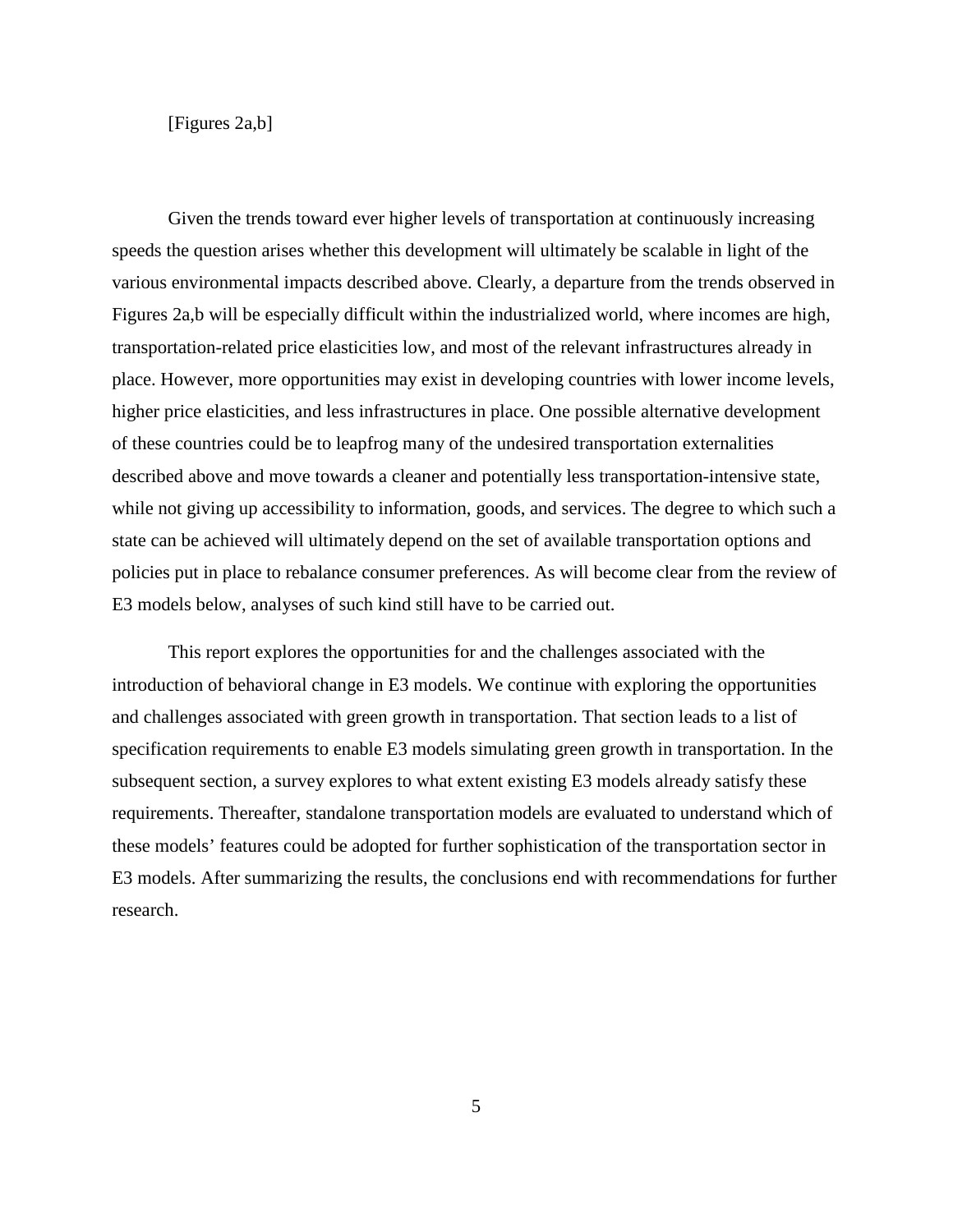[Figures 2a,b]

Given the trends toward ever higher levels of transportation at continuously increasing speeds the question arises whether this development will ultimately be scalable in light of the various environmental impacts described above. Clearly, a departure from the trends observed in Figures 2a,b will be especially difficult within the industrialized world, where incomes are high, transportation-related price elasticities low, and most of the relevant infrastructures already in place. However, more opportunities may exist in developing countries with lower income levels, higher price elasticities, and less infrastructures in place. One possible alternative development of these countries could be to leapfrog many of the undesired transportation externalities described above and move towards a cleaner and potentially less transportation-intensive state, while not giving up accessibility to information, goods, and services. The degree to which such a state can be achieved will ultimately depend on the set of available transportation options and policies put in place to rebalance consumer preferences. As will become clear from the review of E3 models below, analyses of such kind still have to be carried out.

This report explores the opportunities for and the challenges associated with the introduction of behavioral change in E3 models. We continue with exploring the opportunities and challenges associated with green growth in transportation. That section leads to a list of specification requirements to enable E3 models simulating green growth in transportation. In the subsequent section, a survey explores to what extent existing E3 models already satisfy these requirements. Thereafter, standalone transportation models are evaluated to understand which of these models' features could be adopted for further sophistication of the transportation sector in E3 models. After summarizing the results, the conclusions end with recommendations for further research.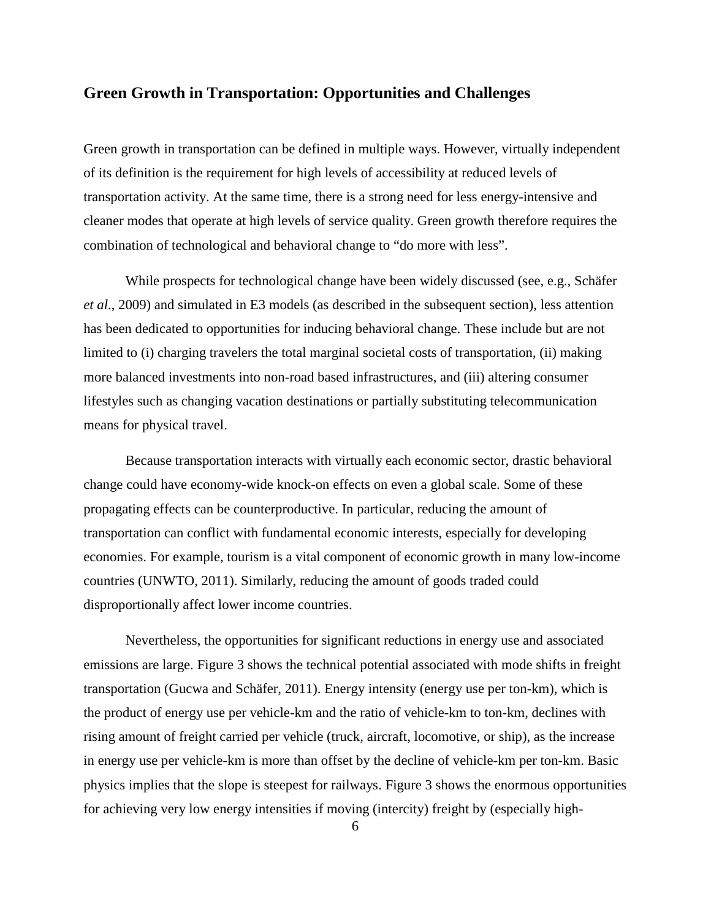## Green Growth in Transportation: Opportunities and Challenges

Green growth in transportation can be defined in multiple ways. However, virtually independent of its definition is the requirement for high levels of accessibility at reduced levels of transportation activity. At the same time, there is a strong need for less energy-intensive and cleaner modes that operate at high levels of service quality. Green growth therefore requires the combination of technological and behavioral change to "do more with less".

While prospects for technological change have been widely discussed (see, e.g., Schäfer *et al*., 2009) and simulated in E3 models (as described in the subsequent section), less attention has been dedicated to opportunities for inducing behavioral change. These include but are not limited to (i) charging travelers the total marginal societal costs of transportation, (ii) making more balanced investments into non-road based infrastructures, and (iii) altering consumer lifestyles such as changing vacation destinations or partially substituting telecommunication means for physical travel.

Because transportation interacts with virtually each economic sector, drastic behavioral change could have economy-wide knock-on effects on even a global scale. Some of these propagating effects can be counterproductive. In particular, reducing the amount of transportation can conflict with fundamental economic interests, especially for developing economies. For example, tourism is a vital component of economic growth in many low-income countries (UNWTO, 2011). Similarly, reducing the amount of goods traded could disproportionally affect lower income countries.

Nevertheless, the opportunities for significant reductions in energy use and associated emissions are large. Figure 3 shows the technical potential associated with mode shifts in freight transportation (Gucwa and Schäfer, 2011). Energy intensity (energy use per ton-km), which is the product of energy use per vehicle-km and the ratio of vehicle-km to ton-km, declines with rising amount of freight carried per vehicle (truck, aircraft, locomotive, or ship), as the increase in energy use per vehicle-km is more than offset by the decline of vehicle-km per ton-km. Basic physics implies that the slope is steepest for railways. Figure 3 shows the enormous opportunities for achieving very low energy intensities if moving (intercity) freight by (especially high-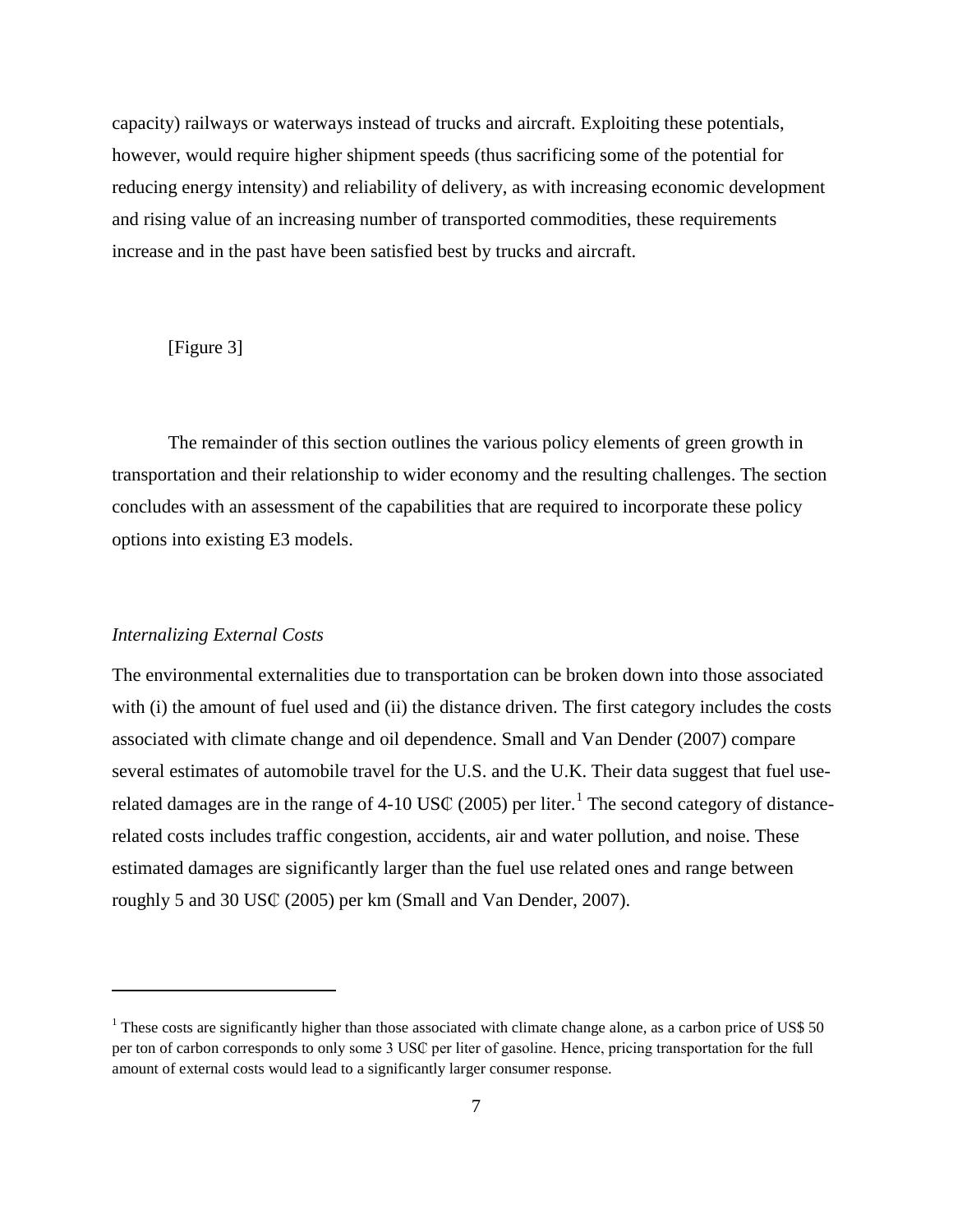capacity) railways or waterways instead of trucks and aircraft. Exploiting these potentials, however, would require higher shipment speeds (thus sacrificing some of the potential for reducing energy intensity) and reliability of delivery, as with increasing economic development and rising value of an increasing number of transported commodities, these requirements increase and in the past have been satisfied best by trucks and aircraft.

[Figure 3]

The remainder of this section outlines the various policy elements of green growth in transportation and their relationship to wider economy and the resulting challenges. The section concludes with an assessment of the capabilities that are required to incorporate these policy options into existing E3 models.

*Internalizing External Costs*

The environmental externalities due to transportation can be broken down into those associated with (i) the amount of fuel used and (ii) the distance driven. The first category includes the costs associated with climate change and oil dependence. Small and Van Dender (2007) compare several estimates of automobile travel for the U.S. and the U.K. Their data suggest that fuel use-related damages are in the range of 4-10 US₵ (2005) per liter.[1] The second category of distance-related costs includes traffic congestion, accidents, air and water pollution, and noise. These estimated damages are significantly larger than the fuel use related ones and range between roughly 5 and 30 US₵ (2005) per km (Small and Van Dender, 2007).

---

[1] These costs are significantly higher than those associated with climate change alone, as a carbon price of US$ 50 per ton of carbon corresponds to only some 3 US₵ per liter of gasoline. Hence, pricing transportation for the full amount of external costs would lead to a significantly larger consumer response.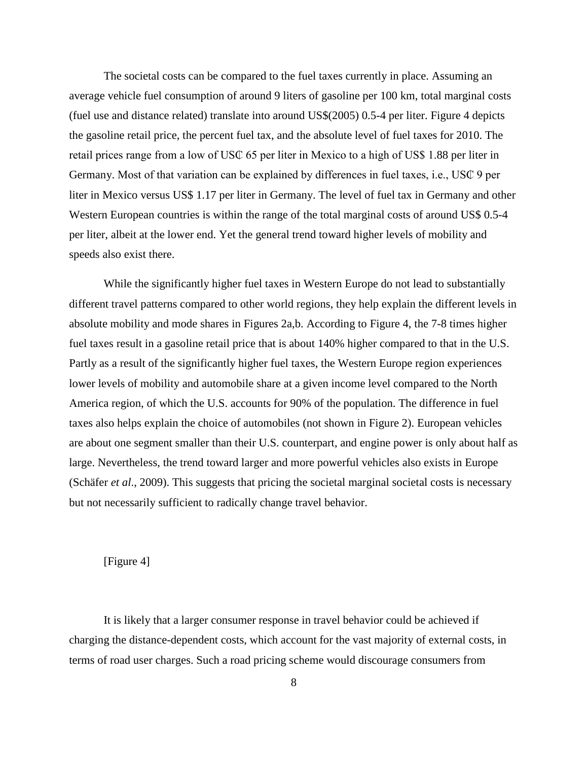The societal costs can be compared to the fuel taxes currently in place. Assuming an average vehicle fuel consumption of around 9 liters of gasoline per 100 km, total marginal costs (fuel use and distance related) translate into around US$(2005) 0.5-4 per liter. Figure 4 depicts the gasoline retail price, the percent fuel tax, and the absolute level of fuel taxes for 2010. The retail prices range from a low of US₵ 65 per liter in Mexico to a high of US$ 1.88 per liter in Germany. Most of that variation can be explained by differences in fuel taxes, i.e., US₵ 9 per liter in Mexico versus US$ 1.17 per liter in Germany. The level of fuel tax in Germany and other Western European countries is within the range of the total marginal costs of around US$ 0.5-4 per liter, albeit at the lower end. Yet the general trend toward higher levels of mobility and speeds also exist there.

While the significantly higher fuel taxes in Western Europe do not lead to substantially different travel patterns compared to other world regions, they help explain the different levels in absolute mobility and mode shares in Figures 2a,b. According to Figure 4, the 7-8 times higher fuel taxes result in a gasoline retail price that is about 140% higher compared to that in the U.S. Partly as a result of the significantly higher fuel taxes, the Western Europe region experiences lower levels of mobility and automobile share at a given income level compared to the North America region, of which the U.S. accounts for 90% of the population. The difference in fuel taxes also helps explain the choice of automobiles (not shown in Figure 2). European vehicles are about one segment smaller than their U.S. counterpart, and engine power is only about half as large. Nevertheless, the trend toward larger and more powerful vehicles also exists in Europe (Schäfer *et al*., 2009). This suggests that pricing the societal marginal societal costs is necessary but not necessarily sufficient to radically change travel behavior.

[Figure 4]

It is likely that a larger consumer response in travel behavior could be achieved if charging the distance-dependent costs, which account for the vast majority of external costs, in terms of road user charges. Such a road pricing scheme would discourage consumers from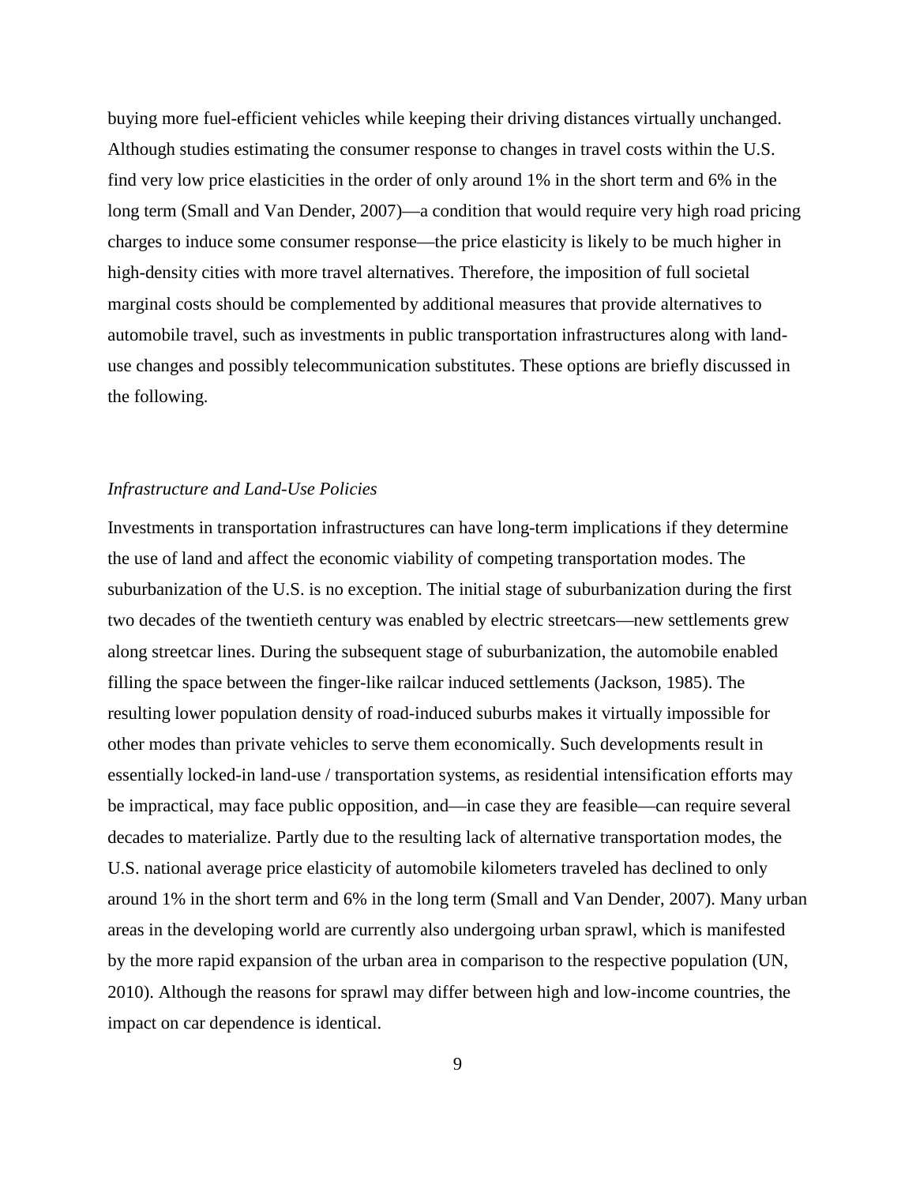buying more fuel-efficient vehicles while keeping their driving distances virtually unchanged. Although studies estimating the consumer response to changes in travel costs within the U.S. find very low price elasticities in the order of only around 1% in the short term and 6% in the long term (Small and Van Dender, 2007)—a condition that would require very high road pricing charges to induce some consumer response—the price elasticity is likely to be much higher in high-density cities with more travel alternatives. Therefore, the imposition of full societal marginal costs should be complemented by additional measures that provide alternatives to automobile travel, such as investments in public transportation infrastructures along with land-use changes and possibly telecommunication substitutes. These options are briefly discussed in the following.

*Infrastructure and Land-Use Policies*

Investments in transportation infrastructures can have long-term implications if they determine the use of land and affect the economic viability of competing transportation modes. The suburbanization of the U.S. is no exception. The initial stage of suburbanization during the first two decades of the twentieth century was enabled by electric streetcars—new settlements grew along streetcar lines. During the subsequent stage of suburbanization, the automobile enabled filling the space between the finger-like railcar induced settlements (Jackson, 1985). The resulting lower population density of road-induced suburbs makes it virtually impossible for other modes than private vehicles to serve them economically. Such developments result in essentially locked-in land-use / transportation systems, as residential intensification efforts may be impractical, may face public opposition, and—in case they are feasible—can require several decades to materialize. Partly due to the resulting lack of alternative transportation modes, the U.S. national average price elasticity of automobile kilometers traveled has declined to only around 1% in the short term and 6% in the long term (Small and Van Dender, 2007). Many urban areas in the developing world are currently also undergoing urban sprawl, which is manifested by the more rapid expansion of the urban area in comparison to the respective population (UN, 2010). Although the reasons for sprawl may differ between high and low-income countries, the impact on car dependence is identical.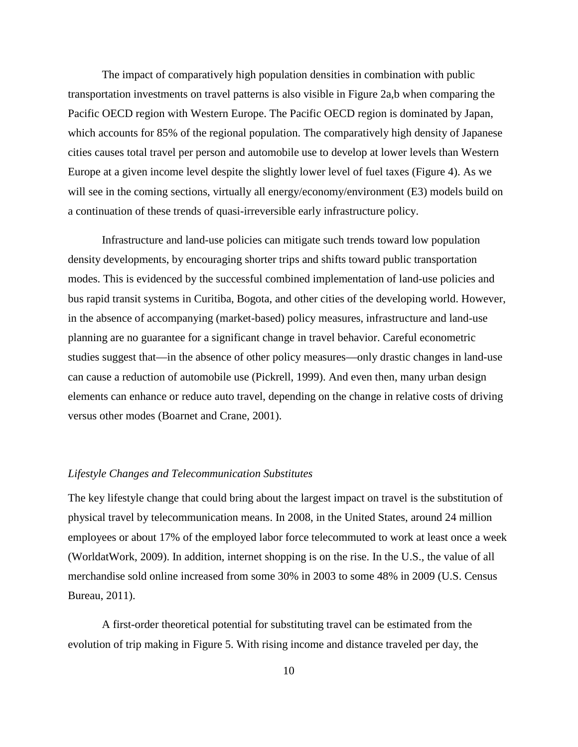The impact of comparatively high population densities in combination with public transportation investments on travel patterns is also visible in Figure 2a,b when comparing the Pacific OECD region with Western Europe. The Pacific OECD region is dominated by Japan, which accounts for 85% of the regional population. The comparatively high density of Japanese cities causes total travel per person and automobile use to develop at lower levels than Western Europe at a given income level despite the slightly lower level of fuel taxes (Figure 4). As we will see in the coming sections, virtually all energy/economy/environment (E3) models build on a continuation of these trends of quasi-irreversible early infrastructure policy.

Infrastructure and land-use policies can mitigate such trends toward low population density developments, by encouraging shorter trips and shifts toward public transportation modes. This is evidenced by the successful combined implementation of land-use policies and bus rapid transit systems in Curitiba, Bogota, and other cities of the developing world. However, in the absence of accompanying (market-based) policy measures, infrastructure and land-use planning are no guarantee for a significant change in travel behavior. Careful econometric studies suggest that—in the absence of other policy measures—only drastic changes in land-use can cause a reduction of automobile use (Pickrell, 1999). And even then, many urban design elements can enhance or reduce auto travel, depending on the change in relative costs of driving versus other modes (Boarnet and Crane, 2001).

### *Lifestyle Changes and Telecommunication Substitutes*

The key lifestyle change that could bring about the largest impact on travel is the substitution of physical travel by telecommunication means. In 2008, in the United States, around 24 million employees or about 17% of the employed labor force telecommuted to work at least once a week (WorldatWork, 2009). In addition, internet shopping is on the rise. In the U.S., the value of all merchandise sold online increased from some 30% in 2003 to some 48% in 2009 (U.S. Census Bureau, 2011).

A first-order theoretical potential for substituting travel can be estimated from the evolution of trip making in Figure 5. With rising income and distance traveled per day, the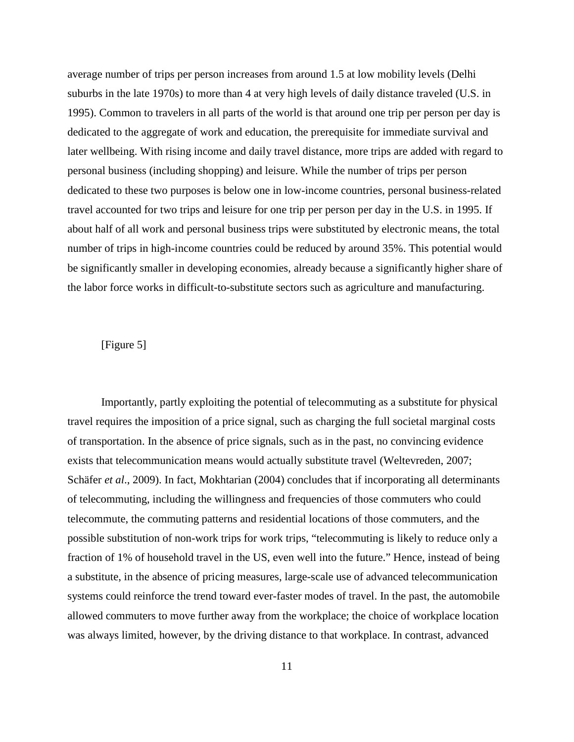average number of trips per person increases from around 1.5 at low mobility levels (Delhi suburbs in the late 1970s) to more than 4 at very high levels of daily distance traveled (U.S. in 1995). Common to travelers in all parts of the world is that around one trip per person per day is dedicated to the aggregate of work and education, the prerequisite for immediate survival and later wellbeing. With rising income and daily travel distance, more trips are added with regard to personal business (including shopping) and leisure. While the number of trips per person dedicated to these two purposes is below one in low-income countries, personal business-related travel accounted for two trips and leisure for one trip per person per day in the U.S. in 1995. If about half of all work and personal business trips were substituted by electronic means, the total number of trips in high-income countries could be reduced by around 35%. This potential would be significantly smaller in developing economies, already because a significantly higher share of the labor force works in difficult-to-substitute sectors such as agriculture and manufacturing.

[Figure 5]

Importantly, partly exploiting the potential of telecommuting as a substitute for physical travel requires the imposition of a price signal, such as charging the full societal marginal costs of transportation. In the absence of price signals, such as in the past, no convincing evidence exists that telecommunication means would actually substitute travel (Weltevreden, 2007; Schäfer *et al*., 2009). In fact, Mokhtarian (2004) concludes that if incorporating all determinants of telecommuting, including the willingness and frequencies of those commuters who could telecommute, the commuting patterns and residential locations of those commuters, and the possible substitution of non-work trips for work trips, "telecommuting is likely to reduce only a fraction of 1% of household travel in the US, even well into the future." Hence, instead of being a substitute, in the absence of pricing measures, large-scale use of advanced telecommunication systems could reinforce the trend toward ever-faster modes of travel. In the past, the automobile allowed commuters to move further away from the workplace; the choice of workplace location was always limited, however, by the driving distance to that workplace. In contrast, advanced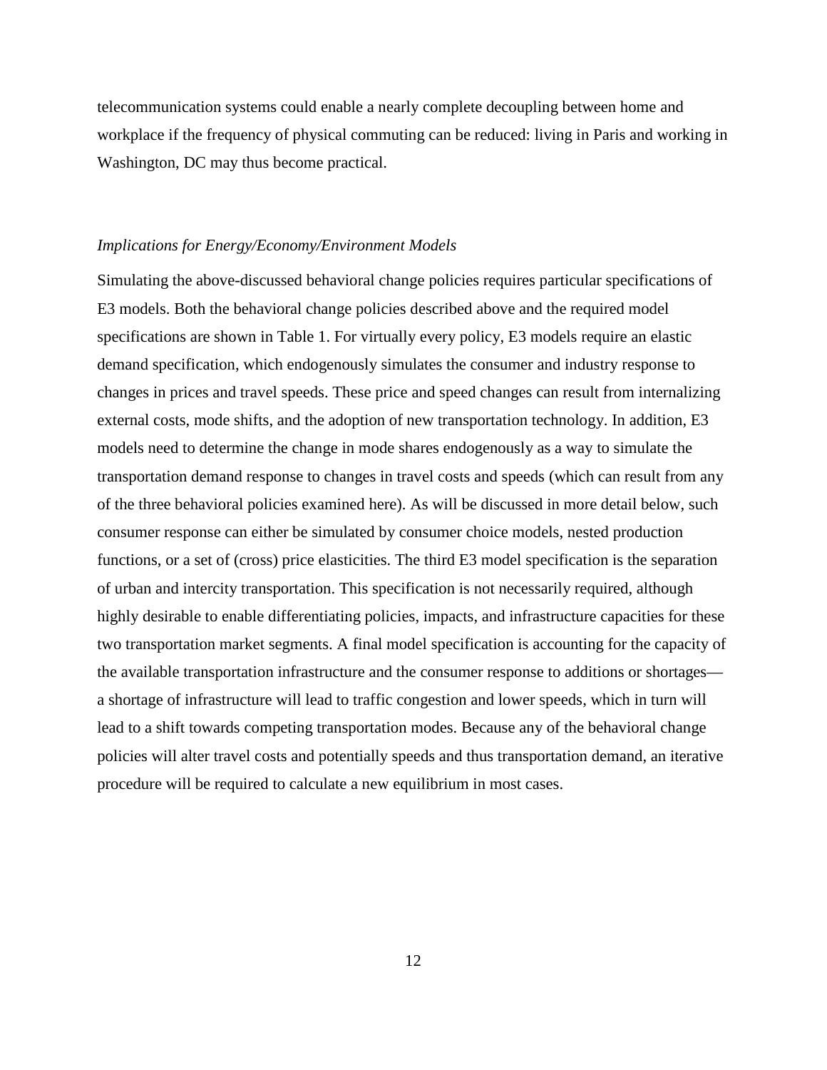telecommunication systems could enable a nearly complete decoupling between home and workplace if the frequency of physical commuting can be reduced: living in Paris and working in Washington, DC may thus become practical.

### *Implications for Energy/Economy/Environment Models*

Simulating the above-discussed behavioral change policies requires particular specifications of E3 models. Both the behavioral change policies described above and the required model specifications are shown in Table 1. For virtually every policy, E3 models require an elastic demand specification, which endogenously simulates the consumer and industry response to changes in prices and travel speeds. These price and speed changes can result from internalizing external costs, mode shifts, and the adoption of new transportation technology. In addition, E3 models need to determine the change in mode shares endogenously as a way to simulate the transportation demand response to changes in travel costs and speeds (which can result from any of the three behavioral policies examined here). As will be discussed in more detail below, such consumer response can either be simulated by consumer choice models, nested production functions, or a set of (cross) price elasticities. The third E3 model specification is the separation of urban and intercity transportation. This specification is not necessarily required, although highly desirable to enable differentiating policies, impacts, and infrastructure capacities for these two transportation market segments. A final model specification is accounting for the capacity of the available transportation infrastructure and the consumer response to additions or shortages—a shortage of infrastructure will lead to traffic congestion and lower speeds, which in turn will lead to a shift towards competing transportation modes. Because any of the behavioral change policies will alter travel costs and potentially speeds and thus transportation demand, an iterative procedure will be required to calculate a new equilibrium in most cases.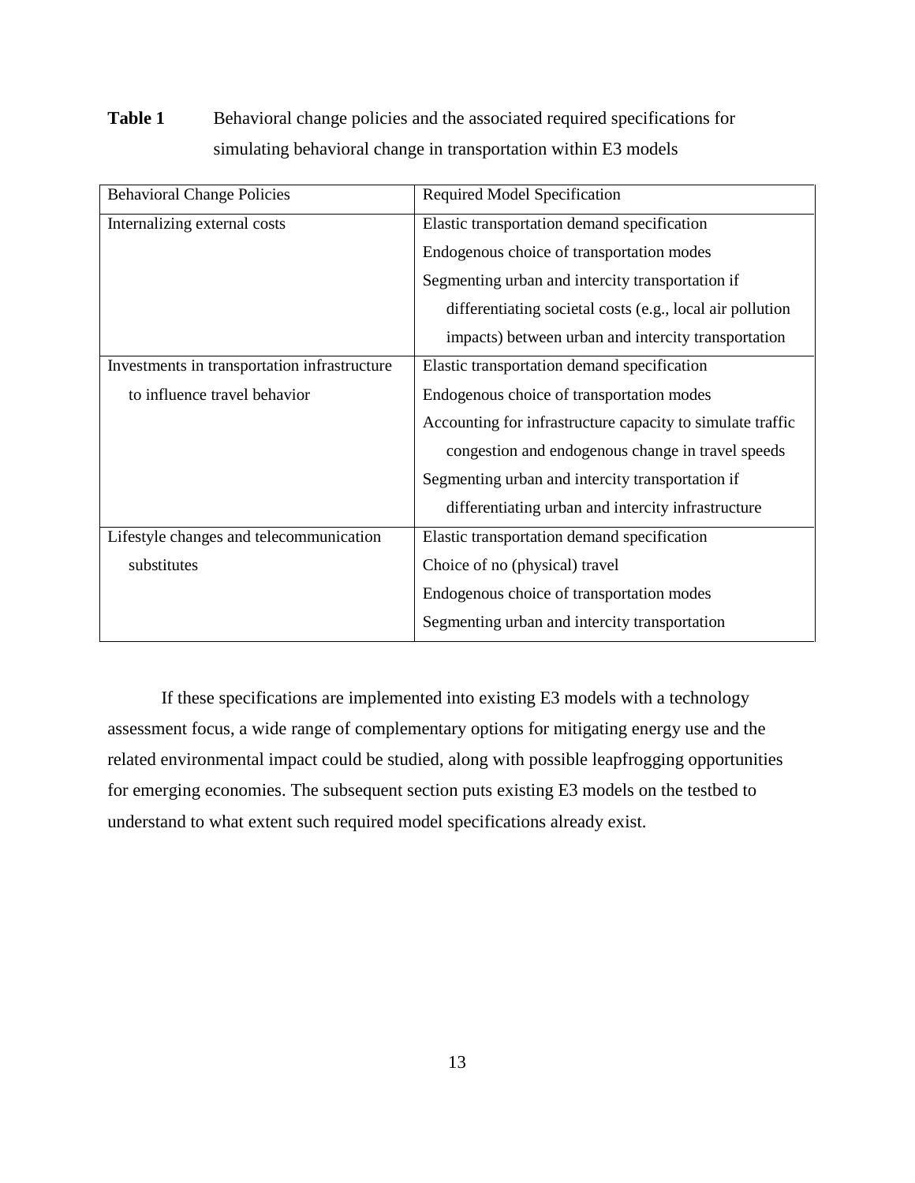**Table 1** Behavioral change policies and the associated required specifications for simulating behavioral change in transportation within E3 models

| Behavioral Change Policies | Required Model Specification |
|---|---|
| Internalizing external costs | Elastic transportation demand specification<br>Endogenous choice of transportation modes<br>Segmenting urban and intercity transportation if differentiating societal costs (e.g., local air pollution impacts) between urban and intercity transportation |
| Investments in transportation infrastructure to influence travel behavior | Elastic transportation demand specification<br>Endogenous choice of transportation modes<br>Accounting for infrastructure capacity to simulate traffic congestion and endogenous change in travel speeds<br>Segmenting urban and intercity transportation if differentiating urban and intercity infrastructure |
| Lifestyle changes and telecommunication substitutes | Elastic transportation demand specification<br>Choice of no (physical) travel<br>Endogenous choice of transportation modes<br>Segmenting urban and intercity transportation |

If these specifications are implemented into existing E3 models with a technology assessment focus, a wide range of complementary options for mitigating energy use and the related environmental impact could be studied, along with possible leapfrogging opportunities for emerging economies. The subsequent section puts existing E3 models on the testbed to understand to what extent such required model specifications already exist.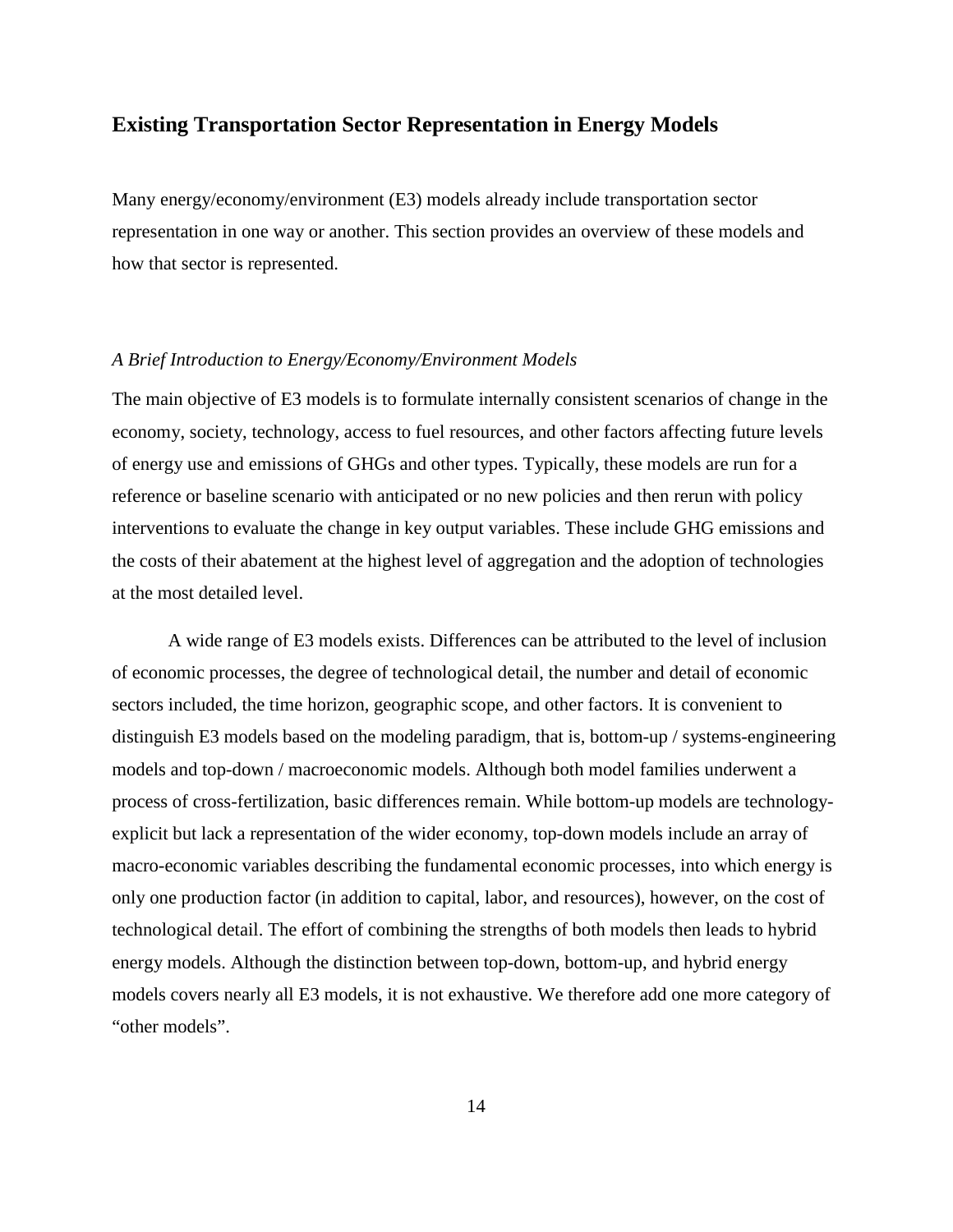## Existing Transportation Sector Representation in Energy Models

Many energy/economy/environment (E3) models already include transportation sector representation in one way or another. This section provides an overview of these models and how that sector is represented.

### *A Brief Introduction to Energy/Economy/Environment Models*

The main objective of E3 models is to formulate internally consistent scenarios of change in the economy, society, technology, access to fuel resources, and other factors affecting future levels of energy use and emissions of GHGs and other types. Typically, these models are run for a reference or baseline scenario with anticipated or no new policies and then rerun with policy interventions to evaluate the change in key output variables. These include GHG emissions and the costs of their abatement at the highest level of aggregation and the adoption of technologies at the most detailed level.

A wide range of E3 models exists. Differences can be attributed to the level of inclusion of economic processes, the degree of technological detail, the number and detail of economic sectors included, the time horizon, geographic scope, and other factors. It is convenient to distinguish E3 models based on the modeling paradigm, that is, bottom-up / systems-engineering models and top-down / macroeconomic models. Although both model families underwent a process of cross-fertilization, basic differences remain. While bottom-up models are technology-explicit but lack a representation of the wider economy, top-down models include an array of macro-economic variables describing the fundamental economic processes, into which energy is only one production factor (in addition to capital, labor, and resources), however, on the cost of technological detail. The effort of combining the strengths of both models then leads to hybrid energy models. Although the distinction between top-down, bottom-up, and hybrid energy models covers nearly all E3 models, it is not exhaustive. We therefore add one more category of "other models".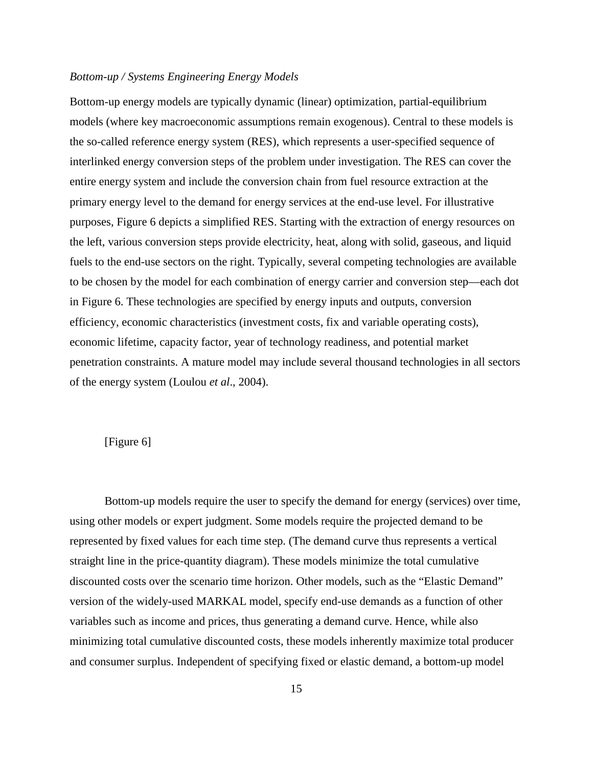*Bottom-up / Systems Engineering Energy Models*

Bottom-up energy models are typically dynamic (linear) optimization, partial-equilibrium models (where key macroeconomic assumptions remain exogenous). Central to these models is the so-called reference energy system (RES), which represents a user-specified sequence of interlinked energy conversion steps of the problem under investigation. The RES can cover the entire energy system and include the conversion chain from fuel resource extraction at the primary energy level to the demand for energy services at the end-use level. For illustrative purposes, Figure 6 depicts a simplified RES. Starting with the extraction of energy resources on the left, various conversion steps provide electricity, heat, along with solid, gaseous, and liquid fuels to the end-use sectors on the right. Typically, several competing technologies are available to be chosen by the model for each combination of energy carrier and conversion step—each dot in Figure 6. These technologies are specified by energy inputs and outputs, conversion efficiency, economic characteristics (investment costs, fix and variable operating costs), economic lifetime, capacity factor, year of technology readiness, and potential market penetration constraints. A mature model may include several thousand technologies in all sectors of the energy system (Loulou *et al*., 2004).

[Figure 6]

Bottom-up models require the user to specify the demand for energy (services) over time, using other models or expert judgment. Some models require the projected demand to be represented by fixed values for each time step. (The demand curve thus represents a vertical straight line in the price-quantity diagram). These models minimize the total cumulative discounted costs over the scenario time horizon. Other models, such as the "Elastic Demand" version of the widely-used MARKAL model, specify end-use demands as a function of other variables such as income and prices, thus generating a demand curve. Hence, while also minimizing total cumulative discounted costs, these models inherently maximize total producer and consumer surplus. Independent of specifying fixed or elastic demand, a bottom-up model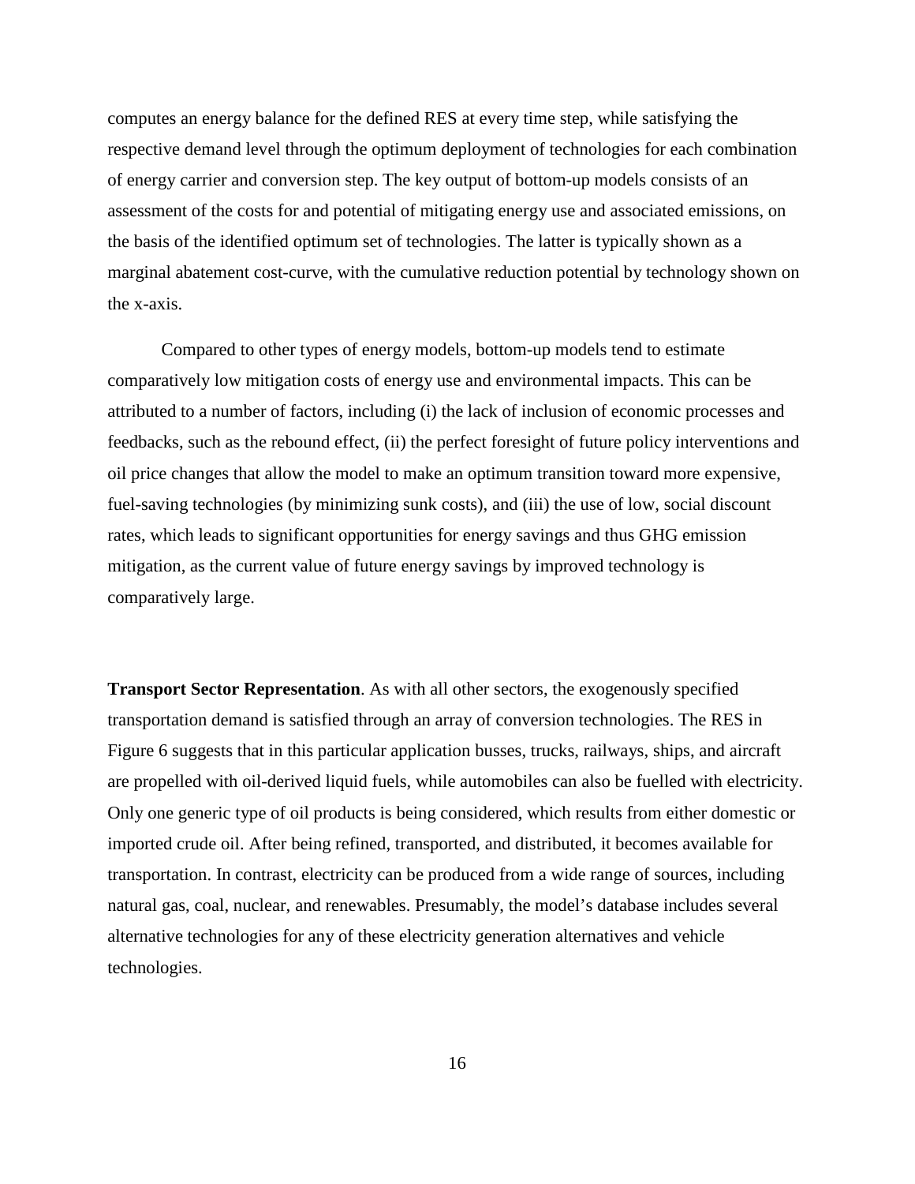computes an energy balance for the defined RES at every time step, while satisfying the respective demand level through the optimum deployment of technologies for each combination of energy carrier and conversion step. The key output of bottom-up models consists of an assessment of the costs for and potential of mitigating energy use and associated emissions, on the basis of the identified optimum set of technologies. The latter is typically shown as a marginal abatement cost-curve, with the cumulative reduction potential by technology shown on the x-axis.

Compared to other types of energy models, bottom-up models tend to estimate comparatively low mitigation costs of energy use and environmental impacts. This can be attributed to a number of factors, including (i) the lack of inclusion of economic processes and feedbacks, such as the rebound effect, (ii) the perfect foresight of future policy interventions and oil price changes that allow the model to make an optimum transition toward more expensive, fuel-saving technologies (by minimizing sunk costs), and (iii) the use of low, social discount rates, which leads to significant opportunities for energy savings and thus GHG emission mitigation, as the current value of future energy savings by improved technology is comparatively large.

**Transport Sector Representation**. As with all other sectors, the exogenously specified transportation demand is satisfied through an array of conversion technologies. The RES in Figure 6 suggests that in this particular application busses, trucks, railways, ships, and aircraft are propelled with oil-derived liquid fuels, while automobiles can also be fuelled with electricity. Only one generic type of oil products is being considered, which results from either domestic or imported crude oil. After being refined, transported, and distributed, it becomes available for transportation. In contrast, electricity can be produced from a wide range of sources, including natural gas, coal, nuclear, and renewables. Presumably, the model's database includes several alternative technologies for any of these electricity generation alternatives and vehicle technologies.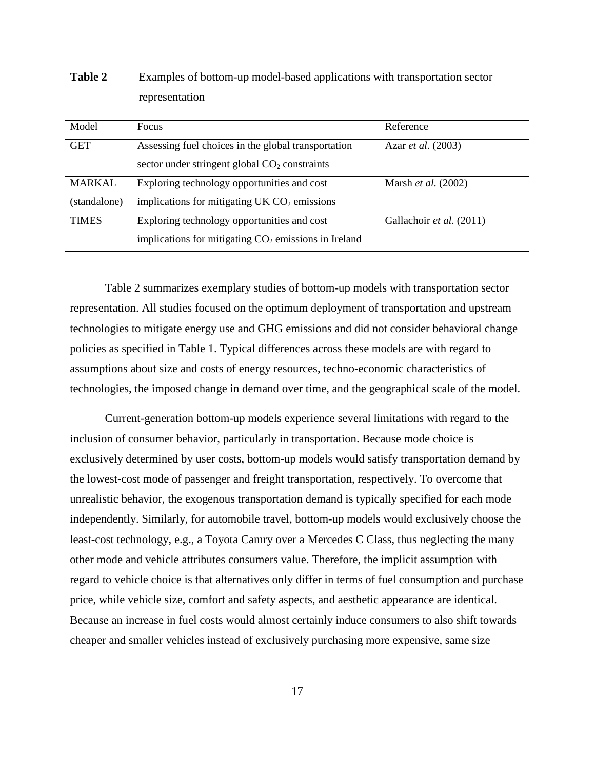**Table 2** Examples of bottom-up model-based applications with transportation sector representation

| Model | Focus | Reference |
| --- | --- | --- |
| GET | Assessing fuel choices in the global transportation sector under stringent global $CO_2$ constraints | Azar *et al*. (2003) |
| MARKAL (standalone) | Exploring technology opportunities and cost implications for mitigating UK $CO_2$ emissions | Marsh *et al*. (2002) |
| TIMES | Exploring technology opportunities and cost implications for mitigating $CO_2$ emissions in Ireland | Gallachoir *et al*. (2011) |

Table 2 summarizes exemplary studies of bottom-up models with transportation sector representation. All studies focused on the optimum deployment of transportation and upstream technologies to mitigate energy use and GHG emissions and did not consider behavioral change policies as specified in Table 1. Typical differences across these models are with regard to assumptions about size and costs of energy resources, techno-economic characteristics of technologies, the imposed change in demand over time, and the geographical scale of the model.

Current-generation bottom-up models experience several limitations with regard to the inclusion of consumer behavior, particularly in transportation. Because mode choice is exclusively determined by user costs, bottom-up models would satisfy transportation demand by the lowest-cost mode of passenger and freight transportation, respectively. To overcome that unrealistic behavior, the exogenous transportation demand is typically specified for each mode independently. Similarly, for automobile travel, bottom-up models would exclusively choose the least-cost technology, e.g., a Toyota Camry over a Mercedes C Class, thus neglecting the many other mode and vehicle attributes consumers value. Therefore, the implicit assumption with regard to vehicle choice is that alternatives only differ in terms of fuel consumption and purchase price, while vehicle size, comfort and safety aspects, and aesthetic appearance are identical. Because an increase in fuel costs would almost certainly induce consumers to also shift towards cheaper and smaller vehicles instead of exclusively purchasing more expensive, same size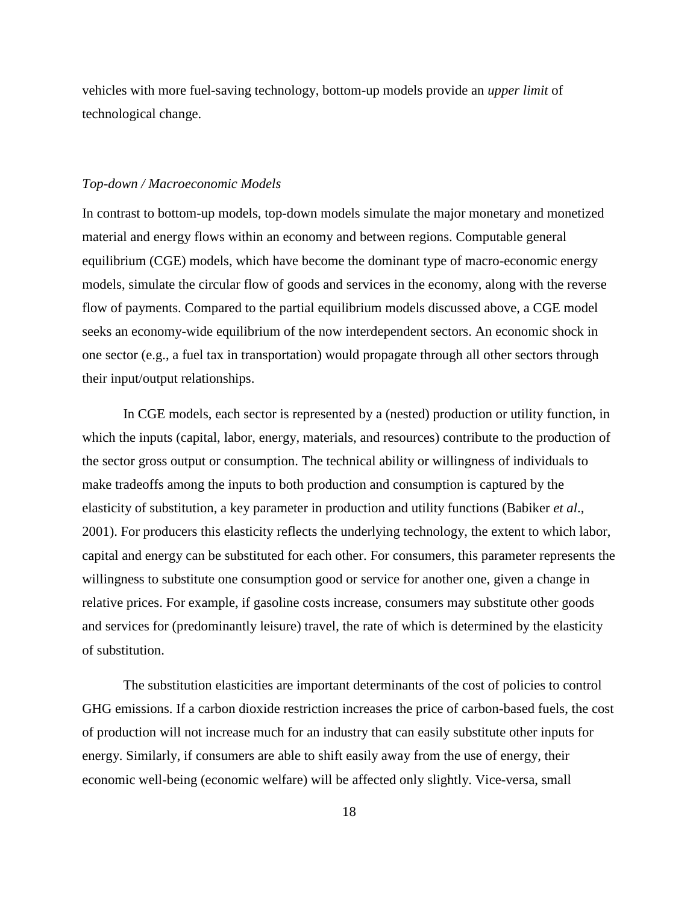vehicles with more fuel-saving technology, bottom-up models provide an *upper limit* of technological change.

*Top-down / Macroeconomic Models*

In contrast to bottom-up models, top-down models simulate the major monetary and monetized material and energy flows within an economy and between regions. Computable general equilibrium (CGE) models, which have become the dominant type of macro-economic energy models, simulate the circular flow of goods and services in the economy, along with the reverse flow of payments. Compared to the partial equilibrium models discussed above, a CGE model seeks an economy-wide equilibrium of the now interdependent sectors. An economic shock in one sector (e.g., a fuel tax in transportation) would propagate through all other sectors through their input/output relationships.

In CGE models, each sector is represented by a (nested) production or utility function, in which the inputs (capital, labor, energy, materials, and resources) contribute to the production of the sector gross output or consumption. The technical ability or willingness of individuals to make tradeoffs among the inputs to both production and consumption is captured by the elasticity of substitution, a key parameter in production and utility functions (Babiker *et al*., 2001). For producers this elasticity reflects the underlying technology, the extent to which labor, capital and energy can be substituted for each other. For consumers, this parameter represents the willingness to substitute one consumption good or service for another one, given a change in relative prices. For example, if gasoline costs increase, consumers may substitute other goods and services for (predominantly leisure) travel, the rate of which is determined by the elasticity of substitution.

The substitution elasticities are important determinants of the cost of policies to control GHG emissions. If a carbon dioxide restriction increases the price of carbon-based fuels, the cost of production will not increase much for an industry that can easily substitute other inputs for energy. Similarly, if consumers are able to shift easily away from the use of energy, their economic well-being (economic welfare) will be affected only slightly. Vice-versa, small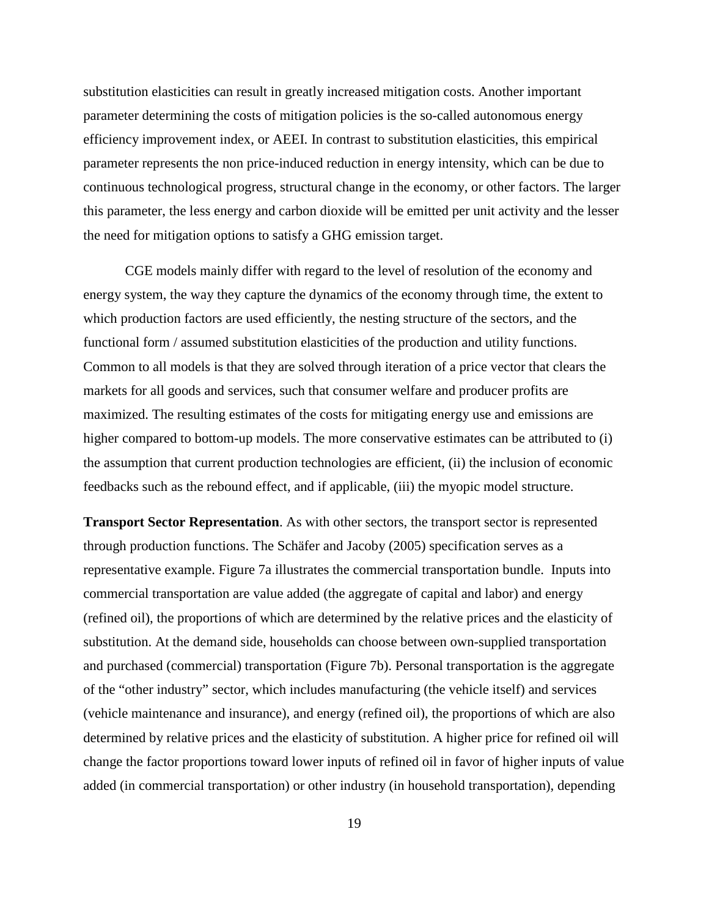substitution elasticities can result in greatly increased mitigation costs. Another important parameter determining the costs of mitigation policies is the so-called autonomous energy efficiency improvement index, or AEEI. In contrast to substitution elasticities, this empirical parameter represents the non price-induced reduction in energy intensity, which can be due to continuous technological progress, structural change in the economy, or other factors. The larger this parameter, the less energy and carbon dioxide will be emitted per unit activity and the lesser the need for mitigation options to satisfy a GHG emission target.

CGE models mainly differ with regard to the level of resolution of the economy and energy system, the way they capture the dynamics of the economy through time, the extent to which production factors are used efficiently, the nesting structure of the sectors, and the functional form / assumed substitution elasticities of the production and utility functions. Common to all models is that they are solved through iteration of a price vector that clears the markets for all goods and services, such that consumer welfare and producer profits are maximized. The resulting estimates of the costs for mitigating energy use and emissions are higher compared to bottom-up models. The more conservative estimates can be attributed to (i) the assumption that current production technologies are efficient, (ii) the inclusion of economic feedbacks such as the rebound effect, and if applicable, (iii) the myopic model structure.

**Transport Sector Representation**. As with other sectors, the transport sector is represented through production functions. The Schäfer and Jacoby (2005) specification serves as a representative example. Figure 7a illustrates the commercial transportation bundle. Inputs into commercial transportation are value added (the aggregate of capital and labor) and energy (refined oil), the proportions of which are determined by the relative prices and the elasticity of substitution. At the demand side, households can choose between own-supplied transportation and purchased (commercial) transportation (Figure 7b). Personal transportation is the aggregate of the "other industry" sector, which includes manufacturing (the vehicle itself) and services (vehicle maintenance and insurance), and energy (refined oil), the proportions of which are also determined by relative prices and the elasticity of substitution. A higher price for refined oil will change the factor proportions toward lower inputs of refined oil in favor of higher inputs of value added (in commercial transportation) or other industry (in household transportation), depending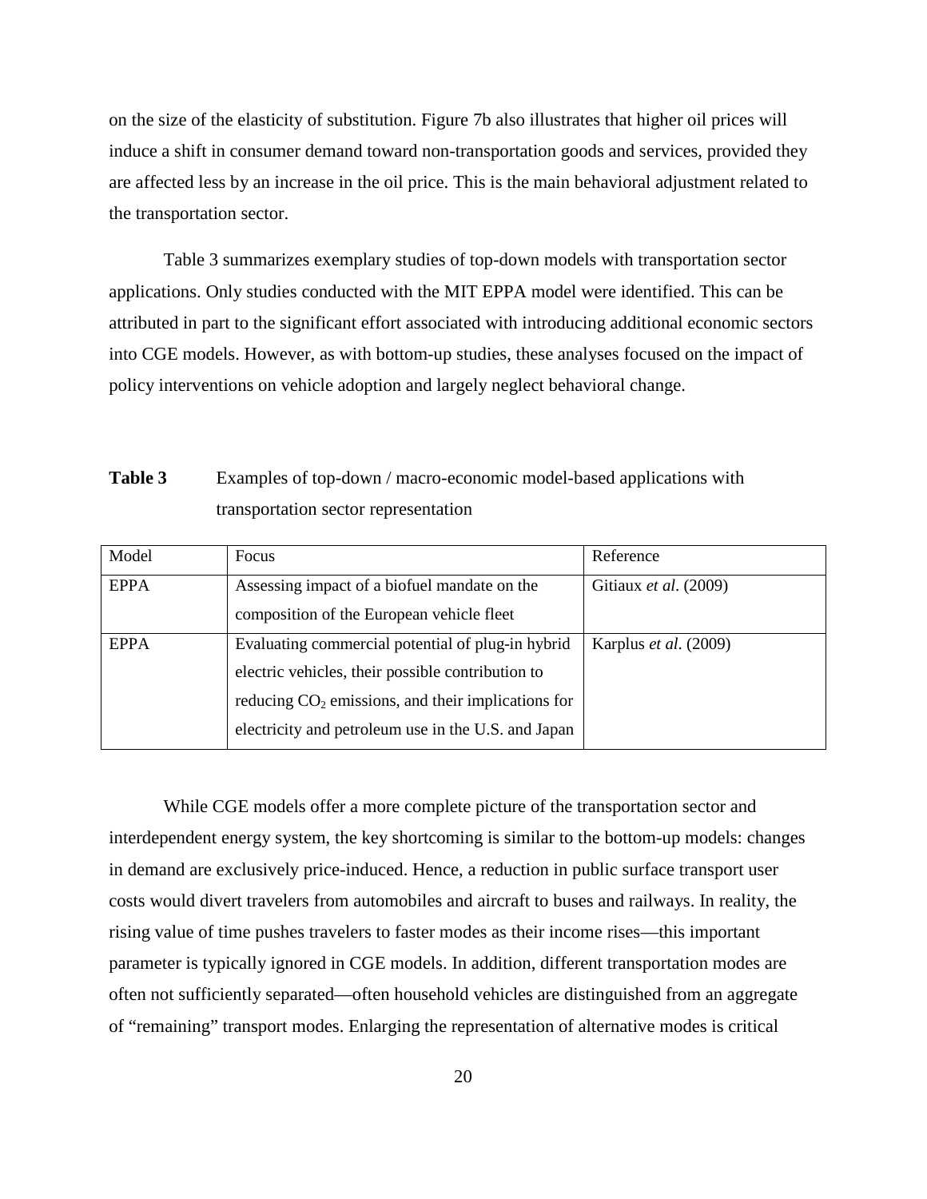on the size of the elasticity of substitution. Figure 7b also illustrates that higher oil prices will induce a shift in consumer demand toward non-transportation goods and services, provided they are affected less by an increase in the oil price. This is the main behavioral adjustment related to the transportation sector.

Table 3 summarizes exemplary studies of top-down models with transportation sector applications. Only studies conducted with the MIT EPPA model were identified. This can be attributed in part to the significant effort associated with introducing additional economic sectors into CGE models. However, as with bottom-up studies, these analyses focused on the impact of policy interventions on vehicle adoption and largely neglect behavioral change.

**Table 3** Examples of top-down / macro-economic model-based applications with transportation sector representation

| Model | Focus | Reference |
|---|---|---|
| EPPA | Assessing impact of a biofuel mandate on the composition of the European vehicle fleet | Gitiaux *et al*. (2009) |
| EPPA | Evaluating commercial potential of plug-in hybrid electric vehicles, their possible contribution to reducing $CO_2$ emissions, and their implications for electricity and petroleum use in the U.S. and Japan | Karplus *et al*. (2009) |

While CGE models offer a more complete picture of the transportation sector and interdependent energy system, the key shortcoming is similar to the bottom-up models: changes in demand are exclusively price-induced. Hence, a reduction in public surface transport user costs would divert travelers from automobiles and aircraft to buses and railways. In reality, the rising value of time pushes travelers to faster modes as their income rises—this important parameter is typically ignored in CGE models. In addition, different transportation modes are often not sufficiently separated—often household vehicles are distinguished from an aggregate of "remaining" transport modes. Enlarging the representation of alternative modes is critical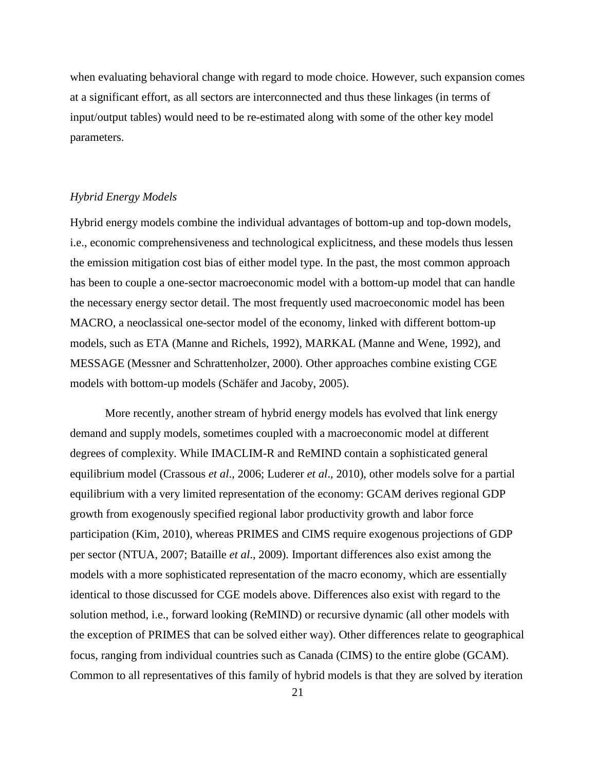when evaluating behavioral change with regard to mode choice. However, such expansion comes at a significant effort, as all sectors are interconnected and thus these linkages (in terms of input/output tables) would need to be re-estimated along with some of the other key model parameters.

### *Hybrid Energy Models*

Hybrid energy models combine the individual advantages of bottom-up and top-down models, i.e., economic comprehensiveness and technological explicitness, and these models thus lessen the emission mitigation cost bias of either model type. In the past, the most common approach has been to couple a one-sector macroeconomic model with a bottom-up model that can handle the necessary energy sector detail. The most frequently used macroeconomic model has been MACRO, a neoclassical one-sector model of the economy, linked with different bottom-up models, such as ETA (Manne and Richels, 1992), MARKAL (Manne and Wene, 1992), and MESSAGE (Messner and Schrattenholzer, 2000). Other approaches combine existing CGE models with bottom-up models (Schäfer and Jacoby, 2005).

More recently, another stream of hybrid energy models has evolved that link energy demand and supply models, sometimes coupled with a macroeconomic model at different degrees of complexity. While IMACLIM-R and ReMIND contain a sophisticated general equilibrium model (Crassous *et al*., 2006; Luderer *et al*., 2010), other models solve for a partial equilibrium with a very limited representation of the economy: GCAM derives regional GDP growth from exogenously specified regional labor productivity growth and labor force participation (Kim, 2010), whereas PRIMES and CIMS require exogenous projections of GDP per sector (NTUA, 2007; Bataille *et al*., 2009). Important differences also exist among the models with a more sophisticated representation of the macro economy, which are essentially identical to those discussed for CGE models above. Differences also exist with regard to the solution method, i.e., forward looking (ReMIND) or recursive dynamic (all other models with the exception of PRIMES that can be solved either way). Other differences relate to geographical focus, ranging from individual countries such as Canada (CIMS) to the entire globe (GCAM). Common to all representatives of this family of hybrid models is that they are solved by iteration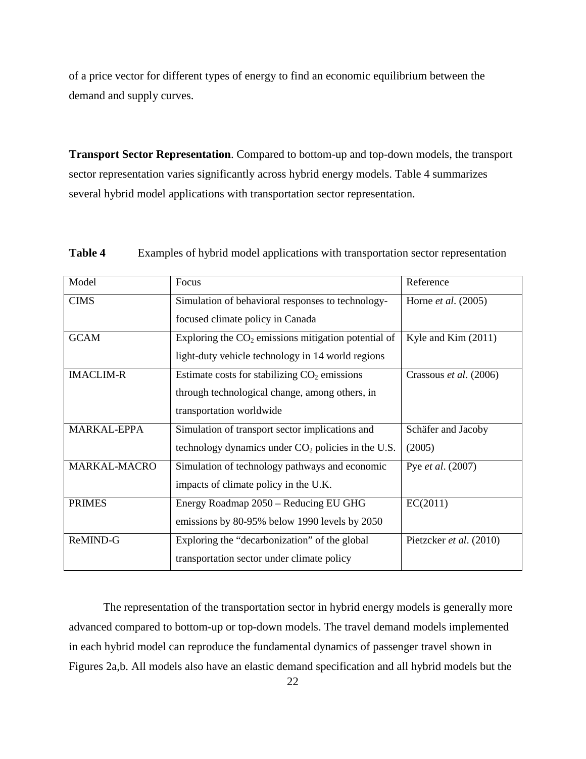of a price vector for different types of energy to find an economic equilibrium between the demand and supply curves.

**Transport Sector Representation**. Compared to bottom-up and top-down models, the transport sector representation varies significantly across hybrid energy models. Table 4 summarizes several hybrid model applications with transportation sector representation.

**Table 4** Examples of hybrid model applications with transportation sector representation

| Model | Focus | Reference |
|---|---|---|
| CIMS | Simulation of behavioral responses to technology-focused climate policy in Canada | Horne *et al*. (2005) |
| GCAM | Exploring the $CO_2$ emissions mitigation potential of light-duty vehicle technology in 14 world regions | Kyle and Kim (2011) |
| IMACLIM-R | Estimate costs for stabilizing $CO_2$ emissions through technological change, among others, in transportation worldwide | Crassous *et al*. (2006) |
| MARKAL-EPPA | Simulation of transport sector implications and technology dynamics under $CO_2$ policies in the U.S. | Schäfer and Jacoby (2005) |
| MARKAL-MACRO | Simulation of technology pathways and economic impacts of climate policy in the U.K. | Pye *et al*. (2007) |
| PRIMES | Energy Roadmap 2050 – Reducing EU GHG emissions by 80-95% below 1990 levels by 2050 | EC(2011) |
| ReMIND-G | Exploring the "decarbonization" of the global transportation sector under climate policy | Pietzcker *et al*. (2010) |

The representation of the transportation sector in hybrid energy models is generally more advanced compared to bottom-up or top-down models. The travel demand models implemented in each hybrid model can reproduce the fundamental dynamics of passenger travel shown in Figures 2a,b. All models also have an elastic demand specification and all hybrid models but the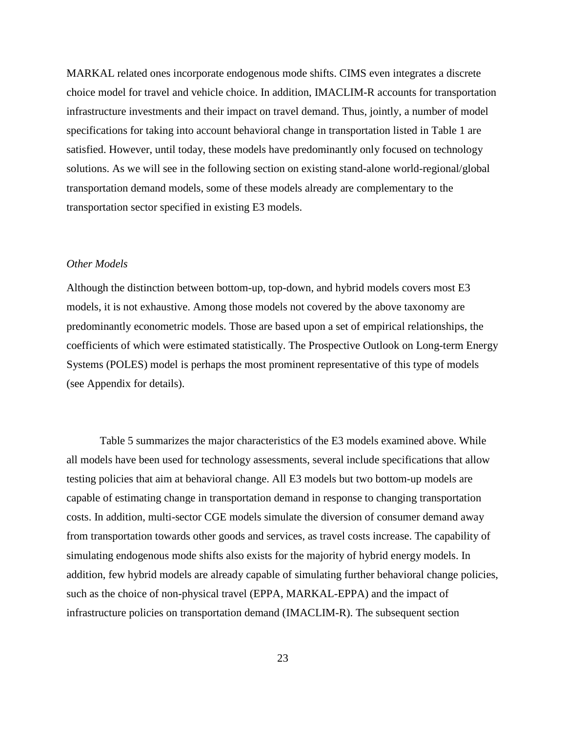MARKAL related ones incorporate endogenous mode shifts. CIMS even integrates a discrete choice model for travel and vehicle choice. In addition, IMACLIM-R accounts for transportation infrastructure investments and their impact on travel demand. Thus, jointly, a number of model specifications for taking into account behavioral change in transportation listed in Table 1 are satisfied. However, until today, these models have predominantly only focused on technology solutions. As we will see in the following section on existing stand-alone world-regional/global transportation demand models, some of these models already are complementary to the transportation sector specified in existing E3 models.

*Other Models*

Although the distinction between bottom-up, top-down, and hybrid models covers most E3 models, it is not exhaustive. Among those models not covered by the above taxonomy are predominantly econometric models. Those are based upon a set of empirical relationships, the coefficients of which were estimated statistically. The Prospective Outlook on Long-term Energy Systems (POLES) model is perhaps the most prominent representative of this type of models (see Appendix for details).

Table 5 summarizes the major characteristics of the E3 models examined above. While all models have been used for technology assessments, several include specifications that allow testing policies that aim at behavioral change. All E3 models but two bottom-up models are capable of estimating change in transportation demand in response to changing transportation costs. In addition, multi-sector CGE models simulate the diversion of consumer demand away from transportation towards other goods and services, as travel costs increase. The capability of simulating endogenous mode shifts also exists for the majority of hybrid energy models. In addition, few hybrid models are already capable of simulating further behavioral change policies, such as the choice of non-physical travel (EPPA, MARKAL-EPPA) and the impact of infrastructure policies on transportation demand (IMACLIM-R). The subsequent section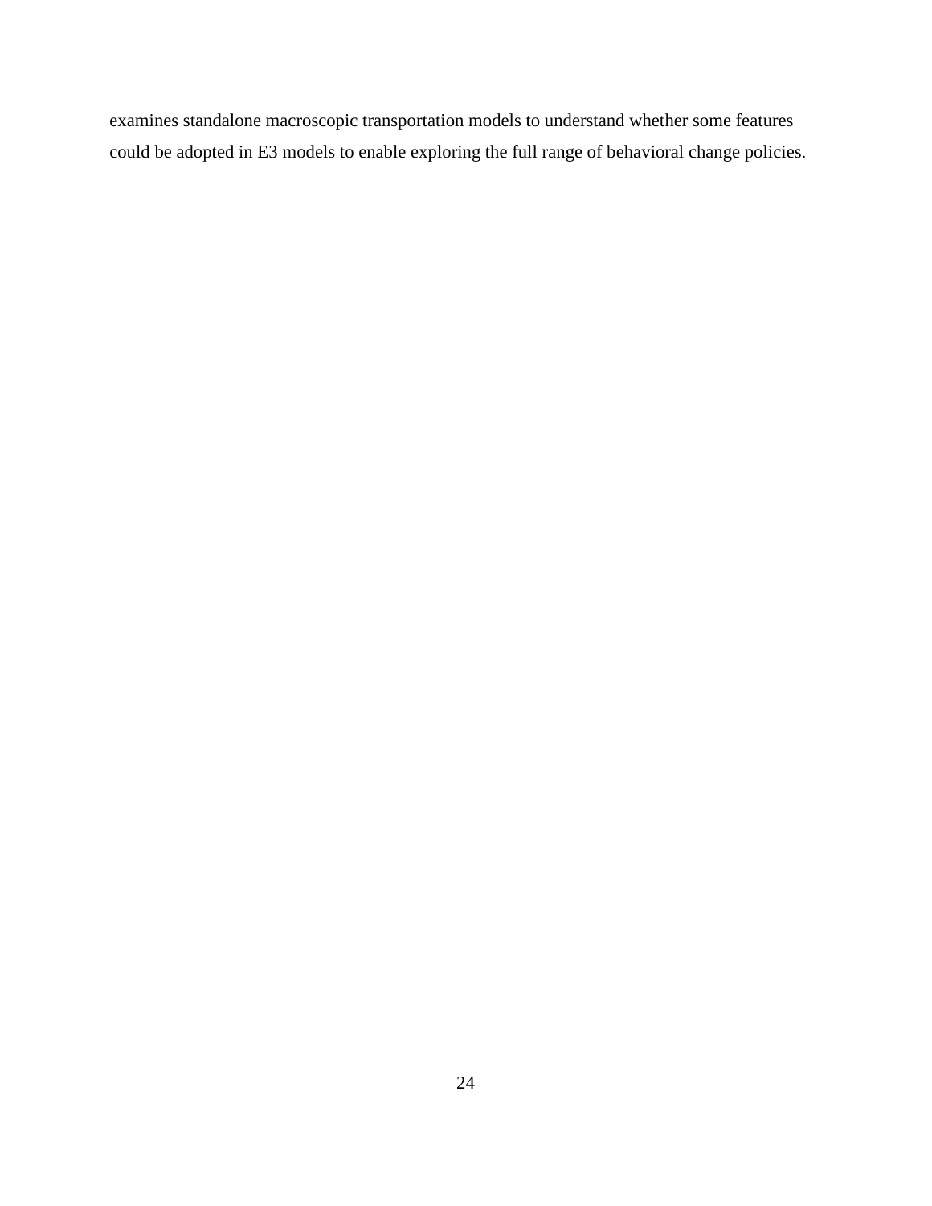examines standalone macroscopic transportation models to understand whether some features could be adopted in E3 models to enable exploring the full range of behavioral change policies.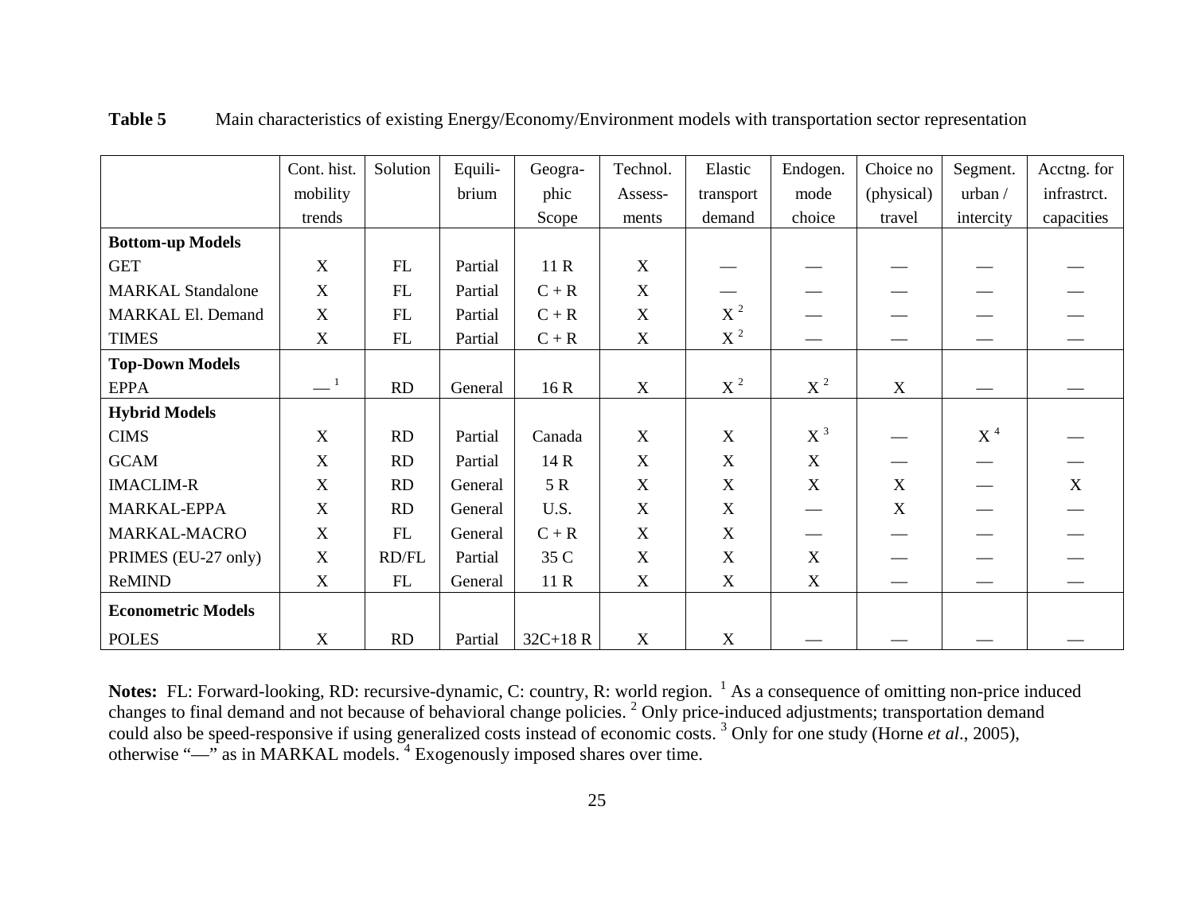**Table 5** Main characteristics of existing Energy/Economy/Environment models with transportation sector representation

| | Cont. hist. mobility trends | Solution | Equilibrium | Geographic Scope | Technol. Assessments | Elastic transport demand | Endogen. mode choice | Choice no (physical) travel | Segment. urban / intercity | Acctng. for infrastrct. capacities |
|---|---|---|---|---|---|---|---|---|---|---|
| **Bottom-up Models** | | | | | | | | | | |
| GET | X | FL | Partial | 11 R | X | — | — | — | — | — |
| MARKAL Standalone | X | FL | Partial | C + R | X | — | — | — | — | — |
| MARKAL El. Demand | X | FL | Partial | C + R | X | X [2] | — | — | — | — |
| TIMES | X | FL | Partial | C + R | X | X [2] | — | — | — | — |
| **Top-Down Models** | | | | | | | | | | |
| EPPA | — [1] | RD | General | 16 R | X | X [2] | X [2] | X | — | — |
| **Hybrid Models** | | | | | | | | | | |
| CIMS | X | RD | Partial | Canada | X | X | X [3] | — | X [4] | — |
| GCAM | X | RD | Partial | 14 R | X | X | X | — | — | — |
| IMACLIM-R | X | RD | General | 5 R | X | X | X | X | — | X |
| MARKAL-EPPA | X | RD | General | U.S. | X | X | — | X | — | — |
| MARKAL-MACRO | X | FL | General | C + R | X | X | — | — | — | — |
| PRIMES (EU-27 only) | X | RD/FL | Partial | 35 C | X | X | X | — | — | — |
| ReMIND | X | FL | General | 11 R | X | X | X | — | — | — |
| **Econometric Models** | | | | | | | | | | |
| POLES | X | RD | Partial | 32C+18 R | X | X | — | — | — | — |

**Notes:** FL: Forward-looking, RD: recursive-dynamic, C: country, R: world region. [1] As a consequence of omitting non-price induced changes to final demand and not because of behavioral change policies. [2] Only price-induced adjustments; transportation demand could also be speed-responsive if using generalized costs instead of economic costs. [3] Only for one study (Horne *et al*., 2005), otherwise "—" as in MARKAL models. [4] Exogenously imposed shares over time.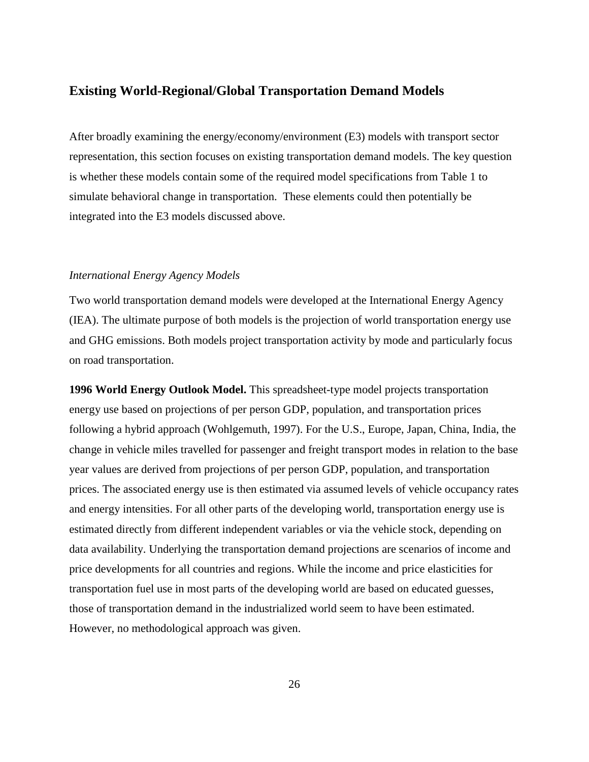## Existing World-Regional/Global Transportation Demand Models

After broadly examining the energy/economy/environment (E3) models with transport sector representation, this section focuses on existing transportation demand models. The key question is whether these models contain some of the required model specifications from Table 1 to simulate behavioral change in transportation. These elements could then potentially be integrated into the E3 models discussed above.

*International Energy Agency Models*

Two world transportation demand models were developed at the International Energy Agency (IEA). The ultimate purpose of both models is the projection of world transportation energy use and GHG emissions. Both models project transportation activity by mode and particularly focus on road transportation.

**1996 World Energy Outlook Model.** This spreadsheet-type model projects transportation energy use based on projections of per person GDP, population, and transportation prices following a hybrid approach (Wohlgemuth, 1997). For the U.S., Europe, Japan, China, India, the change in vehicle miles travelled for passenger and freight transport modes in relation to the base year values are derived from projections of per person GDP, population, and transportation prices. The associated energy use is then estimated via assumed levels of vehicle occupancy rates and energy intensities. For all other parts of the developing world, transportation energy use is estimated directly from different independent variables or via the vehicle stock, depending on data availability. Underlying the transportation demand projections are scenarios of income and price developments for all countries and regions. While the income and price elasticities for transportation fuel use in most parts of the developing world are based on educated guesses, those of transportation demand in the industrialized world seem to have been estimated. However, no methodological approach was given.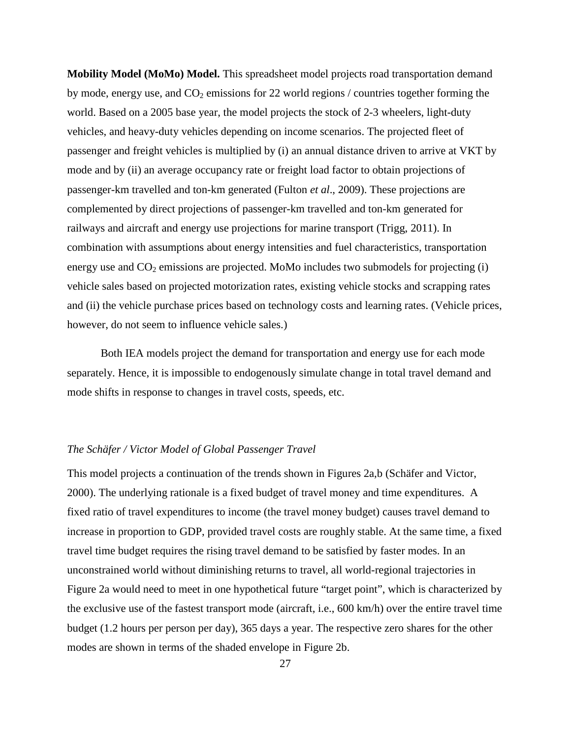**Mobility Model (MoMo) Model.** This spreadsheet model projects road transportation demand by mode, energy use, and $CO_2$ emissions for 22 world regions / countries together forming the world. Based on a 2005 base year, the model projects the stock of 2-3 wheelers, light-duty vehicles, and heavy-duty vehicles depending on income scenarios. The projected fleet of passenger and freight vehicles is multiplied by (i) an annual distance driven to arrive at VKT by mode and by (ii) an average occupancy rate or freight load factor to obtain projections of passenger-km travelled and ton-km generated (Fulton *et al*., 2009). These projections are complemented by direct projections of passenger-km travelled and ton-km generated for railways and aircraft and energy use projections for marine transport (Trigg, 2011). In combination with assumptions about energy intensities and fuel characteristics, transportation energy use and $CO_2$ emissions are projected. MoMo includes two submodels for projecting (i) vehicle sales based on projected motorization rates, existing vehicle stocks and scrapping rates and (ii) the vehicle purchase prices based on technology costs and learning rates. (Vehicle prices, however, do not seem to influence vehicle sales.)

Both IEA models project the demand for transportation and energy use for each mode separately. Hence, it is impossible to endogenously simulate change in total travel demand and mode shifts in response to changes in travel costs, speeds, etc.

### *The Schäfer / Victor Model of Global Passenger Travel*

This model projects a continuation of the trends shown in Figures 2a,b (Schäfer and Victor, 2000). The underlying rationale is a fixed budget of travel money and time expenditures. A fixed ratio of travel expenditures to income (the travel money budget) causes travel demand to increase in proportion to GDP, provided travel costs are roughly stable. At the same time, a fixed travel time budget requires the rising travel demand to be satisfied by faster modes. In an unconstrained world without diminishing returns to travel, all world-regional trajectories in Figure 2a would need to meet in one hypothetical future "target point", which is characterized by the exclusive use of the fastest transport mode (aircraft, i.e., 600 km/h) over the entire travel time budget (1.2 hours per person per day), 365 days a year. The respective zero shares for the other modes are shown in terms of the shaded envelope in Figure 2b.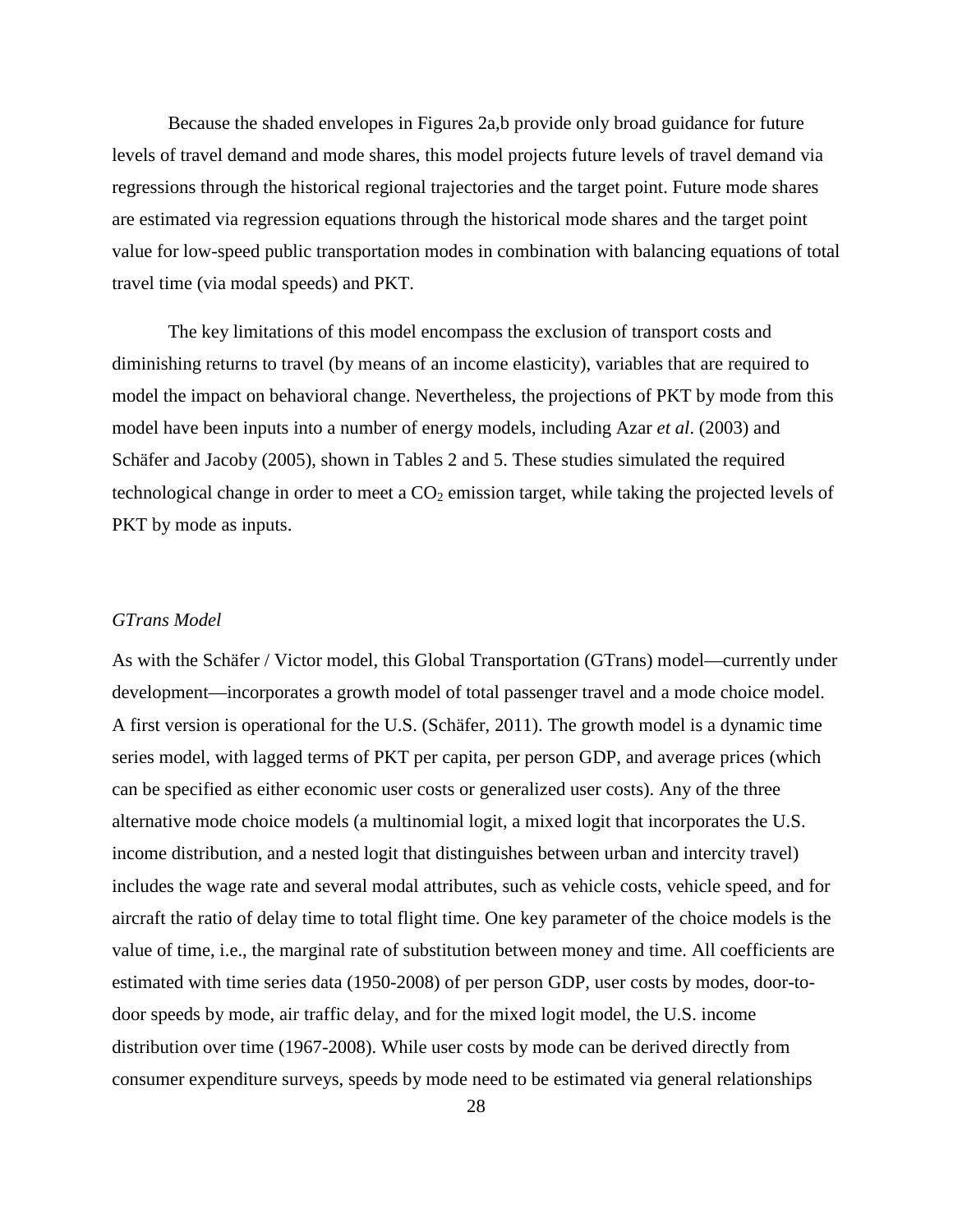Because the shaded envelopes in Figures 2a,b provide only broad guidance for future levels of travel demand and mode shares, this model projects future levels of travel demand via regressions through the historical regional trajectories and the target point. Future mode shares are estimated via regression equations through the historical mode shares and the target point value for low-speed public transportation modes in combination with balancing equations of total travel time (via modal speeds) and PKT.

The key limitations of this model encompass the exclusion of transport costs and diminishing returns to travel (by means of an income elasticity), variables that are required to model the impact on behavioral change. Nevertheless, the projections of PKT by mode from this model have been inputs into a number of energy models, including Azar *et al*. (2003) and Schäfer and Jacoby (2005), shown in Tables 2 and 5. These studies simulated the required technological change in order to meet a $CO_2$ emission target, while taking the projected levels of PKT by mode as inputs.

### *GTrans Model*

As with the Schäfer / Victor model, this Global Transportation (GTrans) model—currently under development—incorporates a growth model of total passenger travel and a mode choice model. A first version is operational for the U.S. (Schäfer, 2011). The growth model is a dynamic time series model, with lagged terms of PKT per capita, per person GDP, and average prices (which can be specified as either economic user costs or generalized user costs). Any of the three alternative mode choice models (a multinomial logit, a mixed logit that incorporates the U.S. income distribution, and a nested logit that distinguishes between urban and intercity travel) includes the wage rate and several modal attributes, such as vehicle costs, vehicle speed, and for aircraft the ratio of delay time to total flight time. One key parameter of the choice models is the value of time, i.e., the marginal rate of substitution between money and time. All coefficients are estimated with time series data (1950-2008) of per person GDP, user costs by modes, door-to-door speeds by mode, air traffic delay, and for the mixed logit model, the U.S. income distribution over time (1967-2008). While user costs by mode can be derived directly from consumer expenditure surveys, speeds by mode need to be estimated via general relationships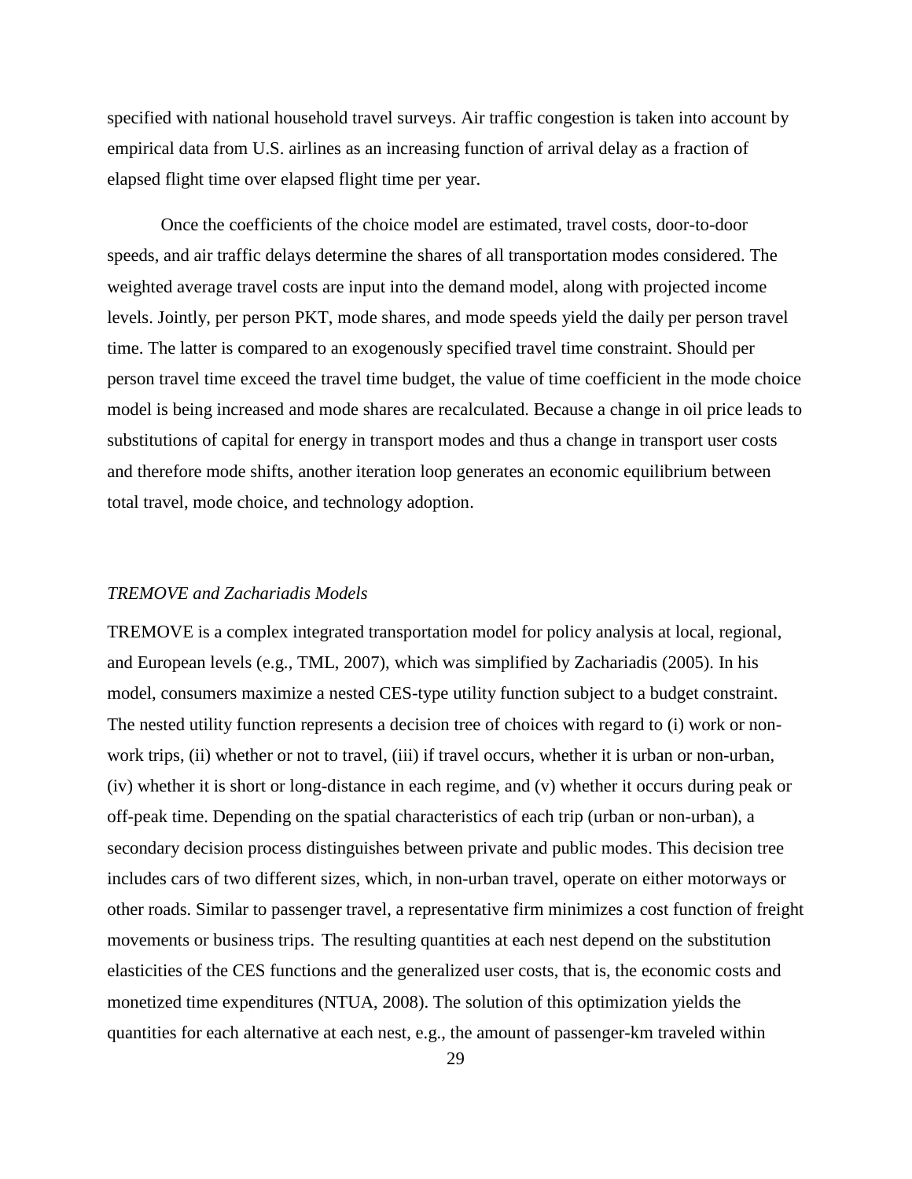specified with national household travel surveys. Air traffic congestion is taken into account by empirical data from U.S. airlines as an increasing function of arrival delay as a fraction of elapsed flight time over elapsed flight time per year.

Once the coefficients of the choice model are estimated, travel costs, door-to-door speeds, and air traffic delays determine the shares of all transportation modes considered. The weighted average travel costs are input into the demand model, along with projected income levels. Jointly, per person PKT, mode shares, and mode speeds yield the daily per person travel time. The latter is compared to an exogenously specified travel time constraint. Should per person travel time exceed the travel time budget, the value of time coefficient in the mode choice model is being increased and mode shares are recalculated. Because a change in oil price leads to substitutions of capital for energy in transport modes and thus a change in transport user costs and therefore mode shifts, another iteration loop generates an economic equilibrium between total travel, mode choice, and technology adoption.

### *TREMOVE and Zachariadis Models*

TREMOVE is a complex integrated transportation model for policy analysis at local, regional, and European levels (e.g., TML, 2007), which was simplified by Zachariadis (2005). In his model, consumers maximize a nested CES-type utility function subject to a budget constraint. The nested utility function represents a decision tree of choices with regard to (i) work or non-work trips, (ii) whether or not to travel, (iii) if travel occurs, whether it is urban or non-urban, (iv) whether it is short or long-distance in each regime, and (v) whether it occurs during peak or off-peak time. Depending on the spatial characteristics of each trip (urban or non-urban), a secondary decision process distinguishes between private and public modes. This decision tree includes cars of two different sizes, which, in non-urban travel, operate on either motorways or other roads. Similar to passenger travel, a representative firm minimizes a cost function of freight movements or business trips. The resulting quantities at each nest depend on the substitution elasticities of the CES functions and the generalized user costs, that is, the economic costs and monetized time expenditures (NTUA, 2008). The solution of this optimization yields the quantities for each alternative at each nest, e.g., the amount of passenger-km traveled within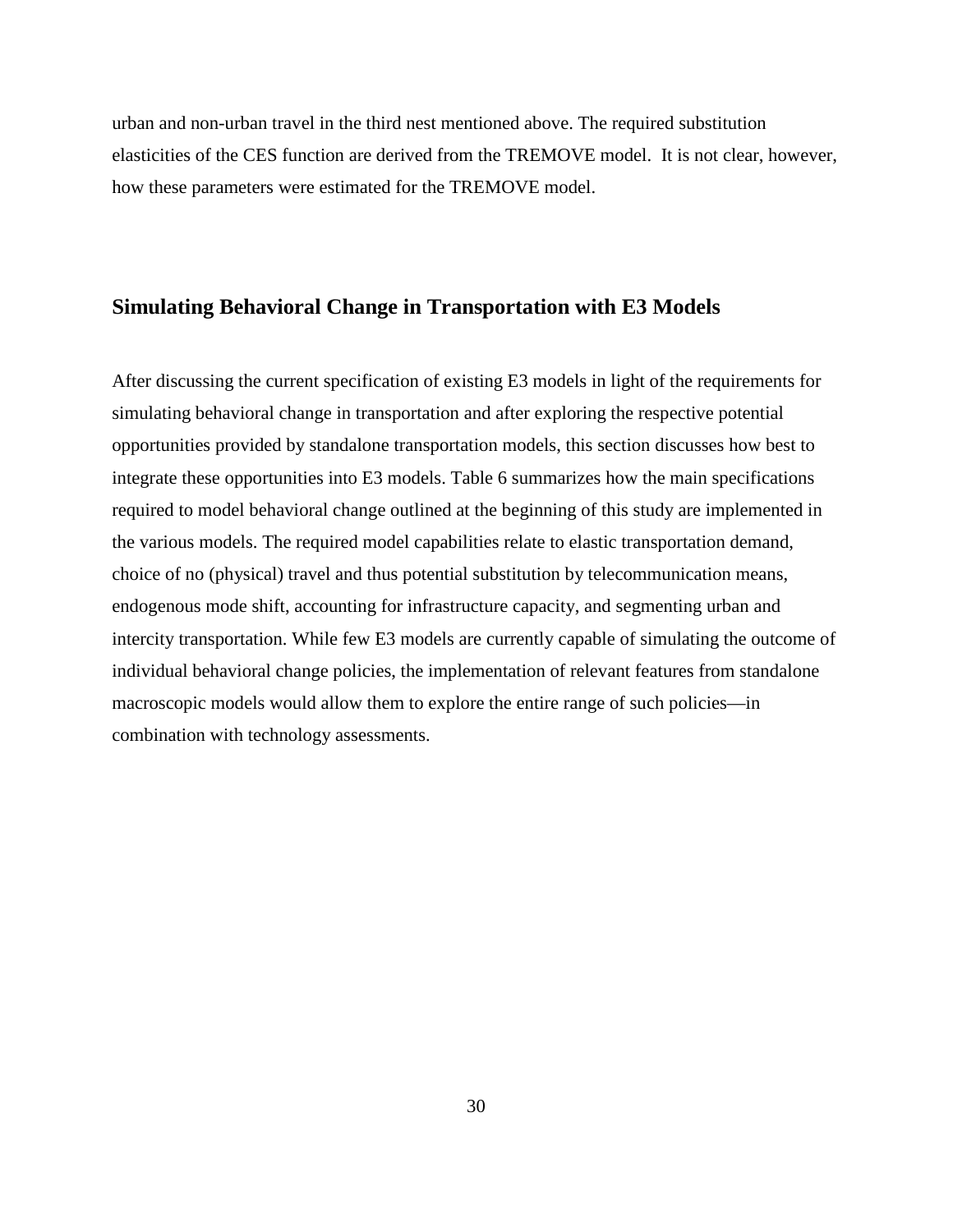urban and non-urban travel in the third nest mentioned above. The required substitution elasticities of the CES function are derived from the TREMOVE model. It is not clear, however, how these parameters were estimated for the TREMOVE model.

## Simulating Behavioral Change in Transportation with E3 Models

After discussing the current specification of existing E3 models in light of the requirements for simulating behavioral change in transportation and after exploring the respective potential opportunities provided by standalone transportation models, this section discusses how best to integrate these opportunities into E3 models. Table 6 summarizes how the main specifications required to model behavioral change outlined at the beginning of this study are implemented in the various models. The required model capabilities relate to elastic transportation demand, choice of no (physical) travel and thus potential substitution by telecommunication means, endogenous mode shift, accounting for infrastructure capacity, and segmenting urban and intercity transportation. While few E3 models are currently capable of simulating the outcome of individual behavioral change policies, the implementation of relevant features from standalone macroscopic models would allow them to explore the entire range of such policies—in combination with technology assessments.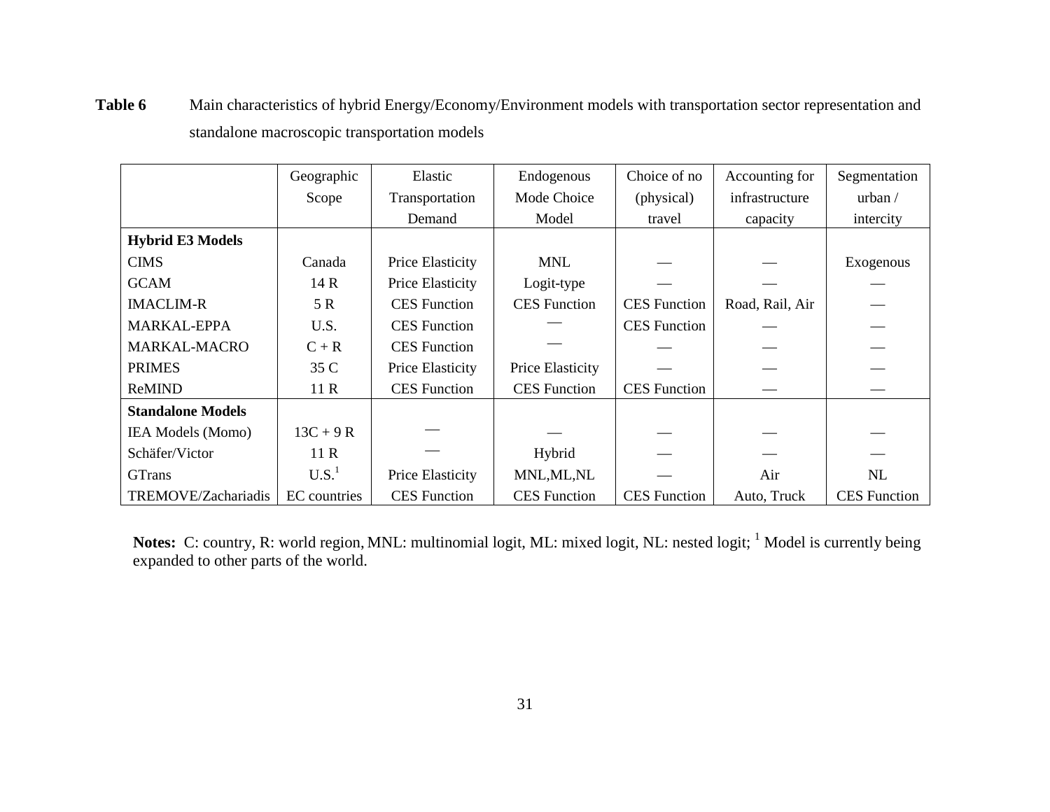**Table 6** Main characteristics of hybrid Energy/Economy/Environment models with transportation sector representation and standalone macroscopic transportation models

| | Geographic Scope | Elastic Transportation Demand | Endogenous Mode Choice Model | Choice of no (physical) travel | Accounting for infrastructure capacity | Segmentation urban / intercity |
|---|---|---|---|---|---|---|
| **Hybrid E3 Models** | | | | | | |
| CIMS | Canada | Price Elasticity | MNL | — | — | Exogenous |
| GCAM | 14 R | Price Elasticity | Logit-type | — | — | — |
| IMACLIM-R | 5 R | CES Function | CES Function | CES Function | Road, Rail, Air | — |
| MARKAL-EPPA | U.S. | CES Function | — | CES Function | — | — |
| MARKAL-MACRO | C + R | CES Function | — | — | — | — |
| PRIMES | 35 C | Price Elasticity | Price Elasticity | — | — | — |
| ReMIND | 11 R | CES Function | CES Function | CES Function | — | — |
| **Standalone Models** | | | | | | |
| IEA Models (Momo) | 13C + 9 R | — | — | — | — | — |
| Schäfer/Victor | 11 R | — | Hybrid | — | — | — |
| GTrans | U.S.[1] | Price Elasticity | MNL,ML,NL | — | Air | NL |
| TREMOVE/Zachariadis | EC countries | CES Function | CES Function | CES Function | Auto, Truck | CES Function |

**Notes:** C: country, R: world region, MNL: multinomial logit, ML: mixed logit, NL: nested logit; [1] Model is currently being expanded to other parts of the world.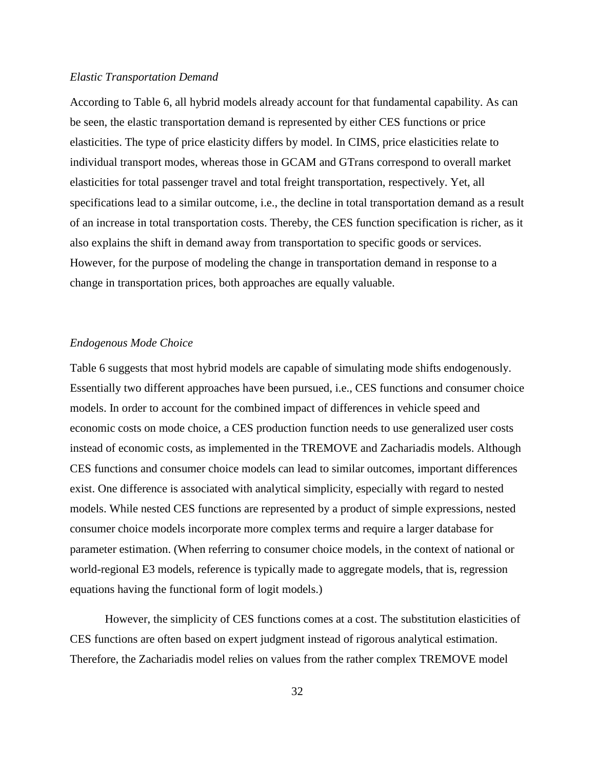*Elastic Transportation Demand*

According to Table 6, all hybrid models already account for that fundamental capability. As can be seen, the elastic transportation demand is represented by either CES functions or price elasticities. The type of price elasticity differs by model. In CIMS, price elasticities relate to individual transport modes, whereas those in GCAM and GTrans correspond to overall market elasticities for total passenger travel and total freight transportation, respectively. Yet, all specifications lead to a similar outcome, i.e., the decline in total transportation demand as a result of an increase in total transportation costs. Thereby, the CES function specification is richer, as it also explains the shift in demand away from transportation to specific goods or services. However, for the purpose of modeling the change in transportation demand in response to a change in transportation prices, both approaches are equally valuable.

*Endogenous Mode Choice*

Table 6 suggests that most hybrid models are capable of simulating mode shifts endogenously. Essentially two different approaches have been pursued, i.e., CES functions and consumer choice models. In order to account for the combined impact of differences in vehicle speed and economic costs on mode choice, a CES production function needs to use generalized user costs instead of economic costs, as implemented in the TREMOVE and Zachariadis models. Although CES functions and consumer choice models can lead to similar outcomes, important differences exist. One difference is associated with analytical simplicity, especially with regard to nested models. While nested CES functions are represented by a product of simple expressions, nested consumer choice models incorporate more complex terms and require a larger database for parameter estimation. (When referring to consumer choice models, in the context of national or world-regional E3 models, reference is typically made to aggregate models, that is, regression equations having the functional form of logit models.)

However, the simplicity of CES functions comes at a cost. The substitution elasticities of CES functions are often based on expert judgment instead of rigorous analytical estimation. Therefore, the Zachariadis model relies on values from the rather complex TREMOVE model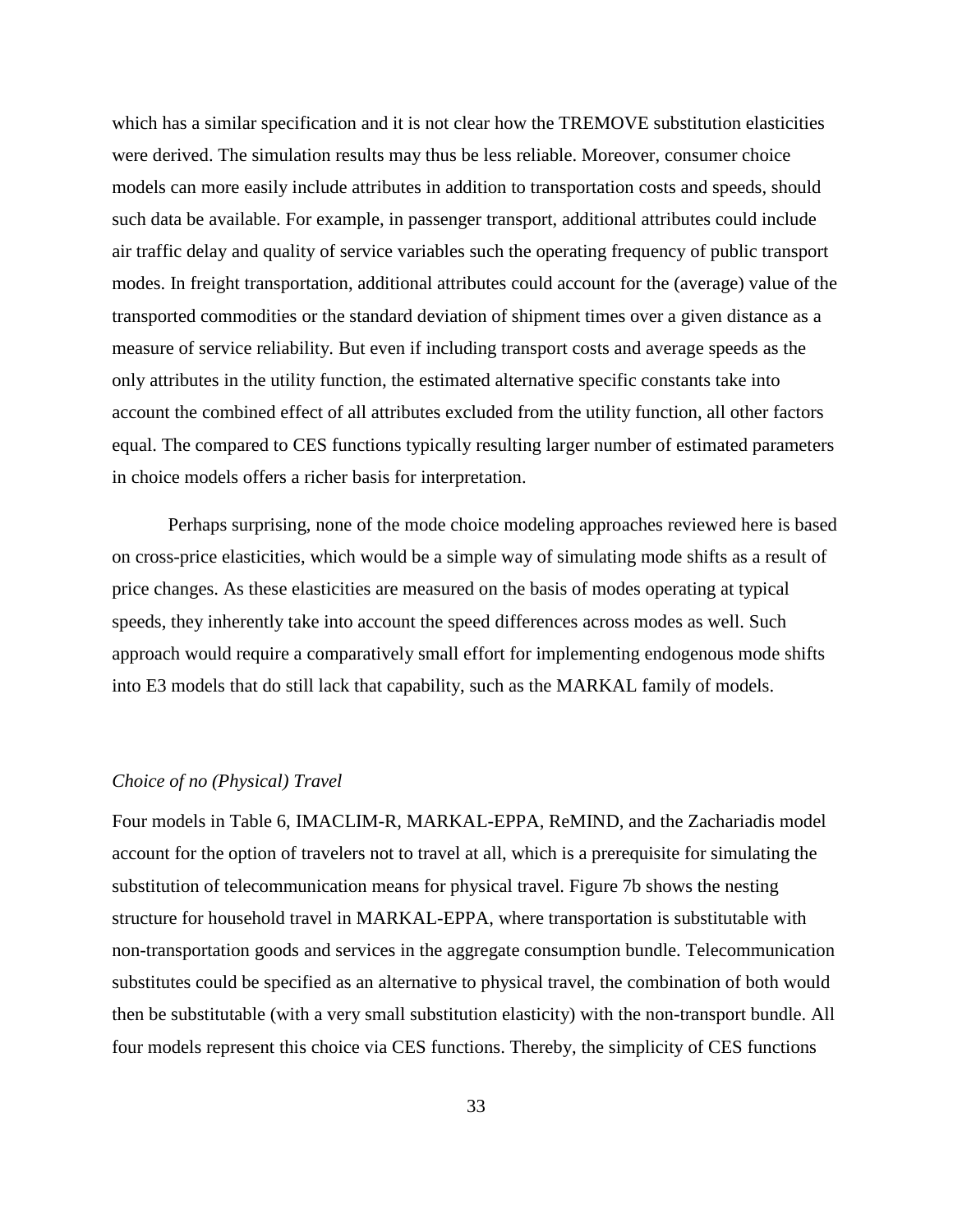which has a similar specification and it is not clear how the TREMOVE substitution elasticities were derived. The simulation results may thus be less reliable. Moreover, consumer choice models can more easily include attributes in addition to transportation costs and speeds, should such data be available. For example, in passenger transport, additional attributes could include air traffic delay and quality of service variables such the operating frequency of public transport modes. In freight transportation, additional attributes could account for the (average) value of the transported commodities or the standard deviation of shipment times over a given distance as a measure of service reliability. But even if including transport costs and average speeds as the only attributes in the utility function, the estimated alternative specific constants take into account the combined effect of all attributes excluded from the utility function, all other factors equal. The compared to CES functions typically resulting larger number of estimated parameters in choice models offers a richer basis for interpretation.

Perhaps surprising, none of the mode choice modeling approaches reviewed here is based on cross-price elasticities, which would be a simple way of simulating mode shifts as a result of price changes. As these elasticities are measured on the basis of modes operating at typical speeds, they inherently take into account the speed differences across modes as well. Such approach would require a comparatively small effort for implementing endogenous mode shifts into E3 models that do still lack that capability, such as the MARKAL family of models.

*Choice of no (Physical) Travel*

Four models in Table 6, IMACLIM-R, MARKAL-EPPA, ReMIND, and the Zachariadis model account for the option of travelers not to travel at all, which is a prerequisite for simulating the substitution of telecommunication means for physical travel. Figure 7b shows the nesting structure for household travel in MARKAL-EPPA, where transportation is substitutable with non-transportation goods and services in the aggregate consumption bundle. Telecommunication substitutes could be specified as an alternative to physical travel, the combination of both would then be substitutable (with a very small substitution elasticity) with the non-transport bundle. All four models represent this choice via CES functions. Thereby, the simplicity of CES functions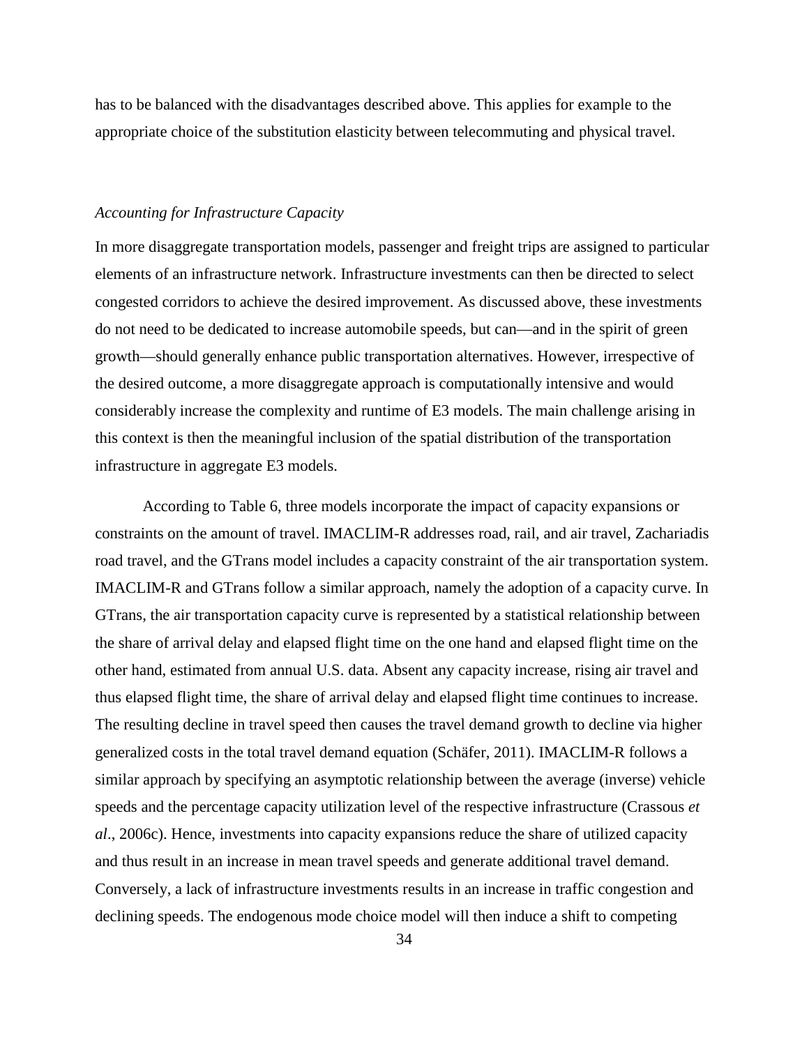has to be balanced with the disadvantages described above. This applies for example to the appropriate choice of the substitution elasticity between telecommuting and physical travel.

*Accounting for Infrastructure Capacity*

In more disaggregate transportation models, passenger and freight trips are assigned to particular elements of an infrastructure network. Infrastructure investments can then be directed to select congested corridors to achieve the desired improvement. As discussed above, these investments do not need to be dedicated to increase automobile speeds, but can—and in the spirit of green growth—should generally enhance public transportation alternatives. However, irrespective of the desired outcome, a more disaggregate approach is computationally intensive and would considerably increase the complexity and runtime of E3 models. The main challenge arising in this context is then the meaningful inclusion of the spatial distribution of the transportation infrastructure in aggregate E3 models.

According to Table 6, three models incorporate the impact of capacity expansions or constraints on the amount of travel. IMACLIM-R addresses road, rail, and air travel, Zachariadis road travel, and the GTrans model includes a capacity constraint of the air transportation system. IMACLIM-R and GTrans follow a similar approach, namely the adoption of a capacity curve. In GTrans, the air transportation capacity curve is represented by a statistical relationship between the share of arrival delay and elapsed flight time on the one hand and elapsed flight time on the other hand, estimated from annual U.S. data. Absent any capacity increase, rising air travel and thus elapsed flight time, the share of arrival delay and elapsed flight time continues to increase. The resulting decline in travel speed then causes the travel demand growth to decline via higher generalized costs in the total travel demand equation (Schäfer, 2011). IMACLIM-R follows a similar approach by specifying an asymptotic relationship between the average (inverse) vehicle speeds and the percentage capacity utilization level of the respective infrastructure (Crassous *et al*., 2006c). Hence, investments into capacity expansions reduce the share of utilized capacity and thus result in an increase in mean travel speeds and generate additional travel demand. Conversely, a lack of infrastructure investments results in an increase in traffic congestion and declining speeds. The endogenous mode choice model will then induce a shift to competing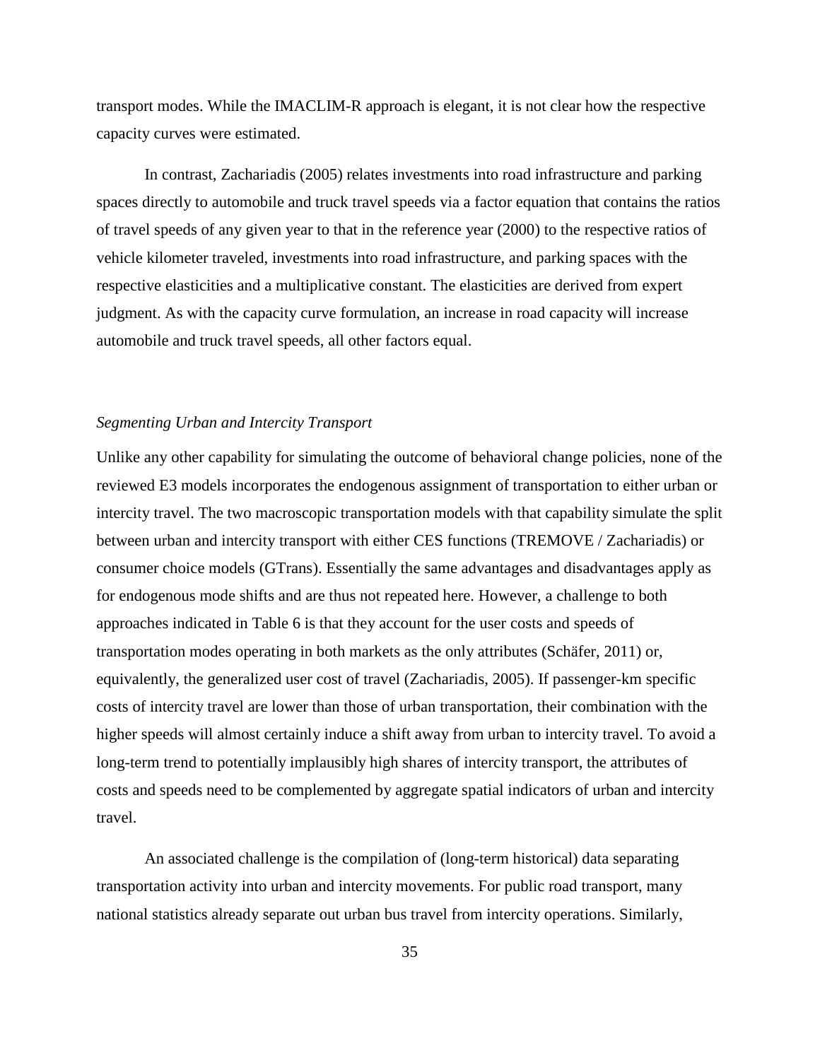transport modes. While the IMACLIM-R approach is elegant, it is not clear how the respective capacity curves were estimated.

In contrast, Zachariadis (2005) relates investments into road infrastructure and parking spaces directly to automobile and truck travel speeds via a factor equation that contains the ratios of travel speeds of any given year to that in the reference year (2000) to the respective ratios of vehicle kilometer traveled, investments into road infrastructure, and parking spaces with the respective elasticities and a multiplicative constant. The elasticities are derived from expert judgment. As with the capacity curve formulation, an increase in road capacity will increase automobile and truck travel speeds, all other factors equal.

### *Segmenting Urban and Intercity Transport*

Unlike any other capability for simulating the outcome of behavioral change policies, none of the reviewed E3 models incorporates the endogenous assignment of transportation to either urban or intercity travel. The two macroscopic transportation models with that capability simulate the split between urban and intercity transport with either CES functions (TREMOVE / Zachariadis) or consumer choice models (GTrans). Essentially the same advantages and disadvantages apply as for endogenous mode shifts and are thus not repeated here. However, a challenge to both approaches indicated in Table 6 is that they account for the user costs and speeds of transportation modes operating in both markets as the only attributes (Schäfer, 2011) or, equivalently, the generalized user cost of travel (Zachariadis, 2005). If passenger-km specific costs of intercity travel are lower than those of urban transportation, their combination with the higher speeds will almost certainly induce a shift away from urban to intercity travel. To avoid a long-term trend to potentially implausibly high shares of intercity transport, the attributes of costs and speeds need to be complemented by aggregate spatial indicators of urban and intercity travel.

An associated challenge is the compilation of (long-term historical) data separating transportation activity into urban and intercity movements. For public road transport, many national statistics already separate out urban bus travel from intercity operations. Similarly,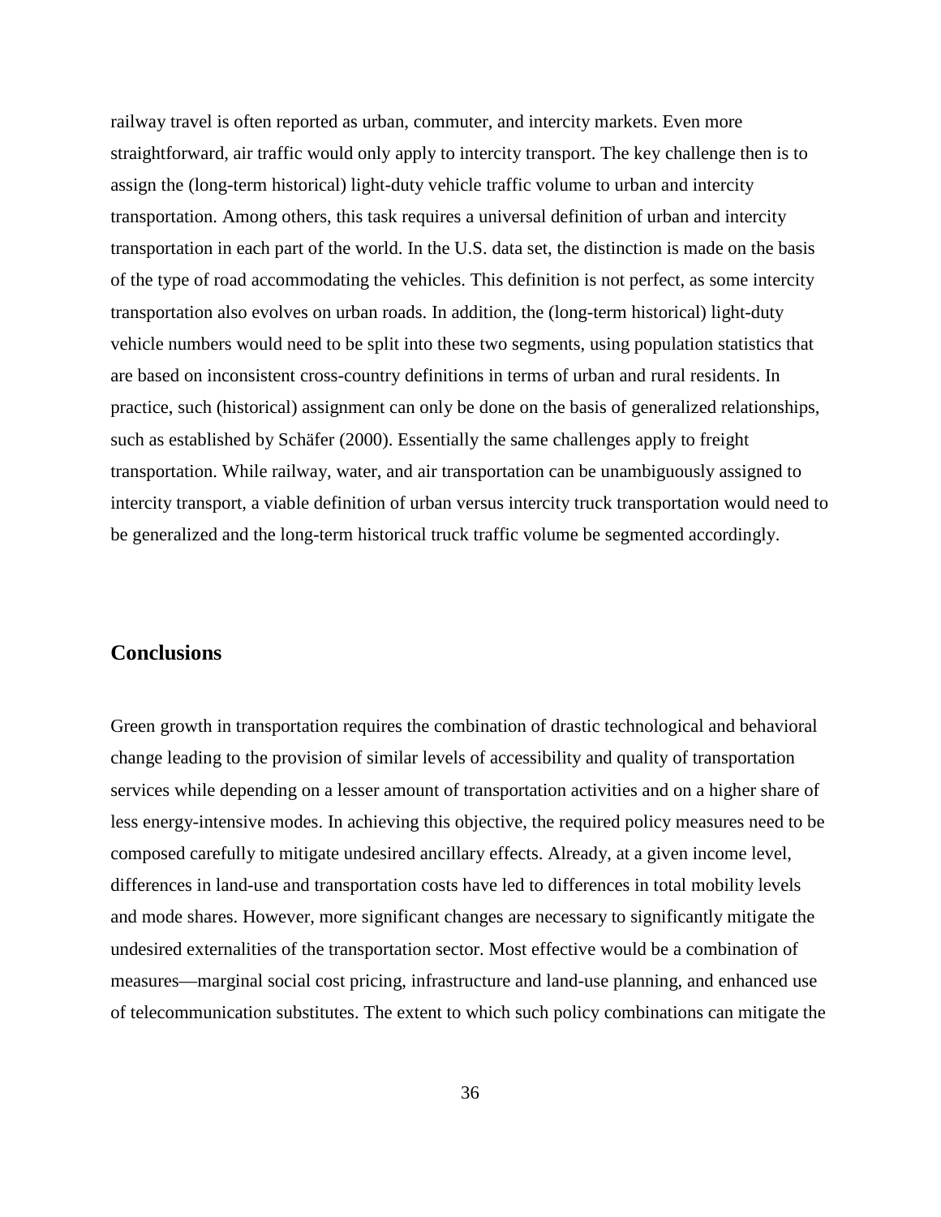railway travel is often reported as urban, commuter, and intercity markets. Even more straightforward, air traffic would only apply to intercity transport. The key challenge then is to assign the (long-term historical) light-duty vehicle traffic volume to urban and intercity transportation. Among others, this task requires a universal definition of urban and intercity transportation in each part of the world. In the U.S. data set, the distinction is made on the basis of the type of road accommodating the vehicles. This definition is not perfect, as some intercity transportation also evolves on urban roads. In addition, the (long-term historical) light-duty vehicle numbers would need to be split into these two segments, using population statistics that are based on inconsistent cross-country definitions in terms of urban and rural residents. In practice, such (historical) assignment can only be done on the basis of generalized relationships, such as established by Schäfer (2000). Essentially the same challenges apply to freight transportation. While railway, water, and air transportation can be unambiguously assigned to intercity transport, a viable definition of urban versus intercity truck transportation would need to be generalized and the long-term historical truck traffic volume be segmented accordingly.

## Conclusions

Green growth in transportation requires the combination of drastic technological and behavioral change leading to the provision of similar levels of accessibility and quality of transportation services while depending on a lesser amount of transportation activities and on a higher share of less energy-intensive modes. In achieving this objective, the required policy measures need to be composed carefully to mitigate undesired ancillary effects. Already, at a given income level, differences in land-use and transportation costs have led to differences in total mobility levels and mode shares. However, more significant changes are necessary to significantly mitigate the undesired externalities of the transportation sector. Most effective would be a combination of measures—marginal social cost pricing, infrastructure and land-use planning, and enhanced use of telecommunication substitutes. The extent to which such policy combinations can mitigate the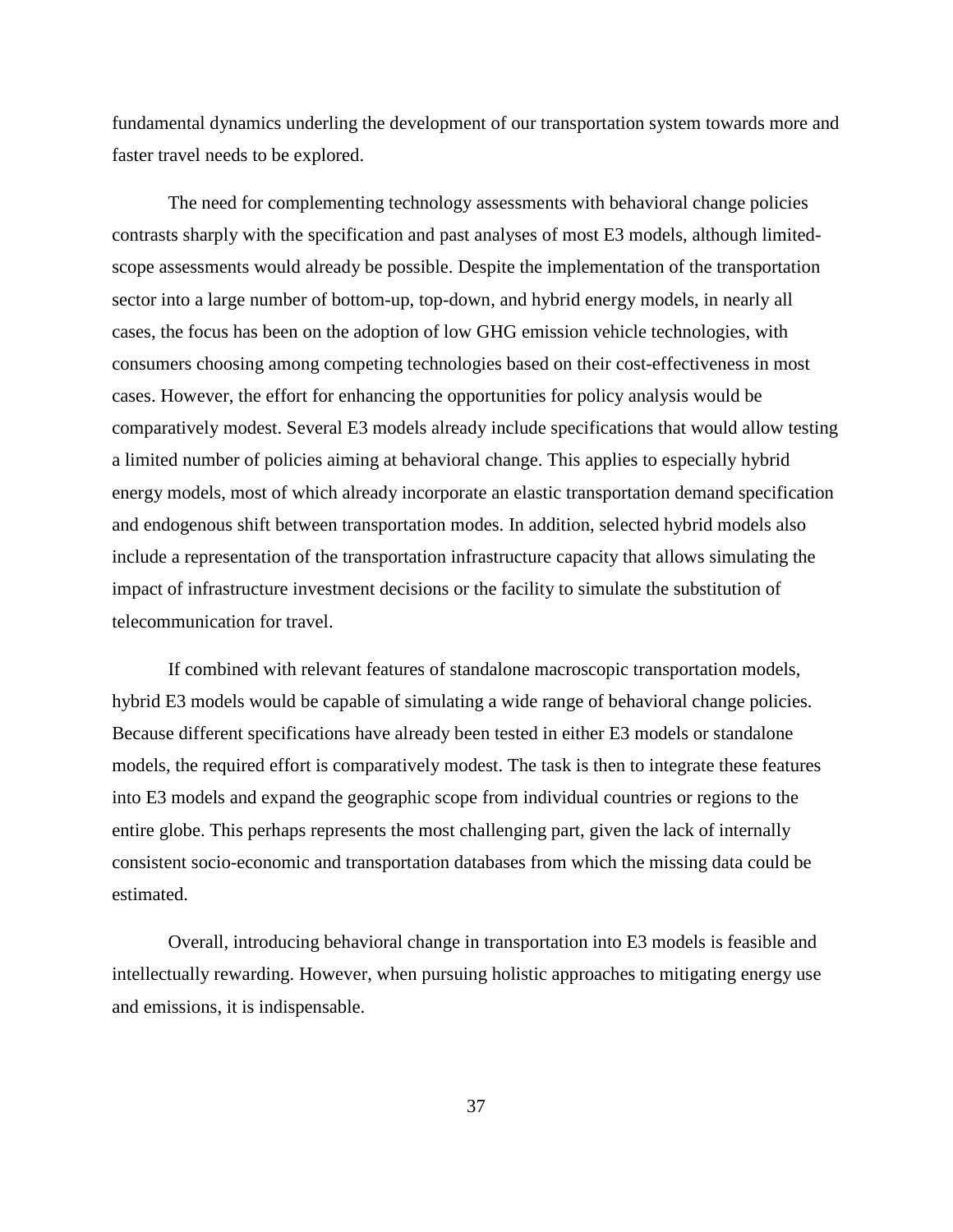fundamental dynamics underling the development of our transportation system towards more and faster travel needs to be explored.

The need for complementing technology assessments with behavioral change policies contrasts sharply with the specification and past analyses of most E3 models, although limited-scope assessments would already be possible. Despite the implementation of the transportation sector into a large number of bottom-up, top-down, and hybrid energy models, in nearly all cases, the focus has been on the adoption of low GHG emission vehicle technologies, with consumers choosing among competing technologies based on their cost-effectiveness in most cases. However, the effort for enhancing the opportunities for policy analysis would be comparatively modest. Several E3 models already include specifications that would allow testing a limited number of policies aiming at behavioral change. This applies to especially hybrid energy models, most of which already incorporate an elastic transportation demand specification and endogenous shift between transportation modes. In addition, selected hybrid models also include a representation of the transportation infrastructure capacity that allows simulating the impact of infrastructure investment decisions or the facility to simulate the substitution of telecommunication for travel.

If combined with relevant features of standalone macroscopic transportation models, hybrid E3 models would be capable of simulating a wide range of behavioral change policies. Because different specifications have already been tested in either E3 models or standalone models, the required effort is comparatively modest. The task is then to integrate these features into E3 models and expand the geographic scope from individual countries or regions to the entire globe. This perhaps represents the most challenging part, given the lack of internally consistent socio-economic and transportation databases from which the missing data could be estimated.

Overall, introducing behavioral change in transportation into E3 models is feasible and intellectually rewarding. However, when pursuing holistic approaches to mitigating energy use and emissions, it is indispensable.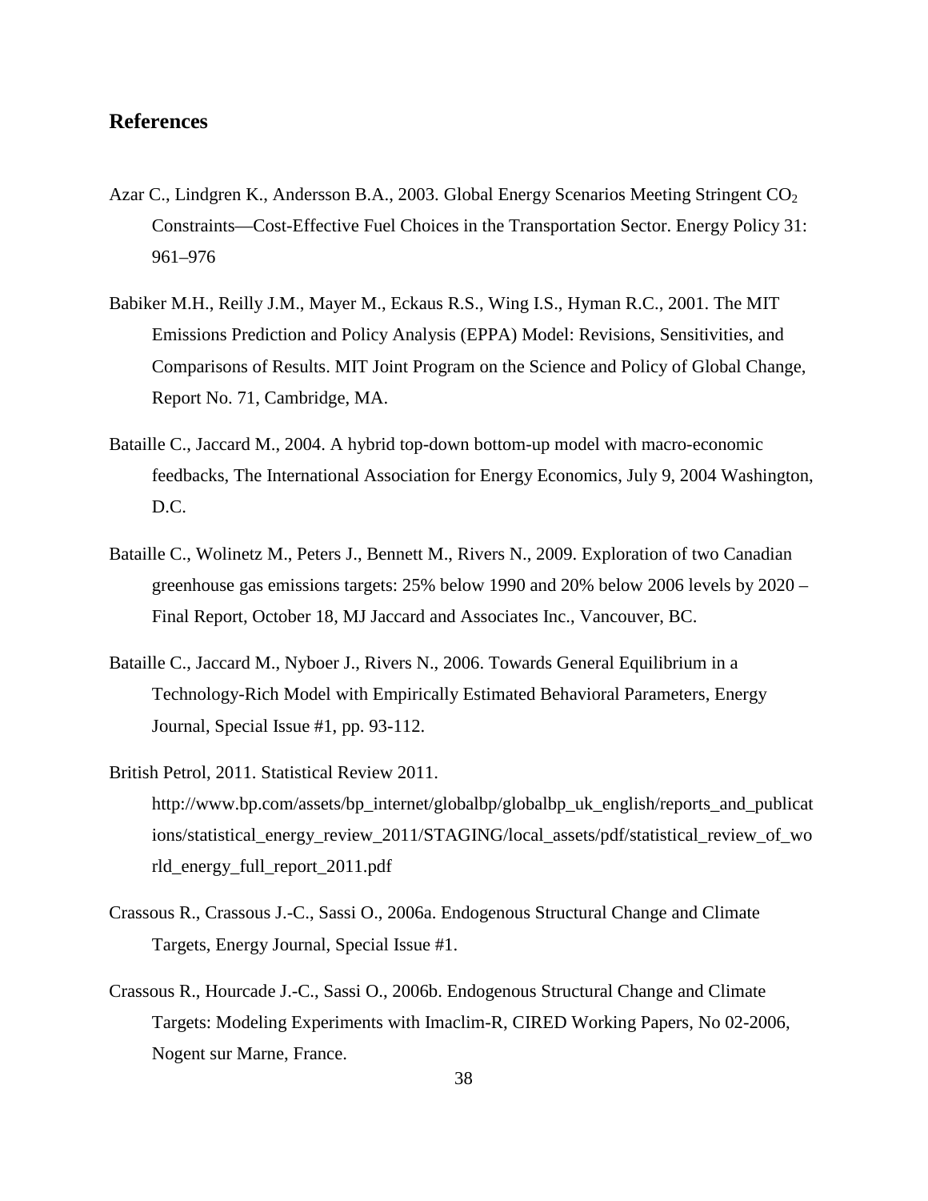## References

Azar C., Lindgren K., Andersson B.A., 2003. Global Energy Scenarios Meeting Stringent $CO_2$ Constraints—Cost-Effective Fuel Choices in the Transportation Sector. Energy Policy 31: 961–976

Babiker M.H., Reilly J.M., Mayer M., Eckaus R.S., Wing I.S., Hyman R.C., 2001. The MIT Emissions Prediction and Policy Analysis (EPPA) Model: Revisions, Sensitivities, and Comparisons of Results. MIT Joint Program on the Science and Policy of Global Change, Report No. 71, Cambridge, MA.

Bataille C., Jaccard M., 2004. A hybrid top-down bottom-up model with macro-economic feedbacks, The International Association for Energy Economics, July 9, 2004 Washington, D.C.

Bataille C., Wolinetz M., Peters J., Bennett M., Rivers N., 2009. Exploration of two Canadian greenhouse gas emissions targets: 25% below 1990 and 20% below 2006 levels by 2020 – Final Report, October 18, MJ Jaccard and Associates Inc., Vancouver, BC.

Bataille C., Jaccard M., Nyboer J., Rivers N., 2006. Towards General Equilibrium in a Technology-Rich Model with Empirically Estimated Behavioral Parameters, Energy Journal, Special Issue #1, pp. 93-112.

British Petrol, 2011. Statistical Review 2011. http://www.bp.com/assets/bp_internet/globalbp/globalbp_uk_english/reports_and_publications/statistical_energy_review_2011/STAGING/local_assets/pdf/statistical_review_of_world_energy_full_report_2011.pdf

Crassous R., Crassous J.-C., Sassi O., 2006a. Endogenous Structural Change and Climate Targets, Energy Journal, Special Issue #1.

Crassous R., Hourcade J.-C., Sassi O., 2006b. Endogenous Structural Change and Climate Targets: Modeling Experiments with Imaclim-R, CIRED Working Papers, No 02-2006, Nogent sur Marne, France.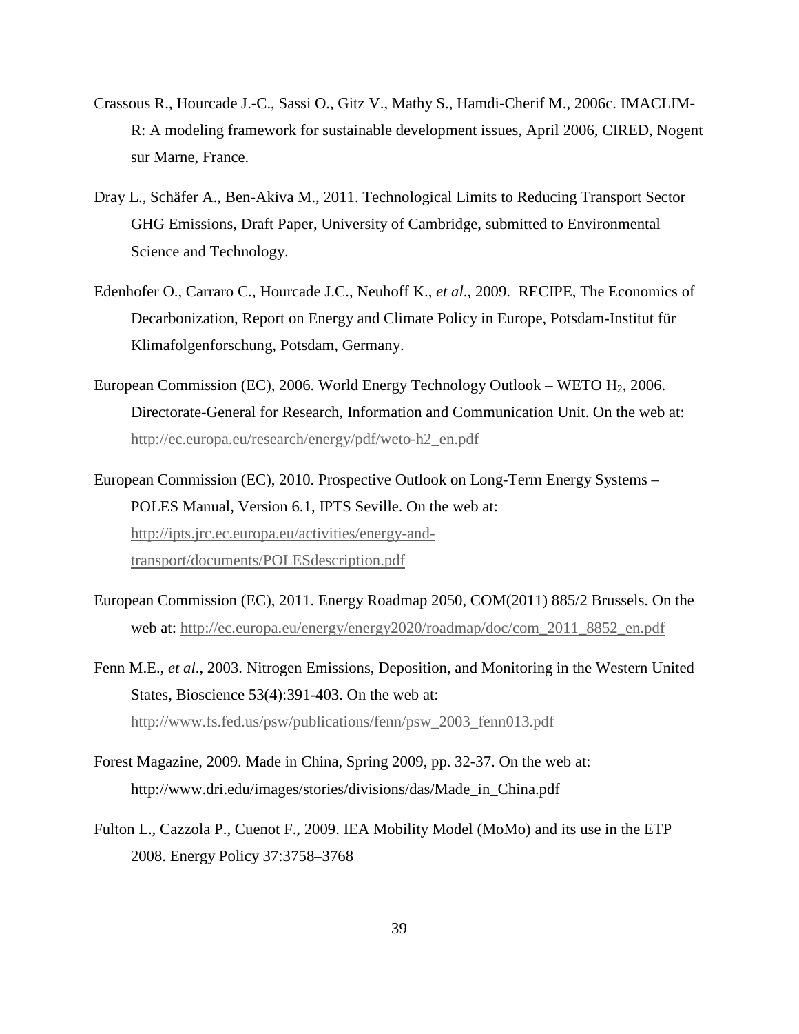Crassous R., Hourcade J.-C., Sassi O., Gitz V., Mathy S., Hamdi-Cherif M., 2006c. IMACLIM-R: A modeling framework for sustainable development issues, April 2006, CIRED, Nogent sur Marne, France.

Dray L., Schäfer A., Ben-Akiva M., 2011. Technological Limits to Reducing Transport Sector GHG Emissions, Draft Paper, University of Cambridge, submitted to Environmental Science and Technology.

Edenhofer O., Carraro C., Hourcade J.C., Neuhoff K., *et al*., 2009. RECIPE, The Economics of Decarbonization, Report on Energy and Climate Policy in Europe, Potsdam-Institut für Klimafolgenforschung, Potsdam, Germany.

European Commission (EC), 2006. World Energy Technology Outlook – WETO $H_2$, 2006. Directorate-General for Research, Information and Communication Unit. On the web at: http://ec.europa.eu/research/energy/pdf/weto-h2_en.pdf

European Commission (EC), 2010. Prospective Outlook on Long-Term Energy Systems – POLES Manual, Version 6.1, IPTS Seville. On the web at: http://ipts.jrc.ec.europa.eu/activities/energy-and-transport/documents/POLESdescription.pdf

European Commission (EC), 2011. Energy Roadmap 2050, COM(2011) 885/2 Brussels. On the web at: http://ec.europa.eu/energy/energy2020/roadmap/doc/com_2011_8852_en.pdf

Fenn M.E., *et al*., 2003. Nitrogen Emissions, Deposition, and Monitoring in the Western United States, Bioscience 53(4):391-403. On the web at: http://www.fs.fed.us/psw/publications/fenn/psw_2003_fenn013.pdf

Forest Magazine, 2009. Made in China, Spring 2009, pp. 32-37. On the web at: http://www.dri.edu/images/stories/divisions/das/Made_in_China.pdf

Fulton L., Cazzola P., Cuenot F., 2009. IEA Mobility Model (MoMo) and its use in the ETP 2008. Energy Policy 37:3758–3768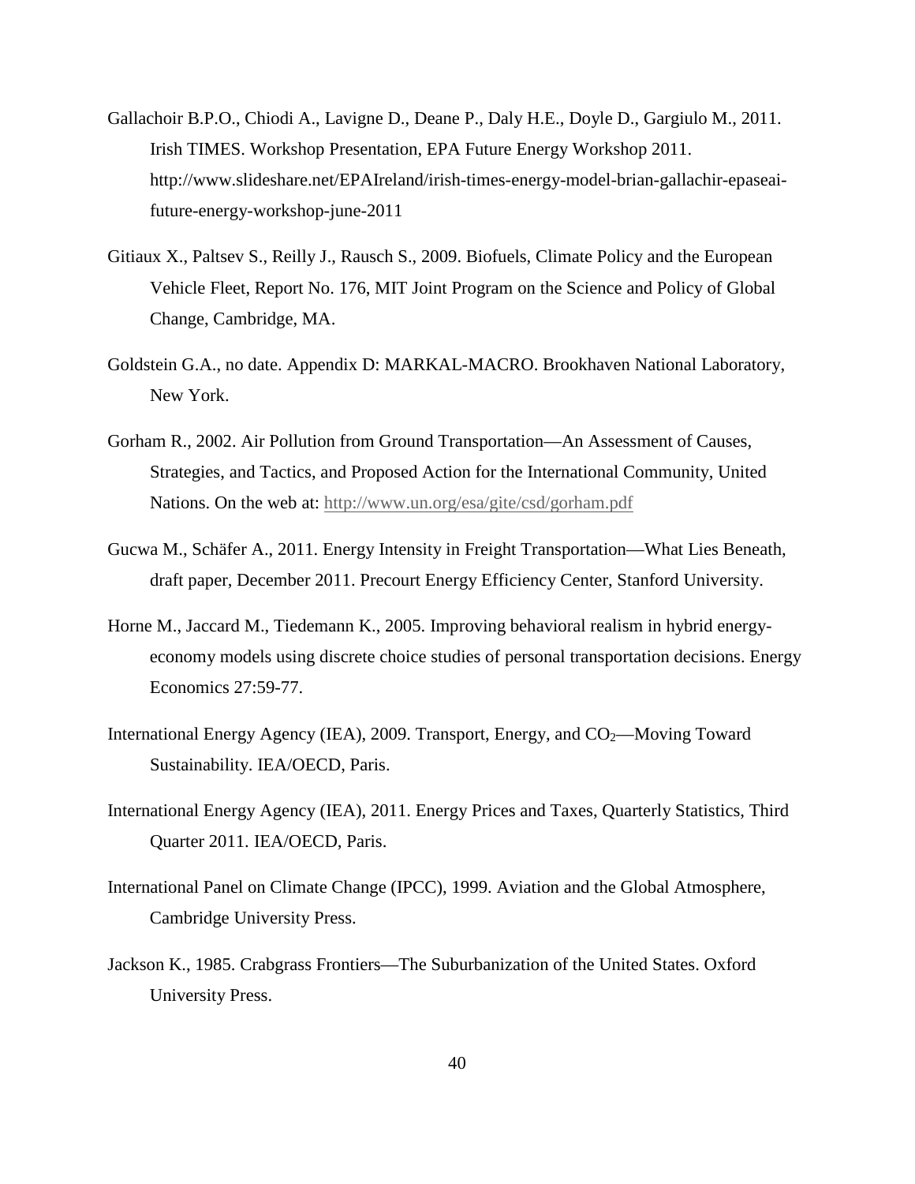Gallachoir B.P.O., Chiodi A., Lavigne D., Deane P., Daly H.E., Doyle D., Gargiulo M., 2011. Irish TIMES. Workshop Presentation, EPA Future Energy Workshop 2011. http://www.slideshare.net/EPAIreland/irish-times-energy-model-brian-gallachir-epaseai-future-energy-workshop-june-2011

Gitiaux X., Paltsev S., Reilly J., Rausch S., 2009. Biofuels, Climate Policy and the European Vehicle Fleet, Report No. 176, MIT Joint Program on the Science and Policy of Global Change, Cambridge, MA.

Goldstein G.A., no date. Appendix D: MARKAL-MACRO. Brookhaven National Laboratory, New York.

Gorham R., 2002. Air Pollution from Ground Transportation—An Assessment of Causes, Strategies, and Tactics, and Proposed Action for the International Community, United Nations. On the web at: http://www.un.org/esa/gite/csd/gorham.pdf

Gucwa M., Schäfer A., 2011. Energy Intensity in Freight Transportation—What Lies Beneath, draft paper, December 2011. Precourt Energy Efficiency Center, Stanford University.

Horne M., Jaccard M., Tiedemann K., 2005. Improving behavioral realism in hybrid energy-economy models using discrete choice studies of personal transportation decisions. Energy Economics 27:59-77.

International Energy Agency (IEA), 2009. Transport, Energy, and $CO_2$—Moving Toward Sustainability. IEA/OECD, Paris.

International Energy Agency (IEA), 2011. Energy Prices and Taxes, Quarterly Statistics, Third Quarter 2011. IEA/OECD, Paris.

International Panel on Climate Change (IPCC), 1999. Aviation and the Global Atmosphere, Cambridge University Press.

Jackson K., 1985. Crabgrass Frontiers—The Suburbanization of the United States. Oxford University Press.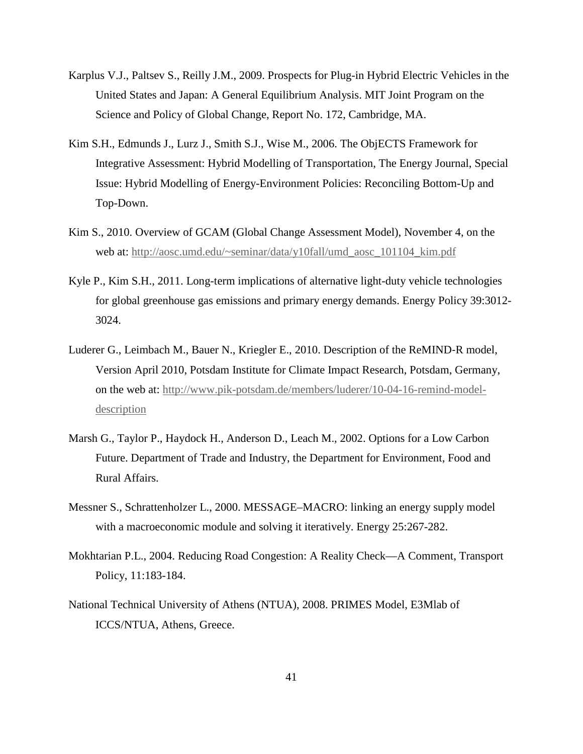Karplus V.J., Paltsev S., Reilly J.M., 2009. Prospects for Plug-in Hybrid Electric Vehicles in the United States and Japan: A General Equilibrium Analysis. MIT Joint Program on the Science and Policy of Global Change, Report No. 172, Cambridge, MA.

Kim S.H., Edmunds J., Lurz J., Smith S.J., Wise M., 2006. The ObjECTS Framework for Integrative Assessment: Hybrid Modelling of Transportation, The Energy Journal, Special Issue: Hybrid Modelling of Energy-Environment Policies: Reconciling Bottom-Up and Top-Down.

Kim S., 2010. Overview of GCAM (Global Change Assessment Model), November 4, on the web at: http://aosc.umd.edu/~seminar/data/y10fall/umd_aosc_101104_kim.pdf

Kyle P., Kim S.H., 2011. Long-term implications of alternative light-duty vehicle technologies for global greenhouse gas emissions and primary energy demands. Energy Policy 39:3012-3024.

Luderer G., Leimbach M., Bauer N., Kriegler E., 2010. Description of the ReMIND-R model, Version April 2010, Potsdam Institute for Climate Impact Research, Potsdam, Germany, on the web at: http://www.pik-potsdam.de/members/luderer/10-04-16-remind-model-description

Marsh G., Taylor P., Haydock H., Anderson D., Leach M., 2002. Options for a Low Carbon Future. Department of Trade and Industry, the Department for Environment, Food and Rural Affairs.

Messner S., Schrattenholzer L., 2000. MESSAGE–MACRO: linking an energy supply model with a macroeconomic module and solving it iteratively. Energy 25:267-282.

Mokhtarian P.L., 2004. Reducing Road Congestion: A Reality Check—A Comment, Transport Policy, 11:183-184.

National Technical University of Athens (NTUA), 2008. PRIMES Model, E3Mlab of ICCS/NTUA, Athens, Greece.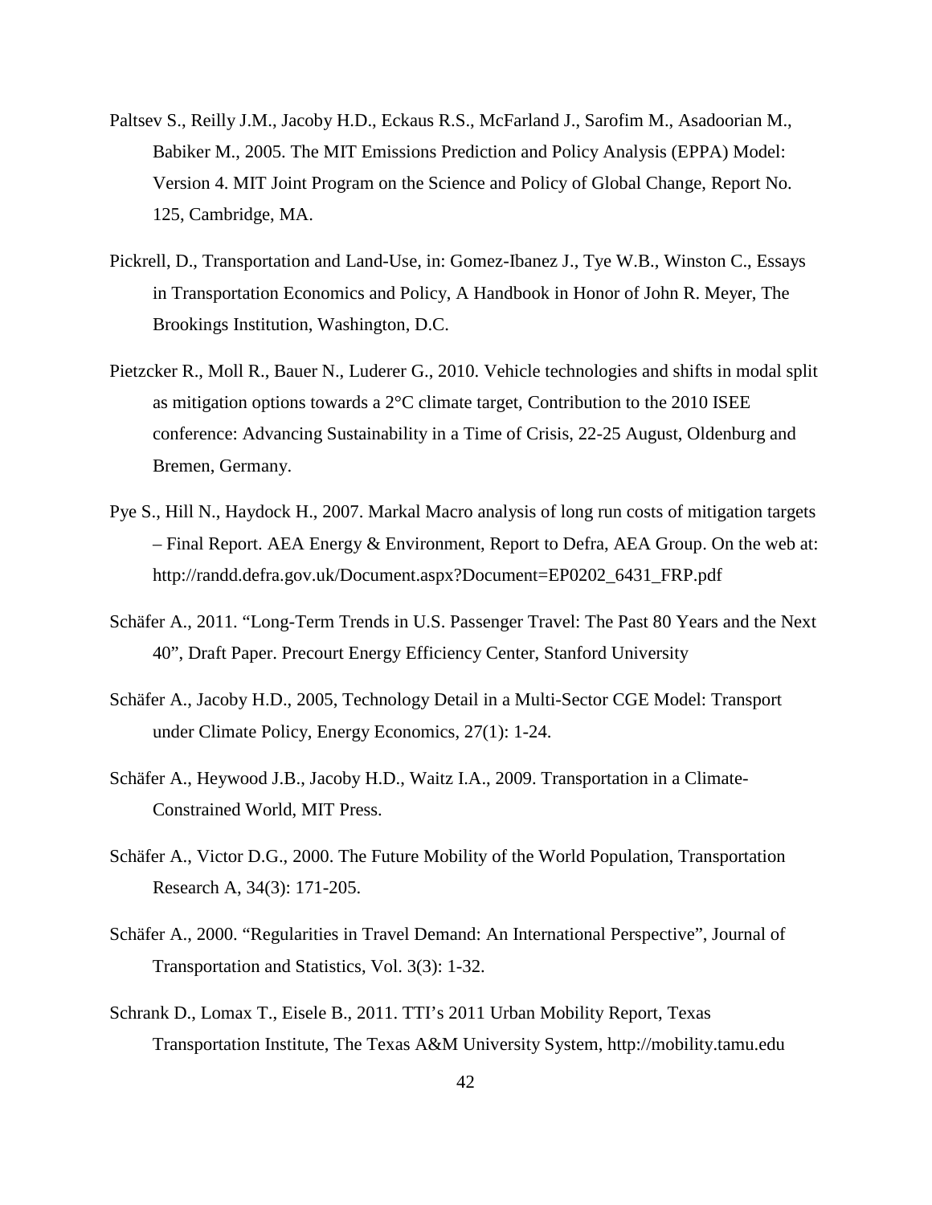Paltsev S., Reilly J.M., Jacoby H.D., Eckaus R.S., McFarland J., Sarofim M., Asadoorian M., Babiker M., 2005. The MIT Emissions Prediction and Policy Analysis (EPPA) Model: Version 4. MIT Joint Program on the Science and Policy of Global Change, Report No. 125, Cambridge, MA.

Pickrell, D., Transportation and Land-Use, in: Gomez-Ibanez J., Tye W.B., Winston C., Essays in Transportation Economics and Policy, A Handbook in Honor of John R. Meyer, The Brookings Institution, Washington, D.C.

Pietzcker R., Moll R., Bauer N., Luderer G., 2010. Vehicle technologies and shifts in modal split as mitigation options towards a 2°C climate target, Contribution to the 2010 ISEE conference: Advancing Sustainability in a Time of Crisis, 22-25 August, Oldenburg and Bremen, Germany.

Pye S., Hill N., Haydock H., 2007. Markal Macro analysis of long run costs of mitigation targets – Final Report. AEA Energy & Environment, Report to Defra, AEA Group. On the web at: http://randd.defra.gov.uk/Document.aspx?Document=EP0202_6431_FRP.pdf

Schäfer A., 2011. "Long-Term Trends in U.S. Passenger Travel: The Past 80 Years and the Next 40", Draft Paper. Precourt Energy Efficiency Center, Stanford University

Schäfer A., Jacoby H.D., 2005, Technology Detail in a Multi-Sector CGE Model: Transport under Climate Policy, Energy Economics, 27(1): 1-24.

Schäfer A., Heywood J.B., Jacoby H.D., Waitz I.A., 2009. Transportation in a Climate-Constrained World, MIT Press.

Schäfer A., Victor D.G., 2000. The Future Mobility of the World Population, Transportation Research A, 34(3): 171-205.

Schäfer A., 2000. "Regularities in Travel Demand: An International Perspective", Journal of Transportation and Statistics, Vol. 3(3): 1-32.

Schrank D., Lomax T., Eisele B., 2011. TTI's 2011 Urban Mobility Report, Texas Transportation Institute, The Texas A&M University System, http://mobility.tamu.edu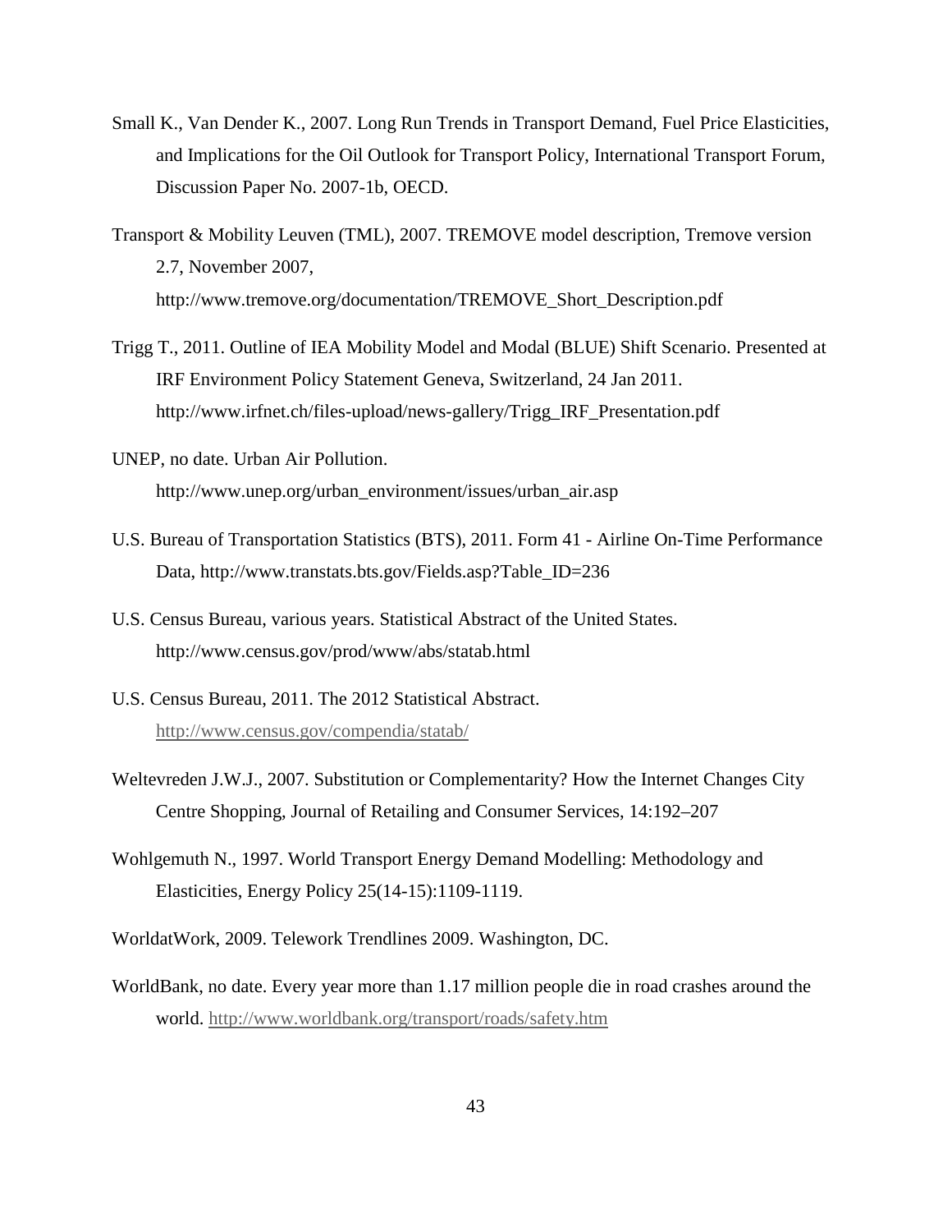Small K., Van Dender K., 2007. Long Run Trends in Transport Demand, Fuel Price Elasticities, and Implications for the Oil Outlook for Transport Policy, International Transport Forum, Discussion Paper No. 2007-1b, OECD.

Transport & Mobility Leuven (TML), 2007. TREMOVE model description, Tremove version 2.7, November 2007, http://www.tremove.org/documentation/TREMOVE_Short_Description.pdf

Trigg T., 2011. Outline of IEA Mobility Model and Modal (BLUE) Shift Scenario. Presented at IRF Environment Policy Statement Geneva, Switzerland, 24 Jan 2011. http://www.irfnet.ch/files-upload/news-gallery/Trigg_IRF_Presentation.pdf

UNEP, no date. Urban Air Pollution. http://www.unep.org/urban_environment/issues/urban_air.asp

U.S. Bureau of Transportation Statistics (BTS), 2011. Form 41 - Airline On-Time Performance Data, http://www.transtats.bts.gov/Fields.asp?Table_ID=236

U.S. Census Bureau, various years. Statistical Abstract of the United States. http://www.census.gov/prod/www/abs/statab.html

U.S. Census Bureau, 2011. The 2012 Statistical Abstract. http://www.census.gov/compendia/statab/

Weltevreden J.W.J., 2007. Substitution or Complementarity? How the Internet Changes City Centre Shopping, Journal of Retailing and Consumer Services, 14:192–207

Wohlgemuth N., 1997. World Transport Energy Demand Modelling: Methodology and Elasticities, Energy Policy 25(14-15):1109-1119.

WorldatWork, 2009. Telework Trendlines 2009. Washington, DC.

WorldBank, no date. Every year more than 1.17 million people die in road crashes around the world. http://www.worldbank.org/transport/roads/safety.htm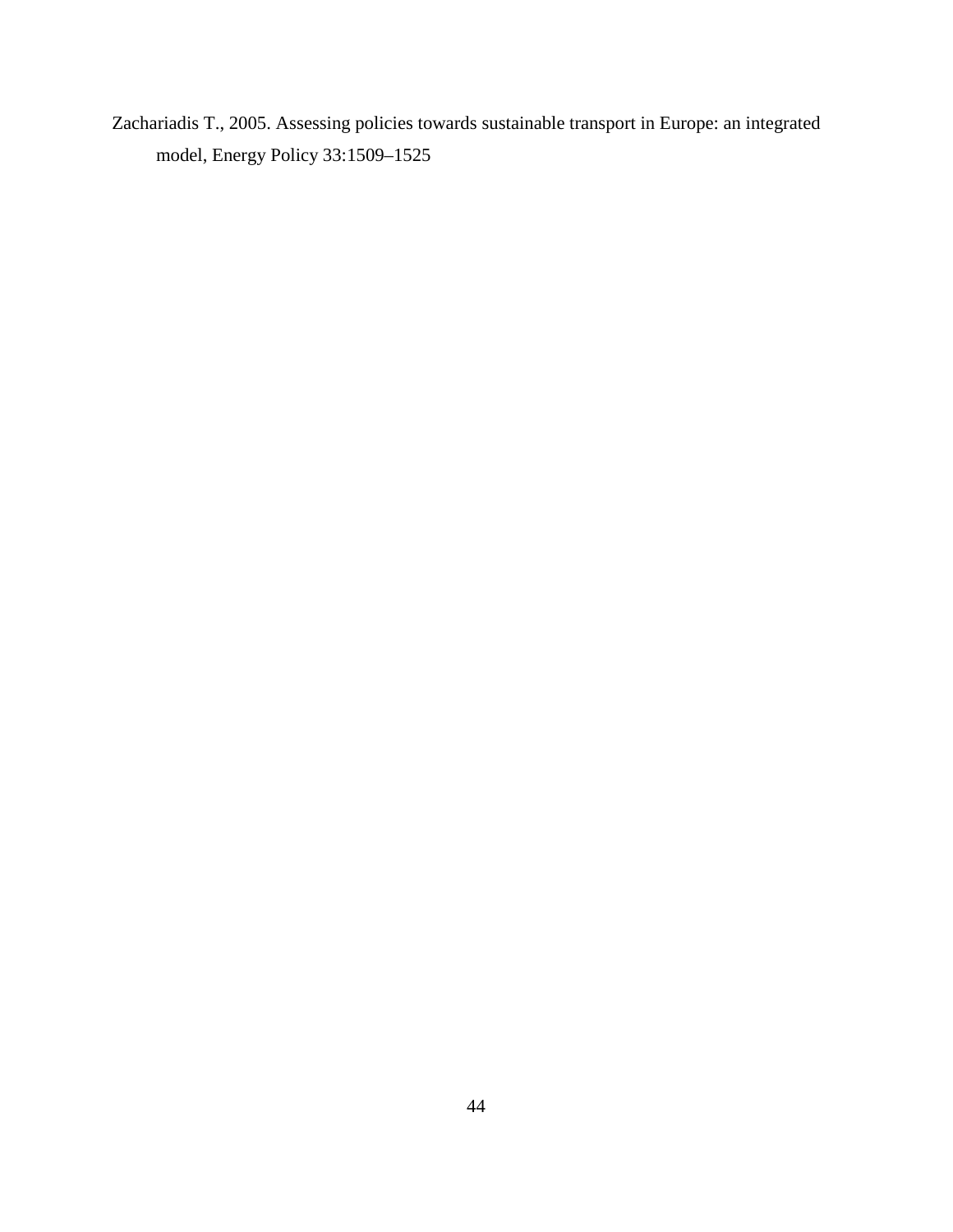Zachariadis T., 2005. Assessing policies towards sustainable transport in Europe: an integrated model, Energy Policy 33:1509–1525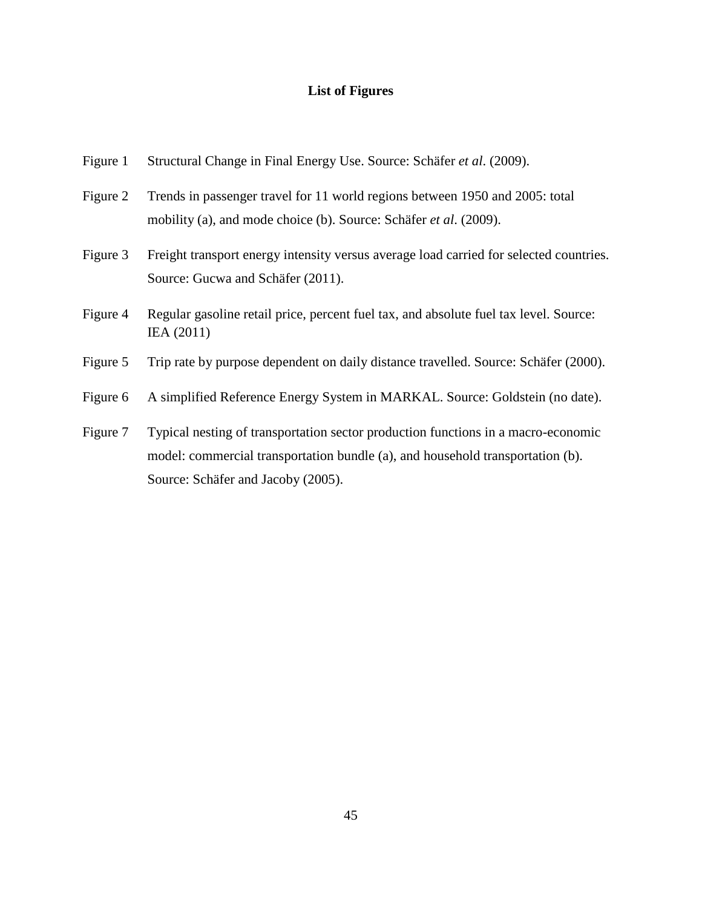**List of Figures**

Figure 1 Structural Change in Final Energy Use. Source: Schäfer *et al*. (2009).

Figure 2 Trends in passenger travel for 11 world regions between 1950 and 2005: total mobility (a), and mode choice (b). Source: Schäfer *et al*. (2009).

Figure 3 Freight transport energy intensity versus average load carried for selected countries. Source: Gucwa and Schäfer (2011).

Figure 4 Regular gasoline retail price, percent fuel tax, and absolute fuel tax level. Source: IEA (2011)

Figure 5 Trip rate by purpose dependent on daily distance travelled. Source: Schäfer (2000).

Figure 6 A simplified Reference Energy System in MARKAL. Source: Goldstein (no date).

Figure 7 Typical nesting of transportation sector production functions in a macro-economic model: commercial transportation bundle (a), and household transportation (b). Source: Schäfer and Jacoby (2005).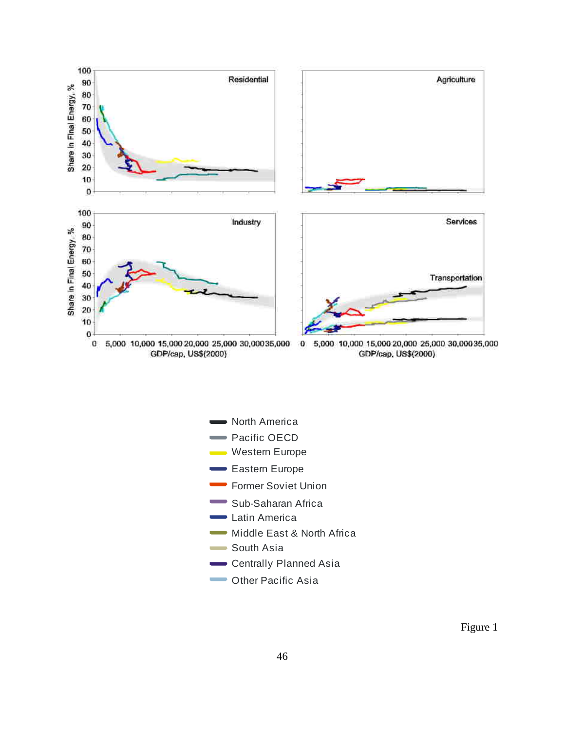Residential

Agriculture

Industry

Services

Transportation

Share in Final Energy, %

GDP/cap, US$(2000)

- North America
- Pacific OECD
- Western Europe
- Eastern Europe
- Former Soviet Union
- Sub-Saharan Africa
- Latin America
- Middle East & North Africa
- South Asia
- Centrally Planned Asia
- Other Pacific Asia

Figure 1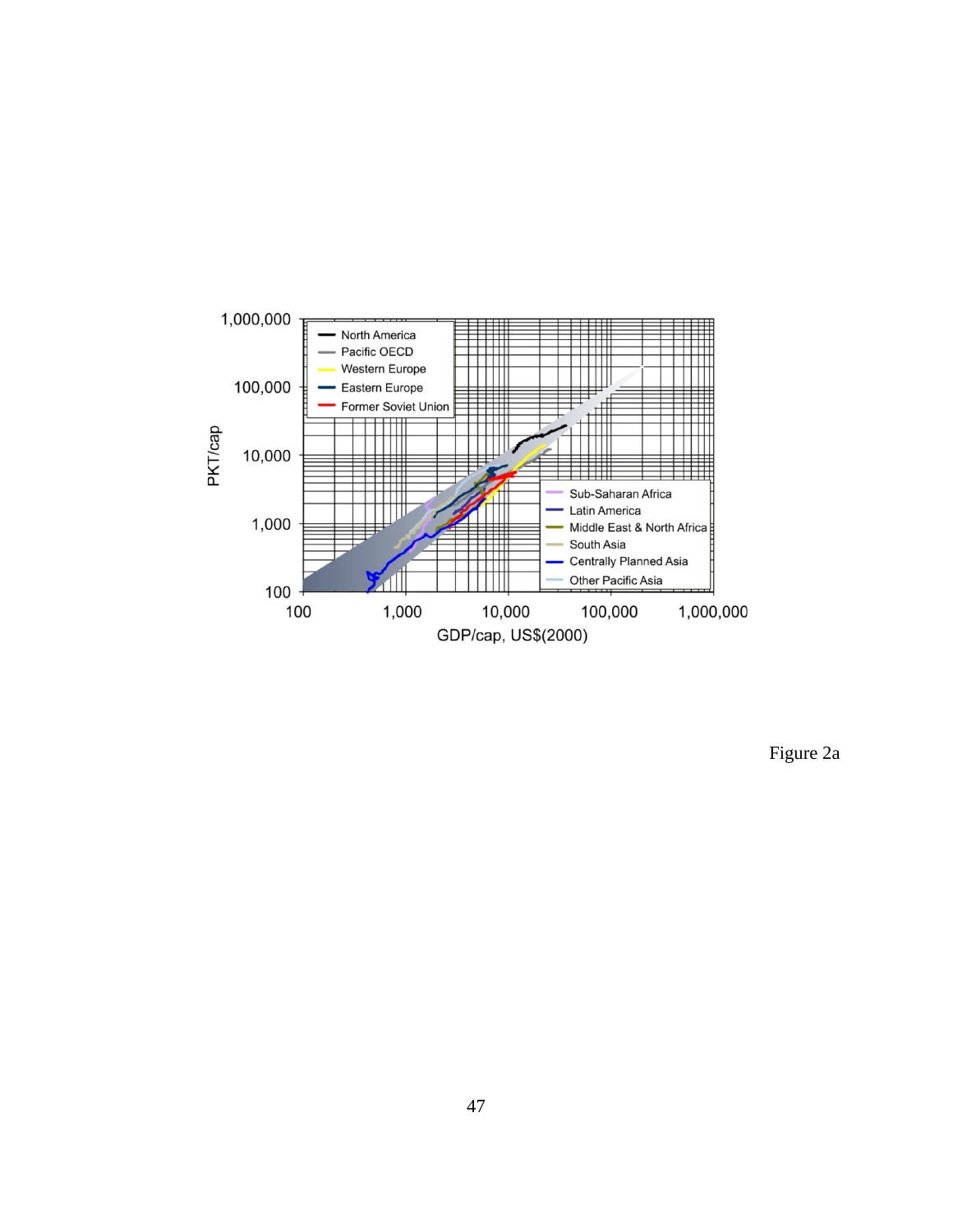Figure 2a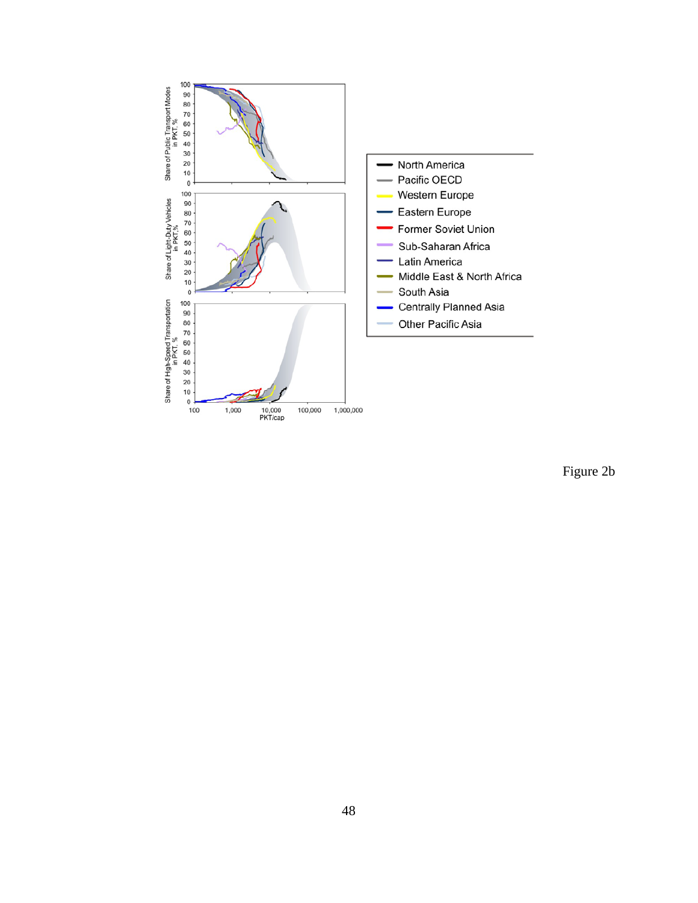Figure 2b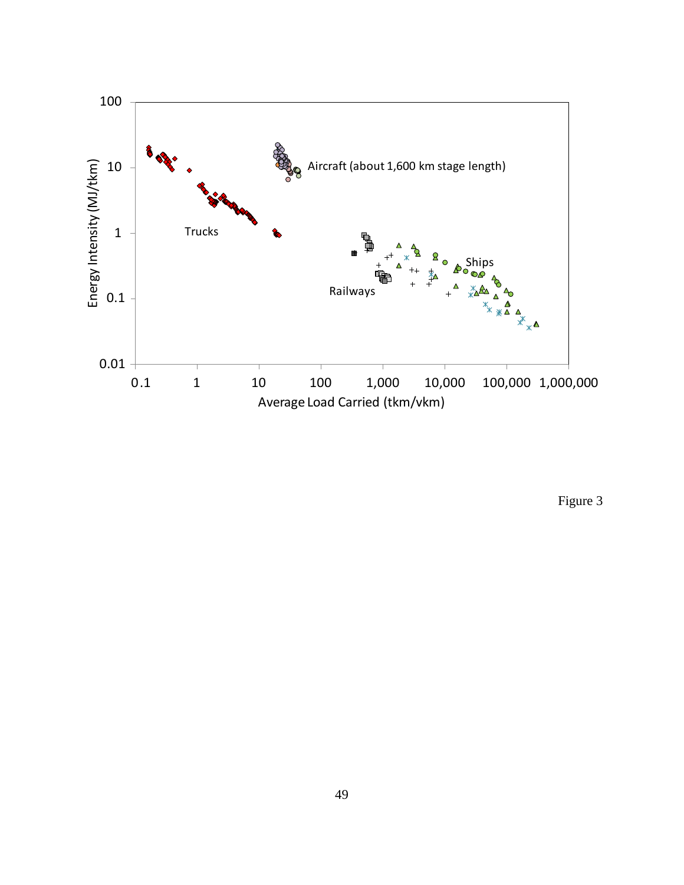Figure 3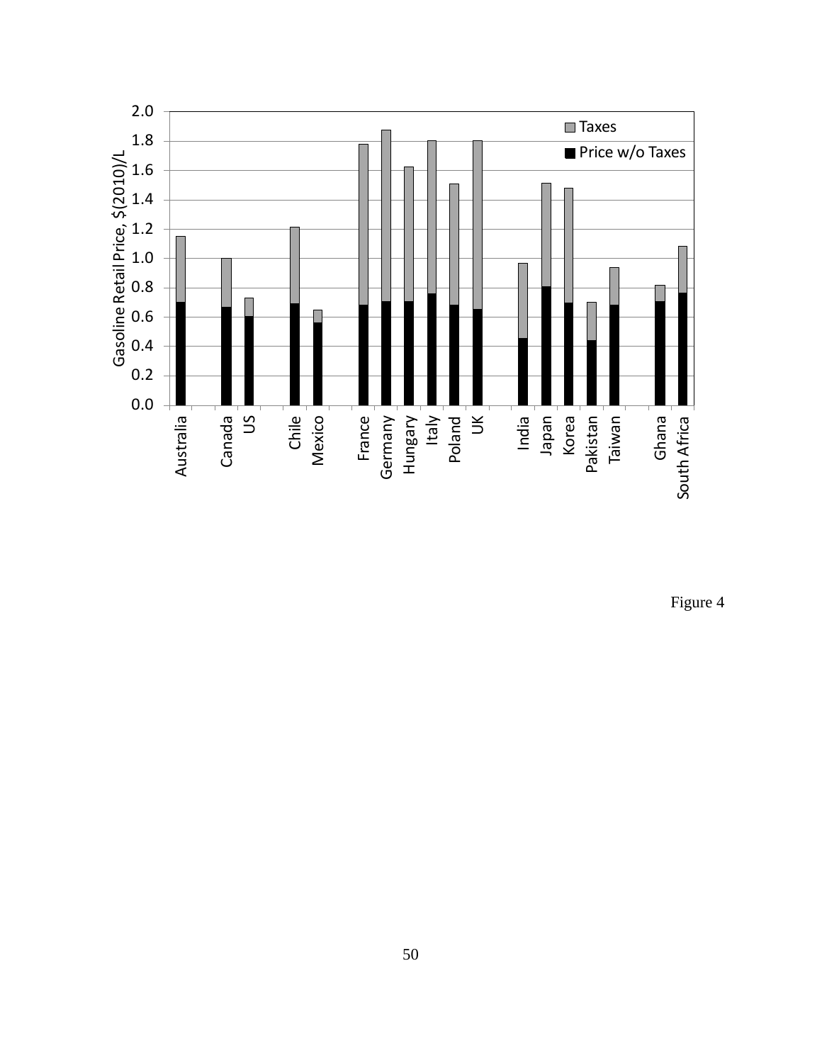Figure 4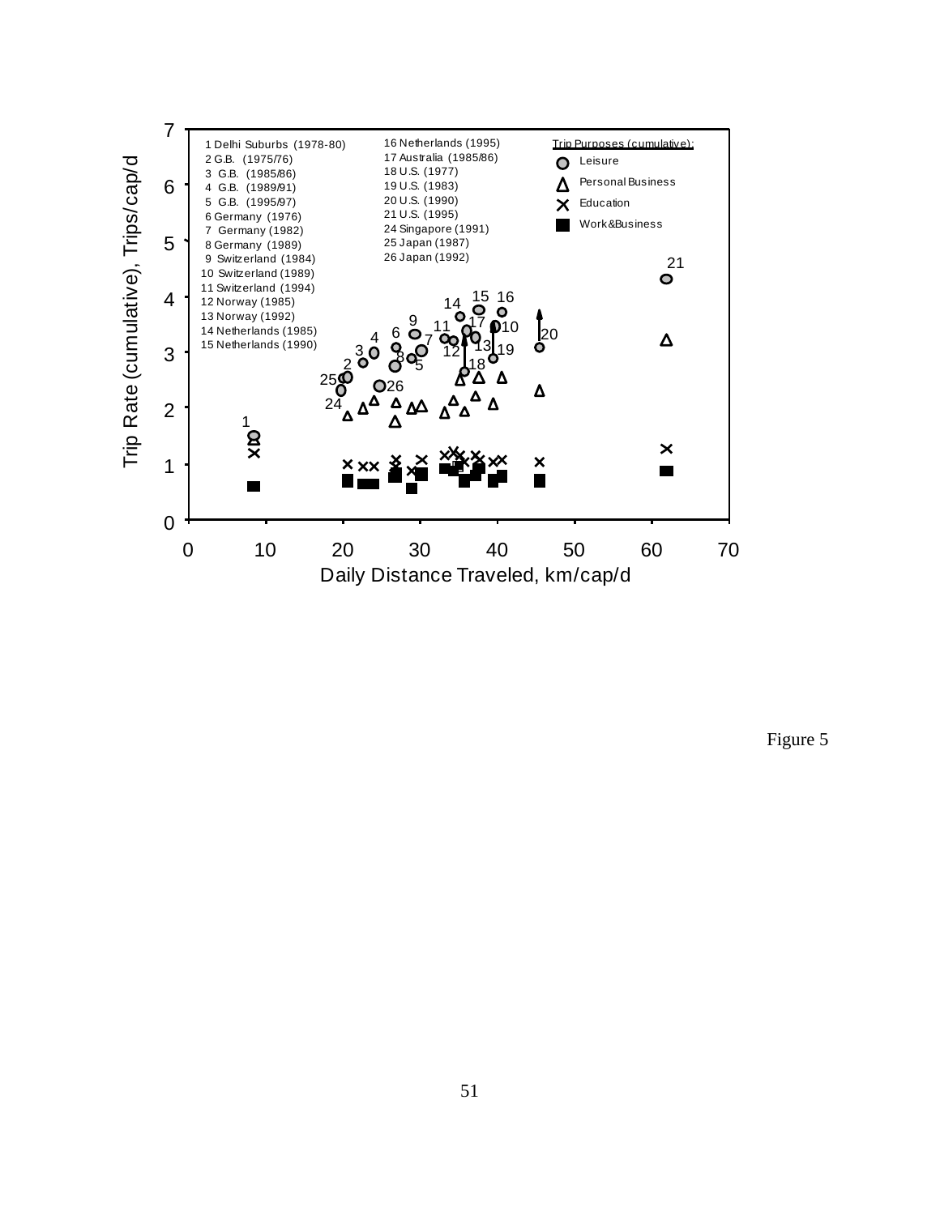1 Delhi Suburbs (1978-80)
2 G.B. (1975/76)
3 G.B. (1985/86)
4 G.B. (1989/91)
5 G.B. (1995/97)
6 Germany (1976)
7 Germany (1982)
8 Germany (1989)
9 Switzerland (1984)
10 Switzerland (1989)
11 Switzerland (1994)
12 Norway (1985)
13 Norway (1992)
14 Netherlands (1985)
15 Netherlands (1990)
16 Netherlands (1995)
17 Australia (1985/86)
18 U.S. (1977)
19 U.S. (1983)
20 U.S. (1990)
21 U.S. (1995)
24 Singapore (1991)
25 Japan (1987)
26 Japan (1992)

Trip Purposes (cumulative):
- Leisure
- Personal Business
- Education
- Work&Business

Trip Rate (cumulative), Trips/cap/d

Daily Distance Traveled, km/cap/d

Figure 5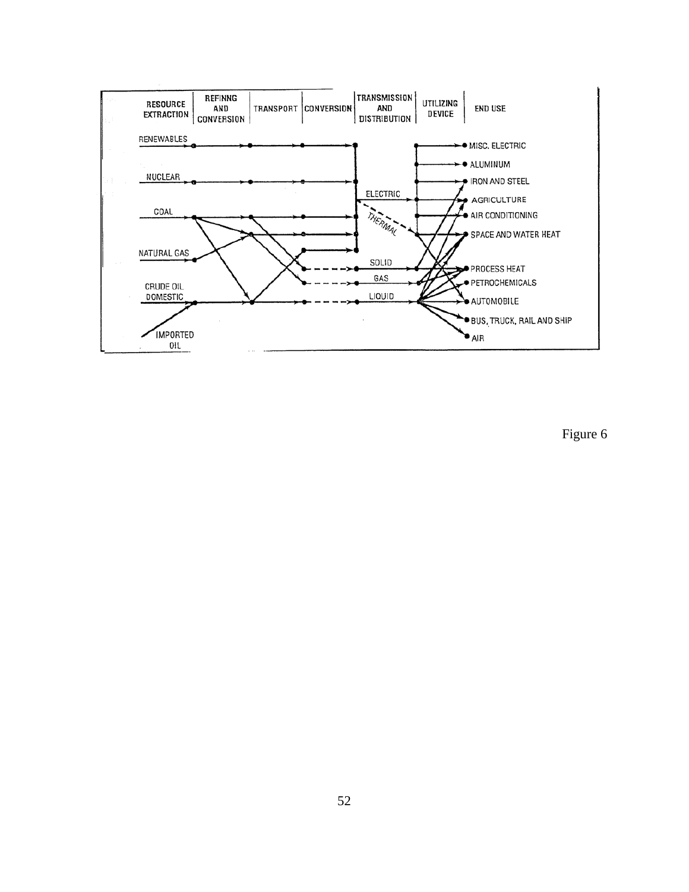Figure 6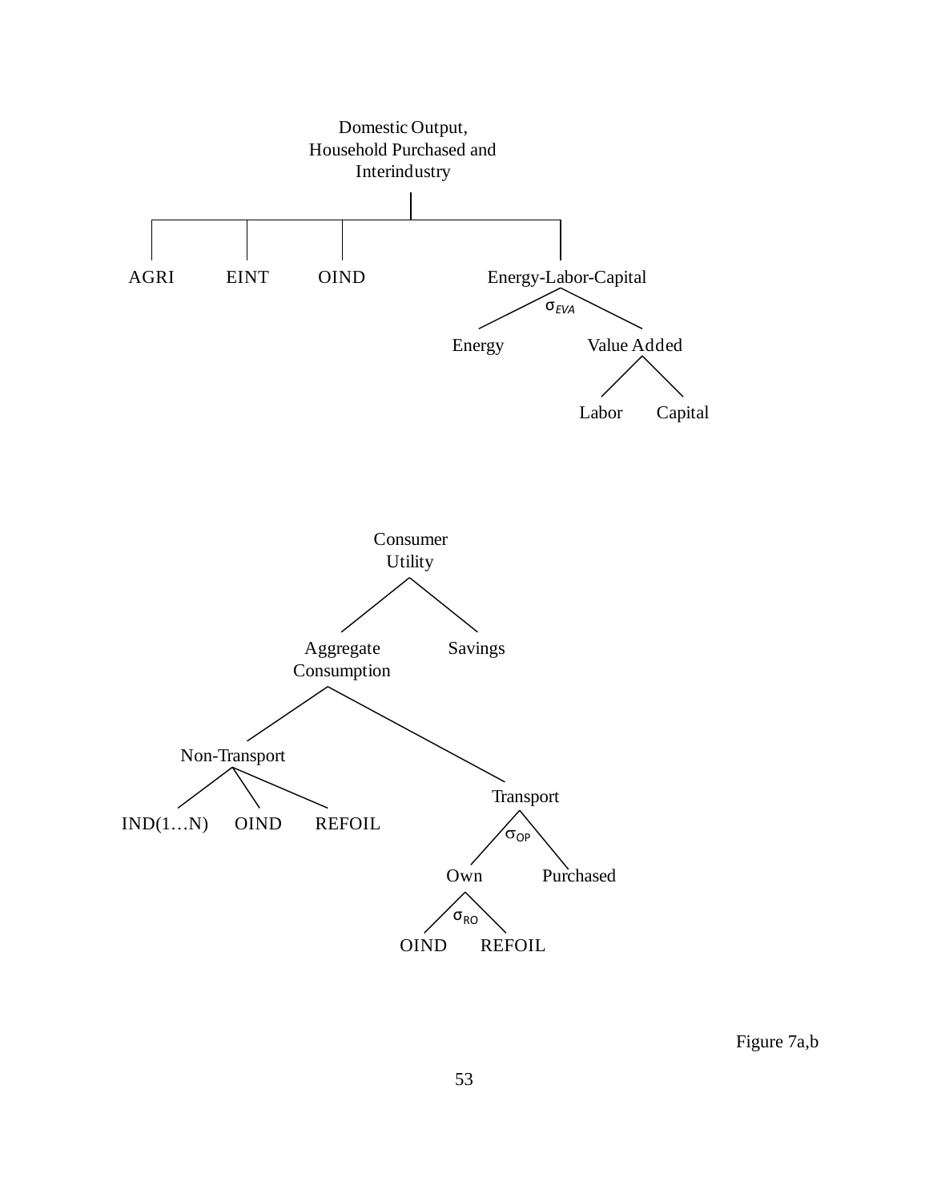Domestic Output,
Household Purchased and
Interindustry

AGRI EINT OIND Energy-Labor-Capital

$\sigma_{EVA}$

Energy Value Added

Labor Capital

Consumer
Utility

Aggregate
Consumption Savings

Non-Transport

IND(1…N) OIND REFOIL

Transport

$\sigma_{OP}$

Own Purchased

$\sigma_{RO}$

OIND REFOIL

Figure 7a,b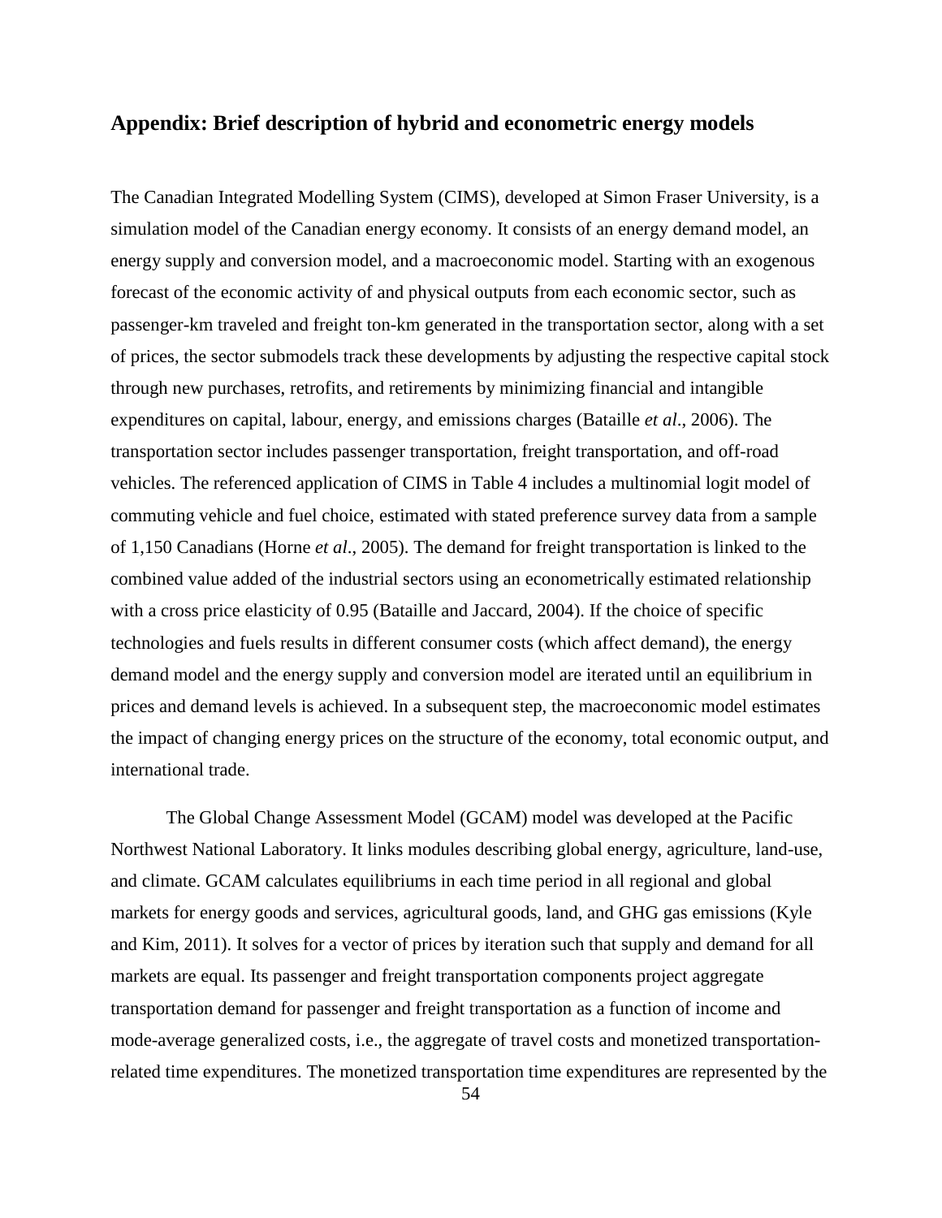## Appendix: Brief description of hybrid and econometric energy models

The Canadian Integrated Modelling System (CIMS), developed at Simon Fraser University, is a simulation model of the Canadian energy economy. It consists of an energy demand model, an energy supply and conversion model, and a macroeconomic model. Starting with an exogenous forecast of the economic activity of and physical outputs from each economic sector, such as passenger-km traveled and freight ton-km generated in the transportation sector, along with a set of prices, the sector submodels track these developments by adjusting the respective capital stock through new purchases, retrofits, and retirements by minimizing financial and intangible expenditures on capital, labour, energy, and emissions charges (Bataille *et al*., 2006). The transportation sector includes passenger transportation, freight transportation, and off-road vehicles. The referenced application of CIMS in Table 4 includes a multinomial logit model of commuting vehicle and fuel choice, estimated with stated preference survey data from a sample of 1,150 Canadians (Horne *et al*., 2005). The demand for freight transportation is linked to the combined value added of the industrial sectors using an econometrically estimated relationship with a cross price elasticity of 0.95 (Bataille and Jaccard, 2004). If the choice of specific technologies and fuels results in different consumer costs (which affect demand), the energy demand model and the energy supply and conversion model are iterated until an equilibrium in prices and demand levels is achieved. In a subsequent step, the macroeconomic model estimates the impact of changing energy prices on the structure of the economy, total economic output, and international trade.

The Global Change Assessment Model (GCAM) model was developed at the Pacific Northwest National Laboratory. It links modules describing global energy, agriculture, land-use, and climate. GCAM calculates equilibriums in each time period in all regional and global markets for energy goods and services, agricultural goods, land, and GHG gas emissions (Kyle and Kim, 2011). It solves for a vector of prices by iteration such that supply and demand for all markets are equal. Its passenger and freight transportation components project aggregate transportation demand for passenger and freight transportation as a function of income and mode-average generalized costs, i.e., the aggregate of travel costs and monetized transportation-related time expenditures. The monetized transportation time expenditures are represented by the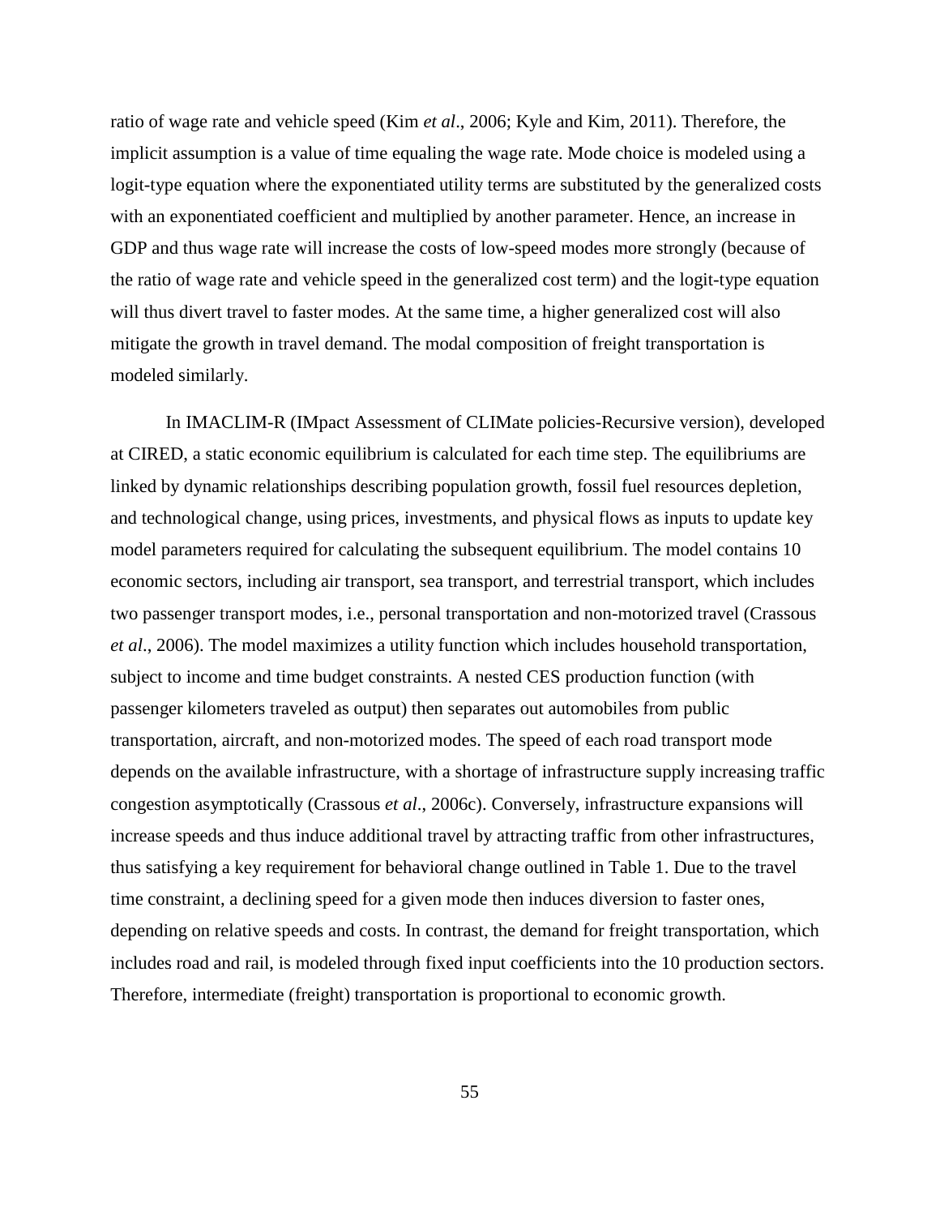ratio of wage rate and vehicle speed (Kim *et al*., 2006; Kyle and Kim, 2011). Therefore, the implicit assumption is a value of time equaling the wage rate. Mode choice is modeled using a logit-type equation where the exponentiated utility terms are substituted by the generalized costs with an exponentiated coefficient and multiplied by another parameter. Hence, an increase in GDP and thus wage rate will increase the costs of low-speed modes more strongly (because of the ratio of wage rate and vehicle speed in the generalized cost term) and the logit-type equation will thus divert travel to faster modes. At the same time, a higher generalized cost will also mitigate the growth in travel demand. The modal composition of freight transportation is modeled similarly.

In IMACLIM-R (IMpact Assessment of CLIMate policies-Recursive version), developed at CIRED, a static economic equilibrium is calculated for each time step. The equilibriums are linked by dynamic relationships describing population growth, fossil fuel resources depletion, and technological change, using prices, investments, and physical flows as inputs to update key model parameters required for calculating the subsequent equilibrium. The model contains 10 economic sectors, including air transport, sea transport, and terrestrial transport, which includes two passenger transport modes, i.e., personal transportation and non-motorized travel (Crassous *et al*., 2006). The model maximizes a utility function which includes household transportation, subject to income and time budget constraints. A nested CES production function (with passenger kilometers traveled as output) then separates out automobiles from public transportation, aircraft, and non-motorized modes. The speed of each road transport mode depends on the available infrastructure, with a shortage of infrastructure supply increasing traffic congestion asymptotically (Crassous *et al*., 2006c). Conversely, infrastructure expansions will increase speeds and thus induce additional travel by attracting traffic from other infrastructures, thus satisfying a key requirement for behavioral change outlined in Table 1. Due to the travel time constraint, a declining speed for a given mode then induces diversion to faster ones, depending on relative speeds and costs. In contrast, the demand for freight transportation, which includes road and rail, is modeled through fixed input coefficients into the 10 production sectors. Therefore, intermediate (freight) transportation is proportional to economic growth.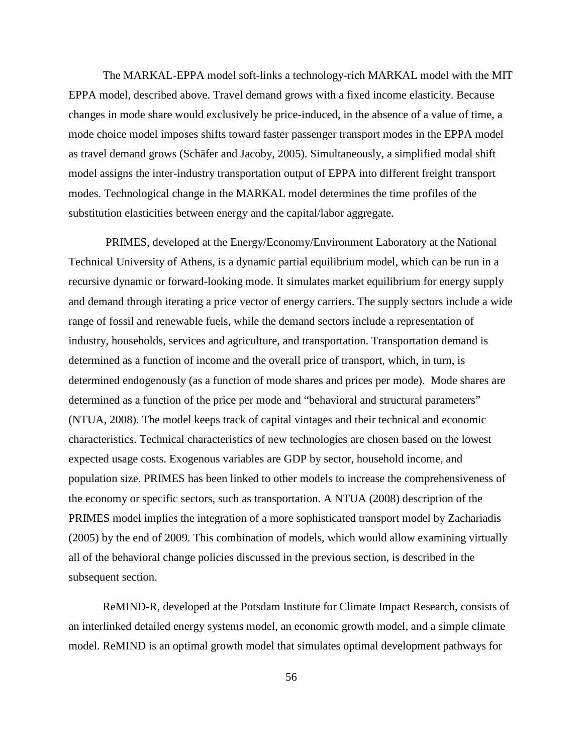The MARKAL-EPPA model soft-links a technology-rich MARKAL model with the MIT EPPA model, described above. Travel demand grows with a fixed income elasticity. Because changes in mode share would exclusively be price-induced, in the absence of a value of time, a mode choice model imposes shifts toward faster passenger transport modes in the EPPA model as travel demand grows (Schäfer and Jacoby, 2005). Simultaneously, a simplified modal shift model assigns the inter-industry transportation output of EPPA into different freight transport modes. Technological change in the MARKAL model determines the time profiles of the substitution elasticities between energy and the capital/labor aggregate.

PRIMES, developed at the Energy/Economy/Environment Laboratory at the National Technical University of Athens, is a dynamic partial equilibrium model, which can be run in a recursive dynamic or forward-looking mode. It simulates market equilibrium for energy supply and demand through iterating a price vector of energy carriers. The supply sectors include a wide range of fossil and renewable fuels, while the demand sectors include a representation of industry, households, services and agriculture, and transportation. Transportation demand is determined as a function of income and the overall price of transport, which, in turn, is determined endogenously (as a function of mode shares and prices per mode). Mode shares are determined as a function of the price per mode and "behavioral and structural parameters" (NTUA, 2008). The model keeps track of capital vintages and their technical and economic characteristics. Technical characteristics of new technologies are chosen based on the lowest expected usage costs. Exogenous variables are GDP by sector, household income, and population size. PRIMES has been linked to other models to increase the comprehensiveness of the economy or specific sectors, such as transportation. A NTUA (2008) description of the PRIMES model implies the integration of a more sophisticated transport model by Zachariadis (2005) by the end of 2009. This combination of models, which would allow examining virtually all of the behavioral change policies discussed in the previous section, is described in the subsequent section.

ReMIND-R, developed at the Potsdam Institute for Climate Impact Research, consists of an interlinked detailed energy systems model, an economic growth model, and a simple climate model. ReMIND is an optimal growth model that simulates optimal development pathways for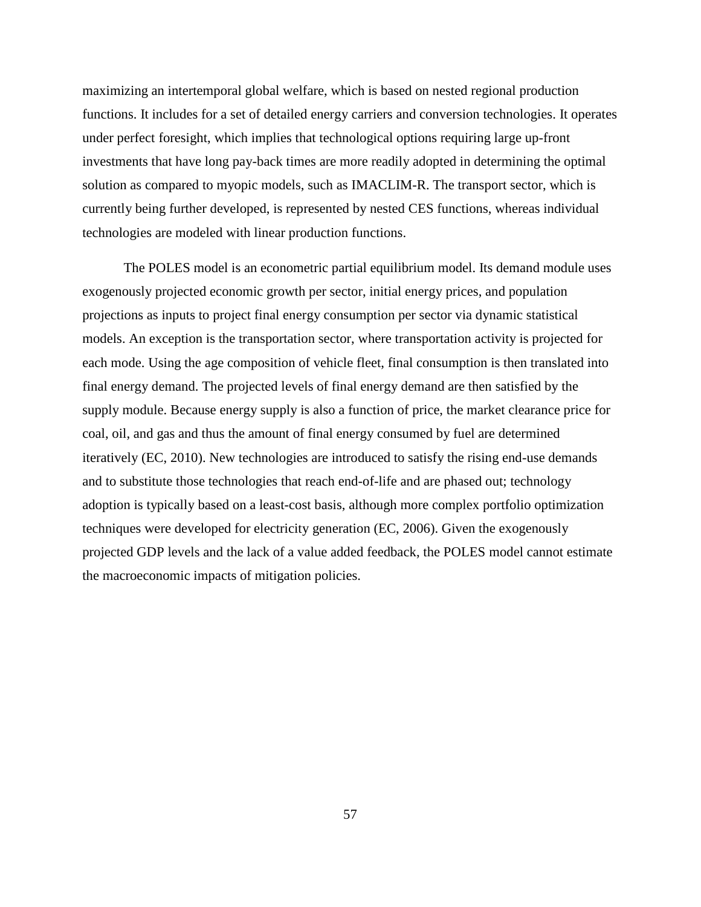maximizing an intertemporal global welfare, which is based on nested regional production functions. It includes for a set of detailed energy carriers and conversion technologies. It operates under perfect foresight, which implies that technological options requiring large up-front investments that have long pay-back times are more readily adopted in determining the optimal solution as compared to myopic models, such as IMACLIM-R. The transport sector, which is currently being further developed, is represented by nested CES functions, whereas individual technologies are modeled with linear production functions.

The POLES model is an econometric partial equilibrium model. Its demand module uses exogenously projected economic growth per sector, initial energy prices, and population projections as inputs to project final energy consumption per sector via dynamic statistical models. An exception is the transportation sector, where transportation activity is projected for each mode. Using the age composition of vehicle fleet, final consumption is then translated into final energy demand. The projected levels of final energy demand are then satisfied by the supply module. Because energy supply is also a function of price, the market clearance price for coal, oil, and gas and thus the amount of final energy consumed by fuel are determined iteratively (EC, 2010). New technologies are introduced to satisfy the rising end-use demands and to substitute those technologies that reach end-of-life and are phased out; technology adoption is typically based on a least-cost basis, although more complex portfolio optimization techniques were developed for electricity generation (EC, 2006). Given the exogenously projected GDP levels and the lack of a value added feedback, the POLES model cannot estimate the macroeconomic impacts of mitigation policies.